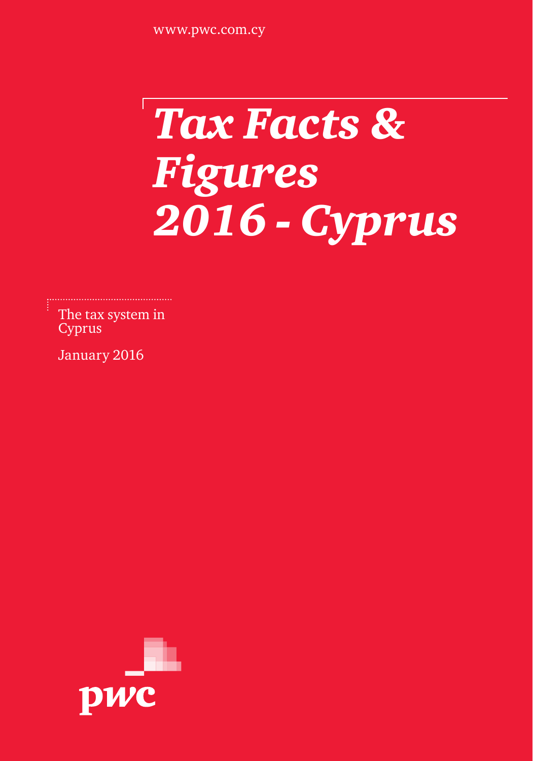www.pwc.com.cy

# *Tax Facts & Figures 2016 - Cyprus*

The tax system in Cyprus

January 2016

pwc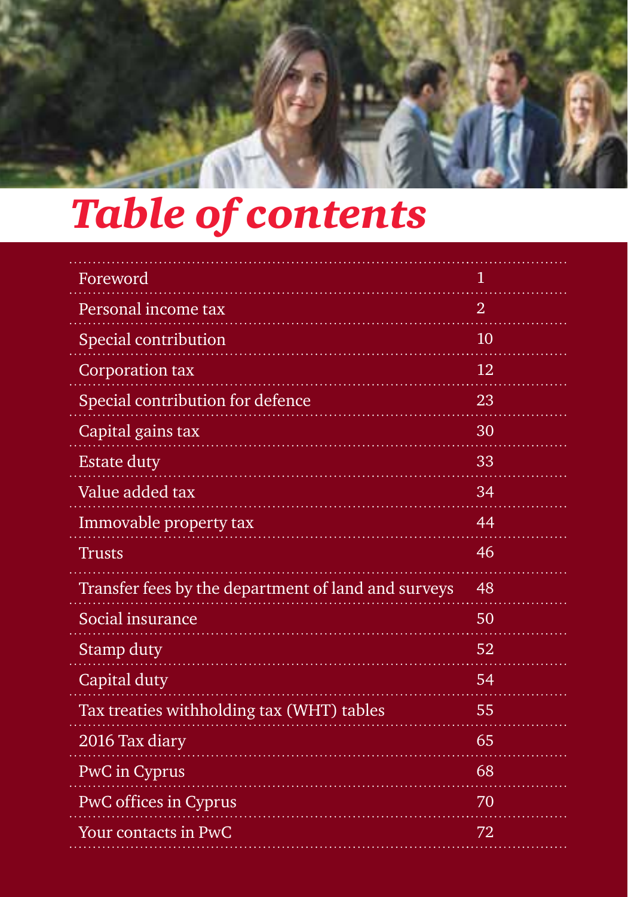# *Table of contents*

| | |
|---|---|
| Foreword | 1 |
| Personal income tax | 2 |
| Special contribution | 10 |
| Corporation tax | 12 |
| Special contribution for defence | 23 |
| Capital gains tax | 30 |
| Estate duty | 33 |
| Value added tax | 34 |
| Immovable property tax | 44 |
| Trusts | 46 |
| Transfer fees by the department of land and surveys | 48 |
| Social insurance | 50 |
| Stamp duty | 52 |
| Capital duty | 54 |
| Tax treaties withholding tax (WHT) tables | 55 |
| 2016 Tax diary | 65 |
| PwC in Cyprus | 68 |
| PwC offices in Cyprus | 70 |
| Your contacts in PwC | 72 |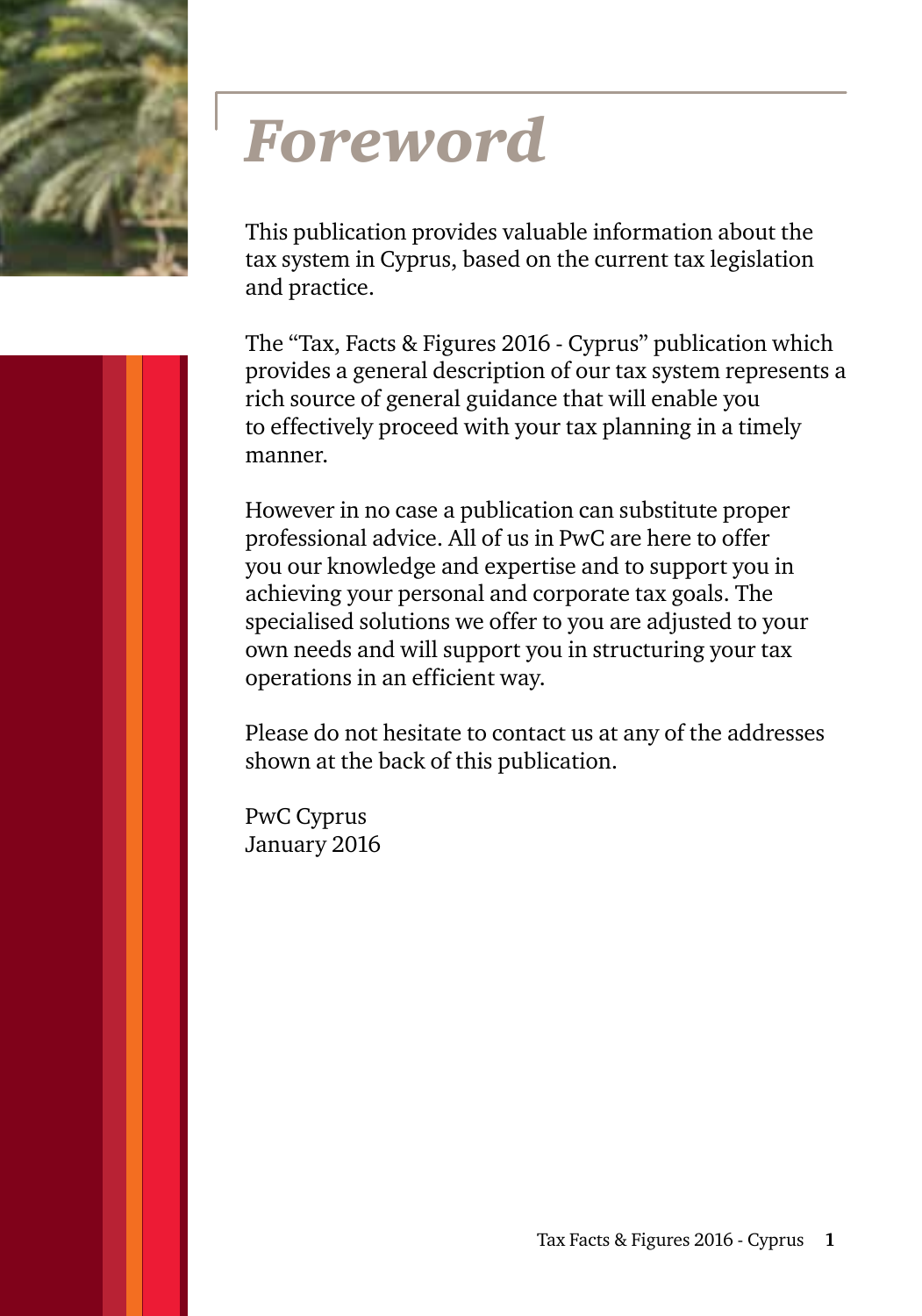# *Foreword*

This publication provides valuable information about the tax system in Cyprus, based on the current tax legislation and practice.

The "Tax, Facts & Figures 2016 - Cyprus" publication which provides a general description of our tax system represents a rich source of general guidance that will enable you to effectively proceed with your tax planning in a timely manner.

However in no case a publication can substitute proper professional advice. All of us in PwC are here to offer you our knowledge and expertise and to support you in achieving your personal and corporate tax goals. The specialised solutions we offer to you are adjusted to your own needs and will support you in structuring your tax operations in an efficient way.

Please do not hesitate to contact us at any of the addresses shown at the back of this publication.

PwC Cyprus
January 2016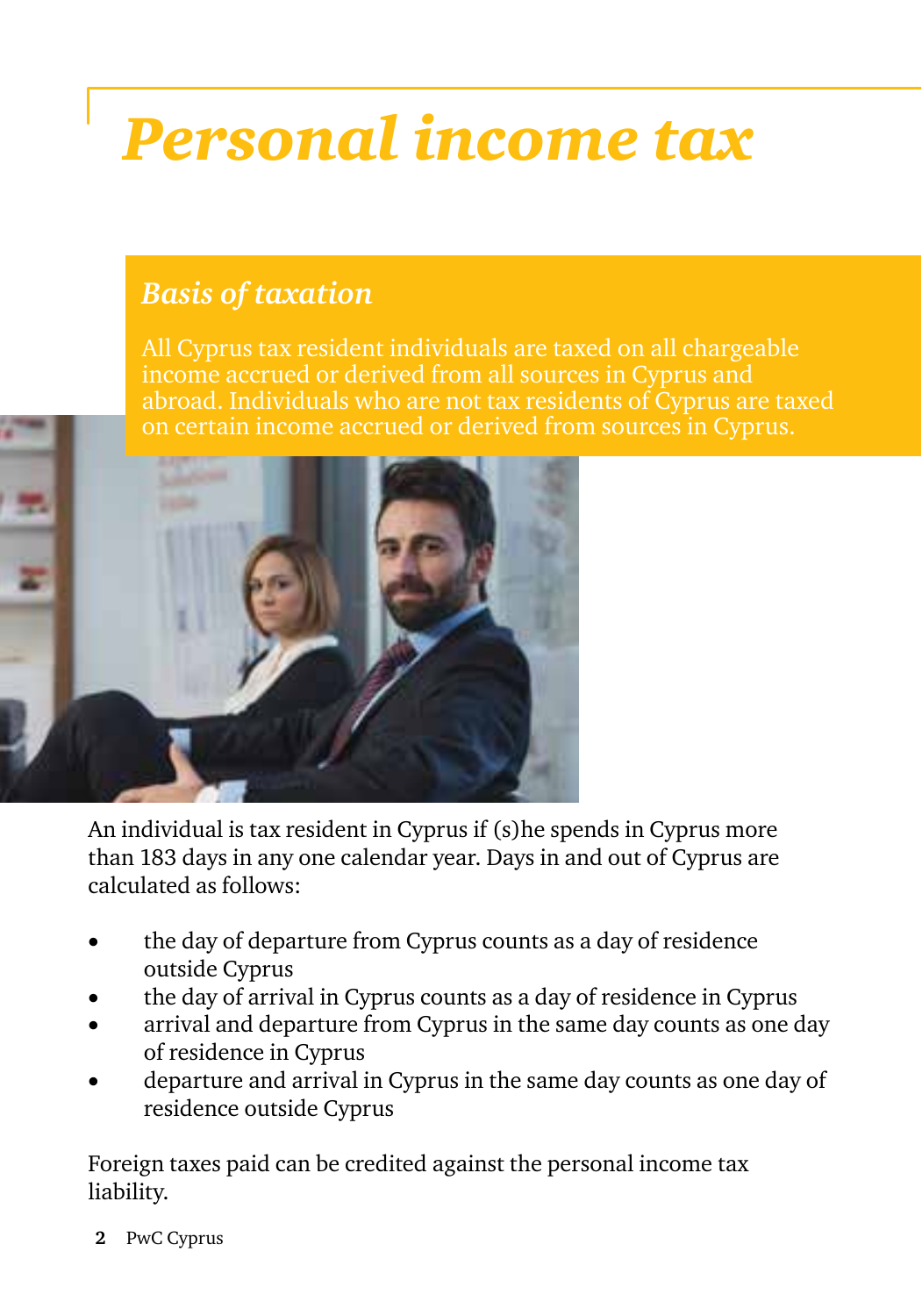# Personal income tax

## Basis of taxation

All Cyprus tax resident individuals are taxed on all chargeable income accrued or derived from all sources in Cyprus and abroad. Individuals who are not tax residents of Cyprus are taxed on certain income accrued or derived from sources in Cyprus.

An individual is tax resident in Cyprus if (s)he spends in Cyprus more than 183 days in any one calendar year. Days in and out of Cyprus are calculated as follows:

- the day of departure from Cyprus counts as a day of residence outside Cyprus
- the day of arrival in Cyprus counts as a day of residence in Cyprus
- arrival and departure from Cyprus in the same day counts as one day of residence in Cyprus
- departure and arrival in Cyprus in the same day counts as one day of residence outside Cyprus

Foreign taxes paid can be credited against the personal income tax liability.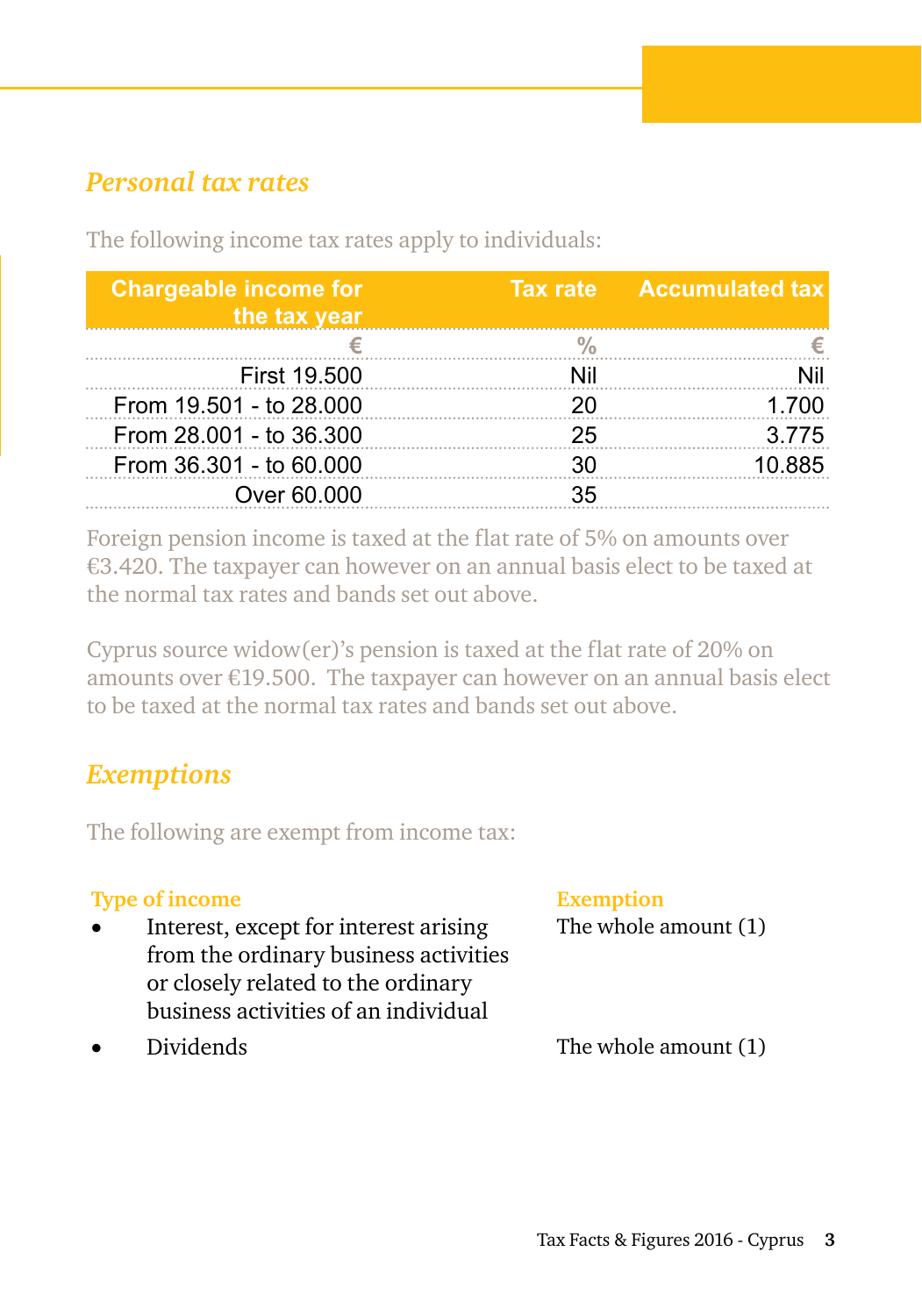## *Personal tax rates*

The following income tax rates apply to individuals:

| Chargeable income for the tax year | Tax rate | Accumulated tax |
|---|---|---|
| € | % | € |
| First 19.500 | Nil | Nil |
| From 19.501 - to 28.000 | 20 | 1.700 |
| From 28.001 - to 36.300 | 25 | 3.775 |
| From 36.301 - to 60.000 | 30 | 10.885 |
| Over 60.000 | 35 | |

Foreign pension income is taxed at the flat rate of 5% on amounts over €3.420. The taxpayer can however on an annual basis elect to be taxed at the normal tax rates and bands set out above.

Cyprus source widow(er)'s pension is taxed at the flat rate of 20% on amounts over €19.500. The taxpayer can however on an annual basis elect to be taxed at the normal tax rates and bands set out above.

## *Exemptions*

The following are exempt from income tax:

| Type of income | Exemption |
|---|---|
| • Interest, except for interest arising from the ordinary business activities or closely related to the ordinary business activities of an individual | The whole amount (1) |
| • Dividends | The whole amount (1) |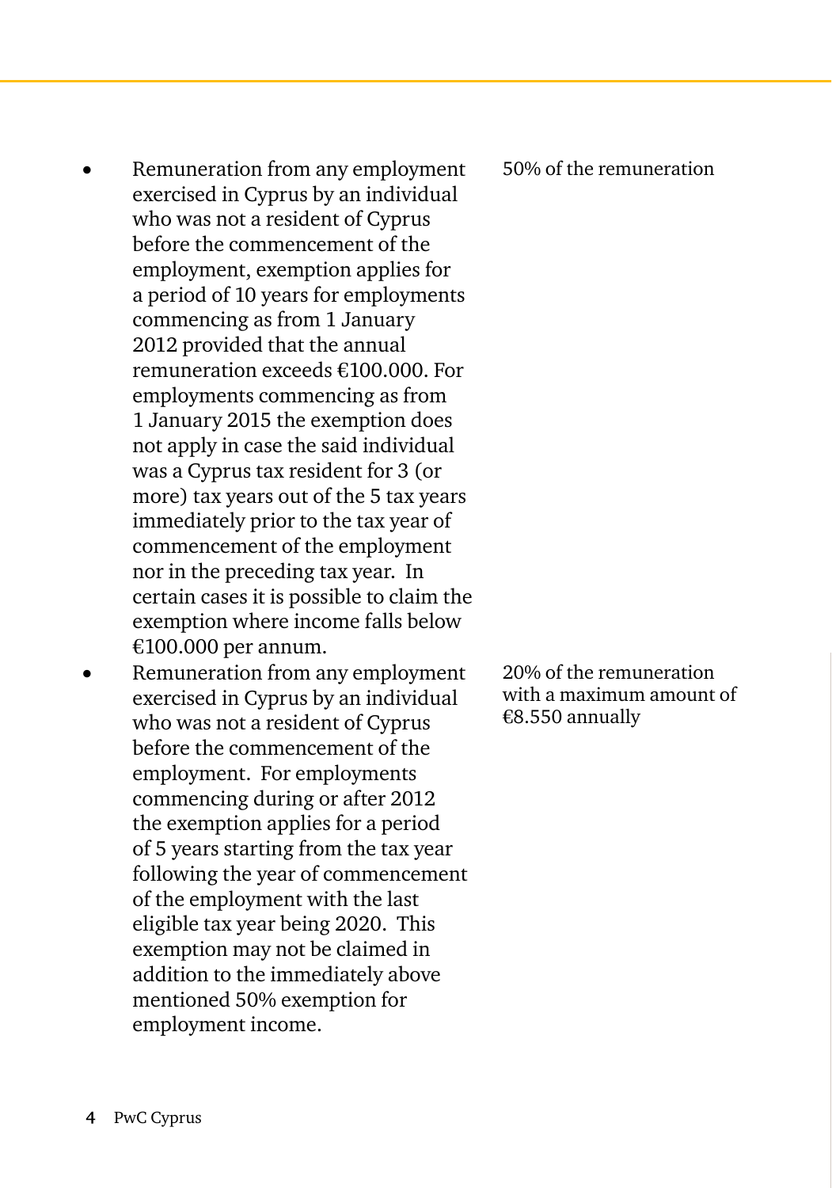| | |
|---|---|
| • Remuneration from any employment exercised in Cyprus by an individual who was not a resident of Cyprus before the commencement of the employment, exemption applies for a period of 10 years for employments commencing as from 1 January 2012 provided that the annual remuneration exceeds €100.000. For employments commencing as from 1 January 2015 the exemption does not apply in case the said individual was a Cyprus tax resident for 3 (or more) tax years out of the 5 tax years immediately prior to the tax year of commencement of the employment nor in the preceding tax year. In certain cases it is possible to claim the exemption where income falls below €100.000 per annum. | 50% of the remuneration |
| • Remuneration from any employment exercised in Cyprus by an individual who was not a resident of Cyprus before the commencement of the employment. For employments commencing during or after 2012 the exemption applies for a period of 5 years starting from the tax year following the year of commencement of the employment with the last eligible tax year being 2020. This exemption may not be claimed in addition to the immediately above mentioned 50% exemption for employment income. | 20% of the remuneration with a maximum amount of €8.550 annually |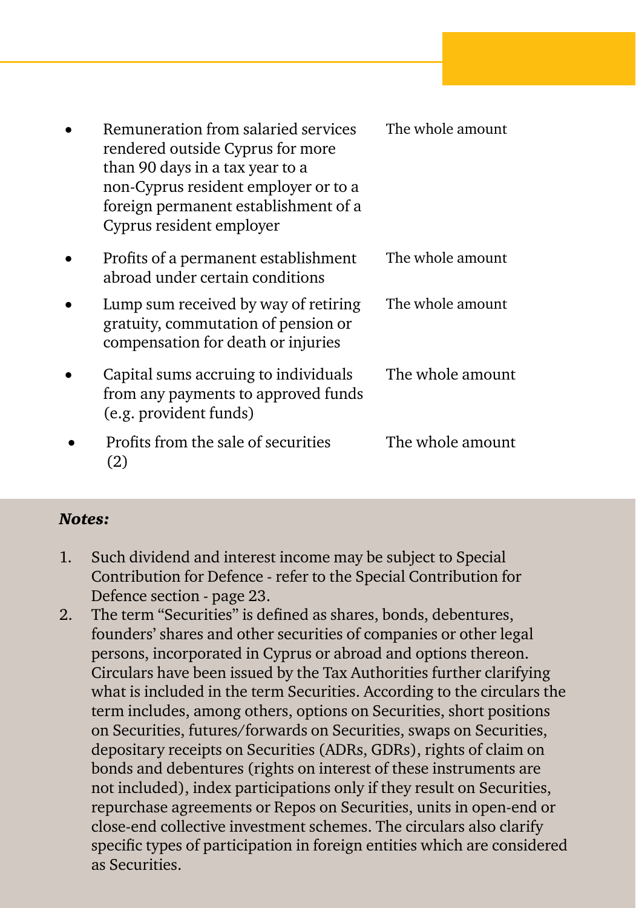| | |
|---|---|
| • Remuneration from salaried services rendered outside Cyprus for more than 90 days in a tax year to a non-Cyprus resident employer or to a foreign permanent establishment of a Cyprus resident employer | The whole amount |
| • Profits of a permanent establishment abroad under certain conditions | The whole amount |
| • Lump sum received by way of retiring gratuity, commutation of pension or compensation for death or injuries | The whole amount |
| • Capital sums accruing to individuals from any payments to approved funds (e.g. provident funds) | The whole amount |
| • Profits from the sale of securities (2) | The whole amount |

***Notes:***

1. Such dividend and interest income may be subject to Special Contribution for Defence - refer to the Special Contribution for Defence section - page 23.
2. The term "Securities" is defined as shares, bonds, debentures, founders' shares and other securities of companies or other legal persons, incorporated in Cyprus or abroad and options thereon. Circulars have been issued by the Tax Authorities further clarifying what is included in the term Securities. According to the circulars the term includes, among others, options on Securities, short positions on Securities, futures/forwards on Securities, swaps on Securities, depositary receipts on Securities (ADRs, GDRs), rights of claim on bonds and debentures (rights on interest of these instruments are not included), index participations only if they result on Securities, repurchase agreements or Repos on Securities, units in open-end or close-end collective investment schemes. The circulars also clarify specific types of participation in foreign entities which are considered as Securities.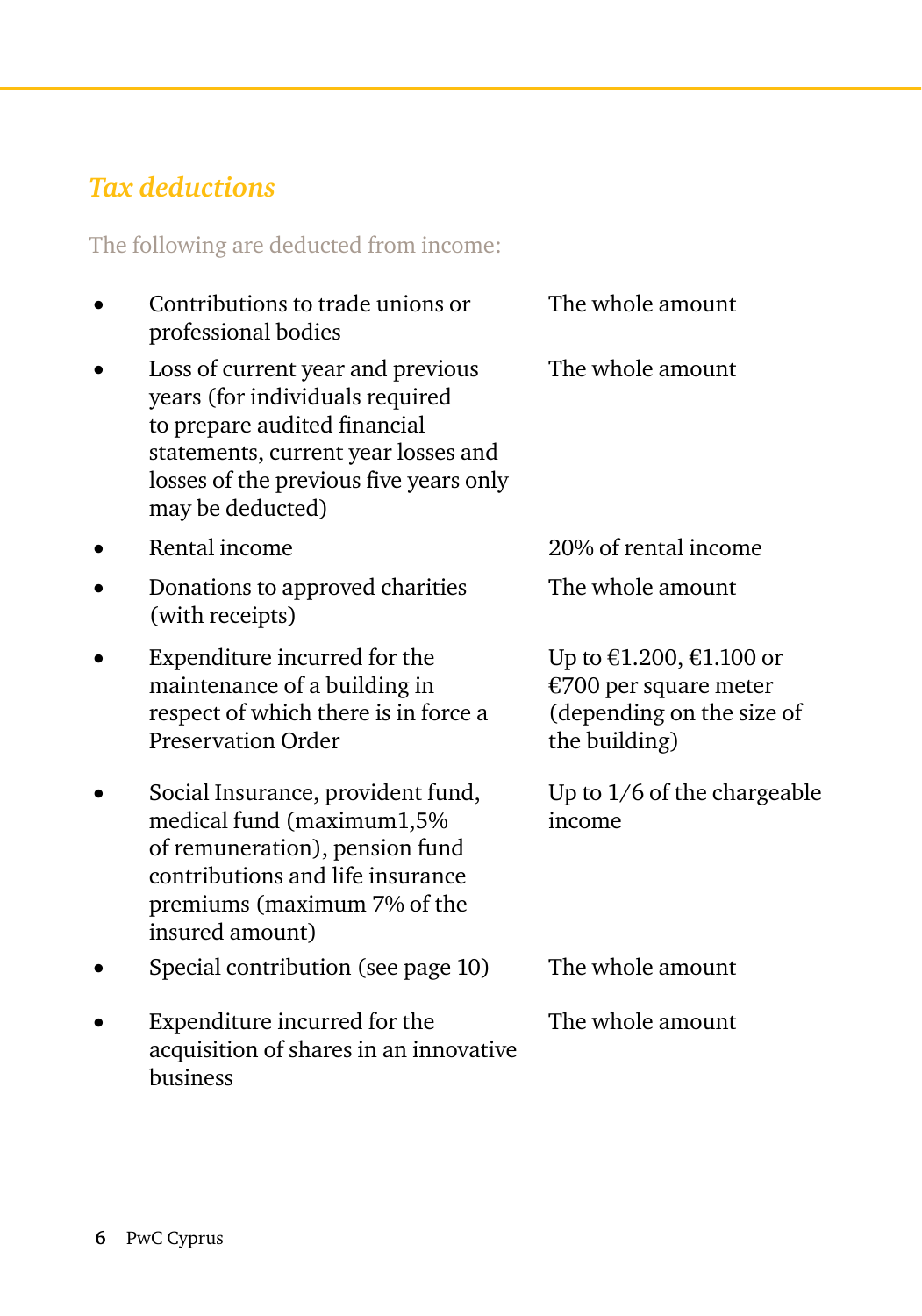## *Tax deductions*

The following are deducted from income:

| | |
|---|---|
| • Contributions to trade unions or professional bodies | The whole amount |
| • Loss of current year and previous years (for individuals required to prepare audited financial statements, current year losses and losses of the previous five years only may be deducted) | The whole amount |
| • Rental income | 20% of rental income |
| • Donations to approved charities (with receipts) | The whole amount |
| • Expenditure incurred for the maintenance of a building in respect of which there is in force a Preservation Order | Up to €1.200, €1.100 or €700 per square meter (depending on the size of the building) |
| • Social Insurance, provident fund, medical fund (maximum1,5% of remuneration), pension fund contributions and life insurance premiums (maximum 7% of the insured amount) | Up to 1/6 of the chargeable income |
| • Special contribution (see page 10) | The whole amount |
| • Expenditure incurred for the acquisition of shares in an innovative business | The whole amount |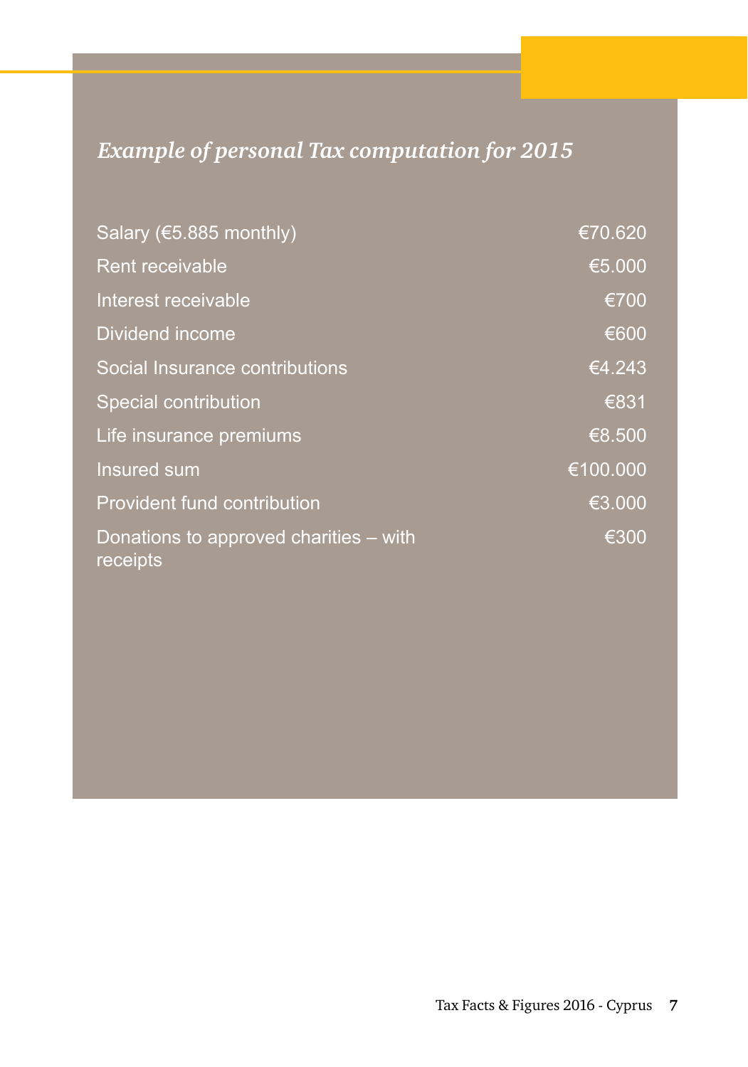## *Example of personal Tax computation for 2015*

| | |
|---|---|
| Salary (€5.885 monthly) | €70.620 |
| Rent receivable | €5.000 |
| Interest receivable | €700 |
| Dividend income | €600 |
| Social Insurance contributions | €4.243 |
| Special contribution | €831 |
| Life insurance premiums | €8.500 |
| Insured sum | €100.000 |
| Provident fund contribution | €3.000 |
| Donations to approved charities – with receipts | €300 |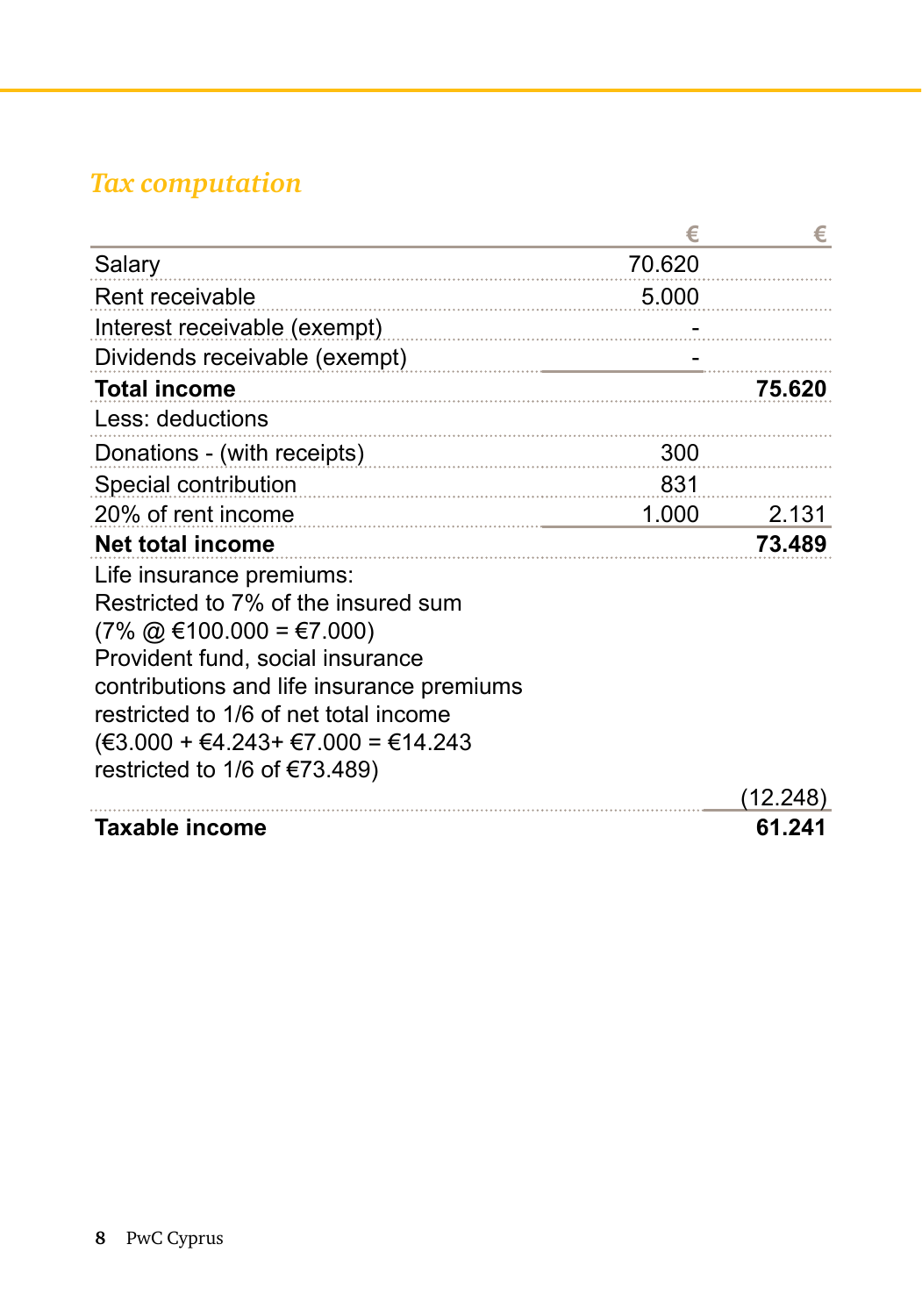## *Tax computation*

| | € | € |
|---|---|---|
| Salary | 70.620 | |
| Rent receivable | 5.000 | |
| Interest receivable (exempt) | - | |
| Dividends receivable (exempt) | - | |
| **Total income** | | **75.620** |
| Less: deductions | | |
| Donations - (with receipts) | 300 | |
| Special contribution | 831 | |
| 20% of rent income | 1.000 | 2.131 |
| **Net total income** | | **73.489** |
| Life insurance premiums:<br>Restricted to 7% of the insured sum<br>(7% @ €100.000 = €7.000)<br>Provident fund, social insurance contributions and life insurance premiums restricted to 1/6 of net total income<br>(€3.000 + €4.243+ €7.000 = €14.243 restricted to 1/6 of €73.489) | | (12.248) |
| **Taxable income** | | **61.241** |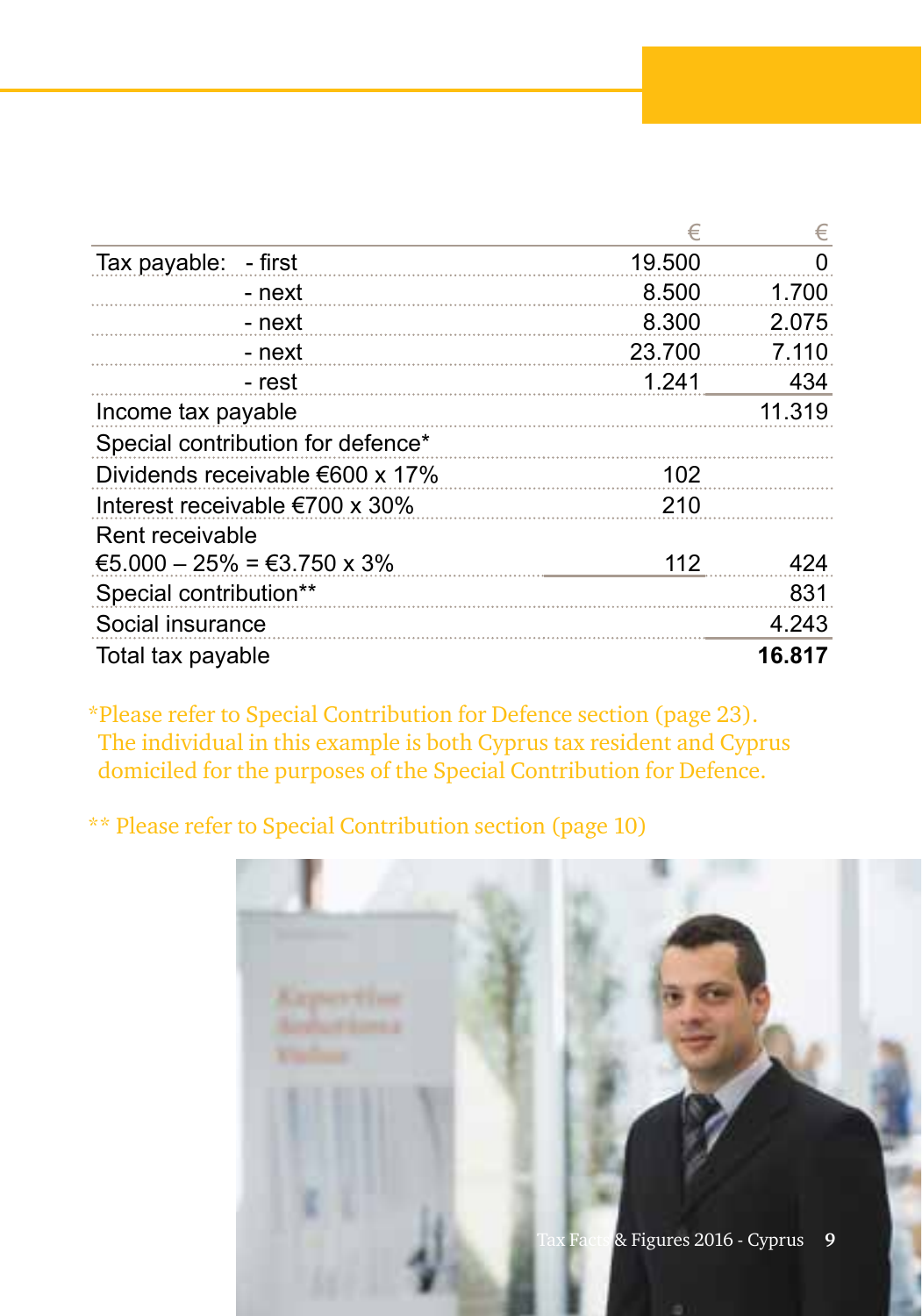| | | € | € |
|---|---|---|---|
| Tax payable: | - first | 19.500 | 0 |
| | - next | 8.500 | 1.700 |
| | - next | 8.300 | 2.075 |
| | - next | 23.700 | 7.110 |
| | - rest | 1.241 | 434 |
| Income tax payable | | | 11.319 |
| Special contribution for defence* | | | |
| Dividends receivable €600 x 17% | | 102 | |
| Interest receivable €700 x 30% | | 210 | |
| Rent receivable | | | |
| €5.000 – 25% = €3.750 x 3% | | 112 | 424 |
| Special contribution** | | | 831 |
| Social insurance | | | 4.243 |
| Total tax payable | | | **16.817** |

*Please refer to Special Contribution for Defence section (page 23). The individual in this example is both Cyprus tax resident and Cyprus domiciled for the purposes of the Special Contribution for Defence.

** Please refer to Special Contribution section (page 10)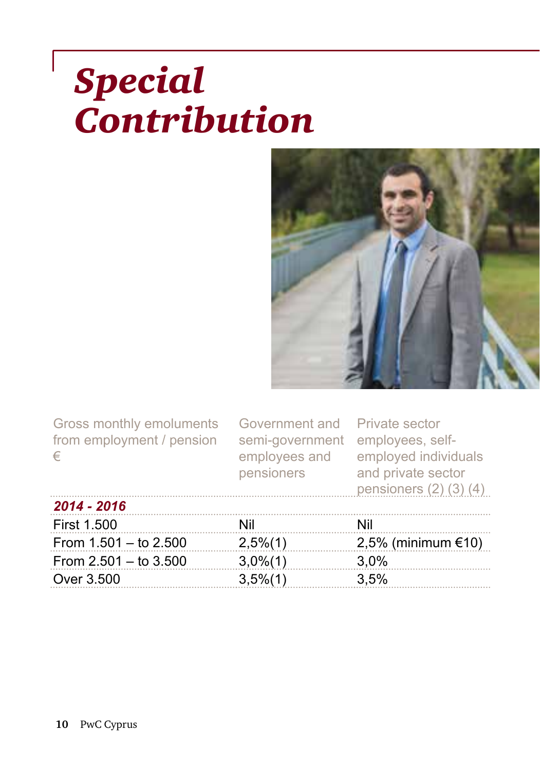# Special Contribution

| Gross monthly emoluments from employment / pension € | Government and semi-government employees and pensioners | Private sector employees, self-employed individuals and private sector pensioners (2) (3) (4) |
|---|---|---|
| ***2014 - 2016*** | | |
| First 1.500 | Nil | Nil |
| From 1.501 – to 2.500 | 2,5%(1) | 2,5% (minimum €10) |
| From 2.501 – to 3.500 | 3,0%(1) | 3,0% |
| Over 3.500 | 3,5%(1) | 3,5% |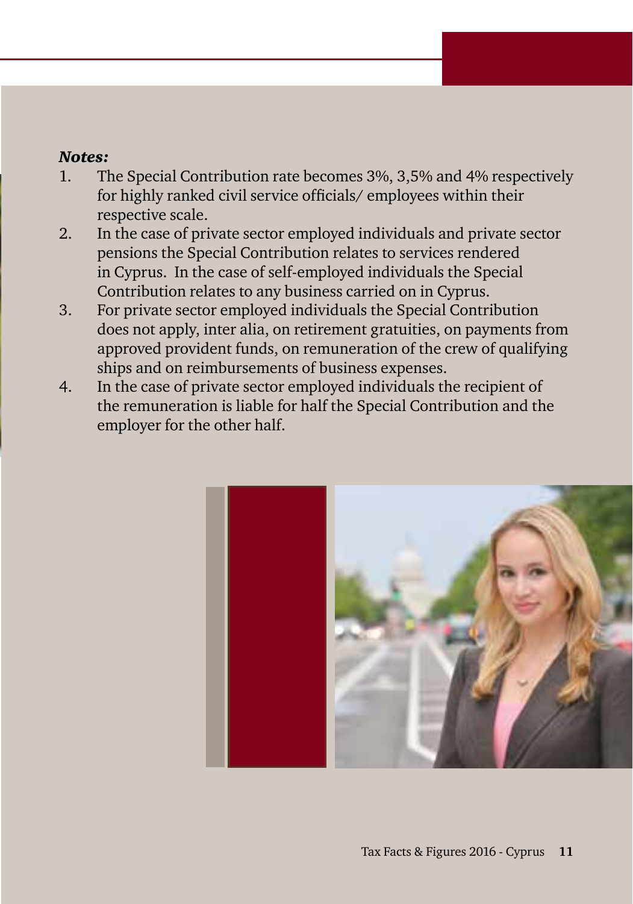***Notes:***

1. The Special Contribution rate becomes 3%, 3,5% and 4% respectively for highly ranked civil service officials/ employees within their respective scale.
2. In the case of private sector employed individuals and private sector pensions the Special Contribution relates to services rendered in Cyprus. In the case of self-employed individuals the Special Contribution relates to any business carried on in Cyprus.
3. For private sector employed individuals the Special Contribution does not apply, inter alia, on retirement gratuities, on payments from approved provident funds, on remuneration of the crew of qualifying ships and on reimbursements of business expenses.
4. In the case of private sector employed individuals the recipient of the remuneration is liable for half the Special Contribution and the employer for the other half.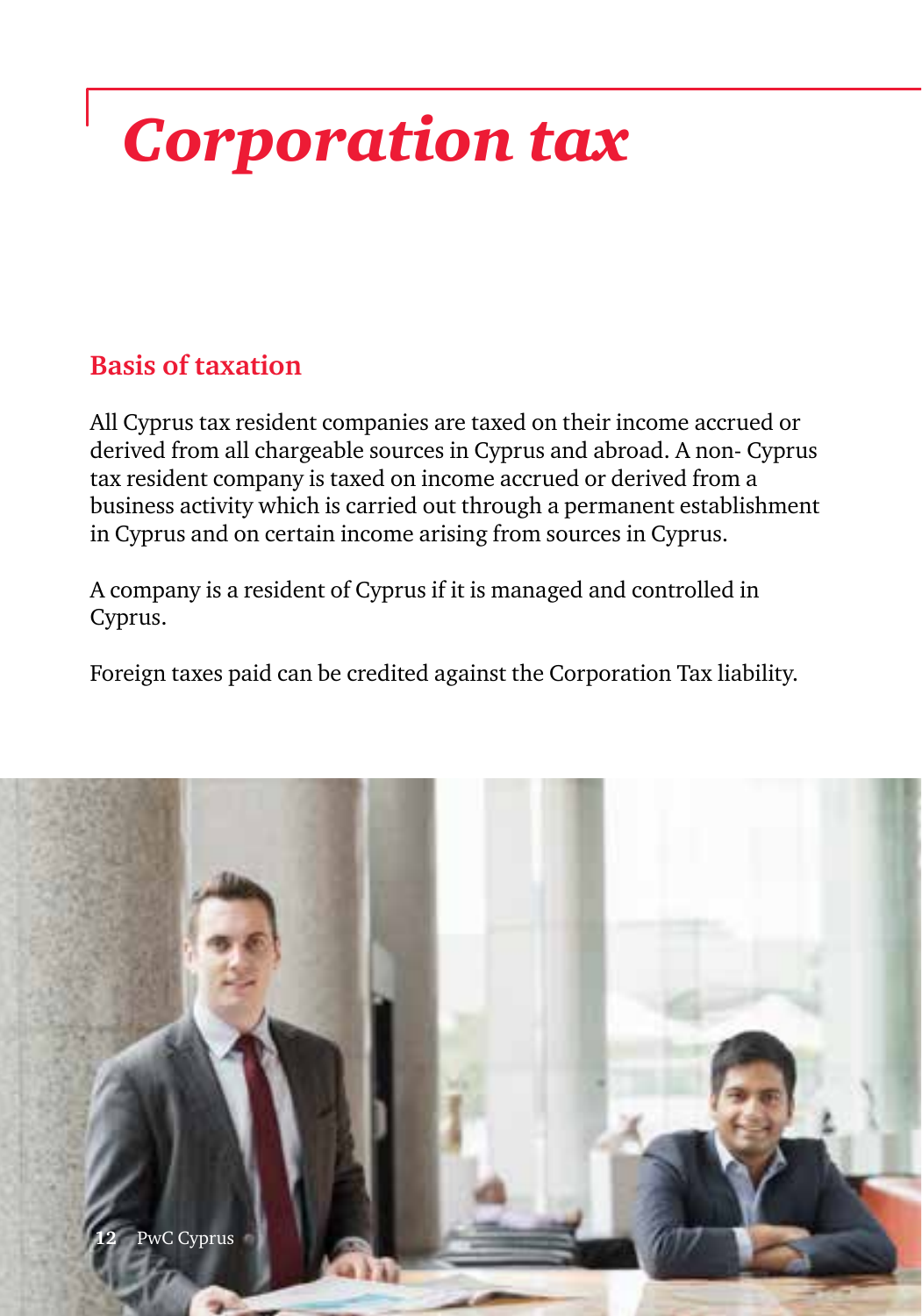# Corporation tax

## Basis of taxation

All Cyprus tax resident companies are taxed on their income accrued or derived from all chargeable sources in Cyprus and abroad. A non- Cyprus tax resident company is taxed on income accrued or derived from a business activity which is carried out through a permanent establishment in Cyprus and on certain income arising from sources in Cyprus.

A company is a resident of Cyprus if it is managed and controlled in Cyprus.

Foreign taxes paid can be credited against the Corporation Tax liability.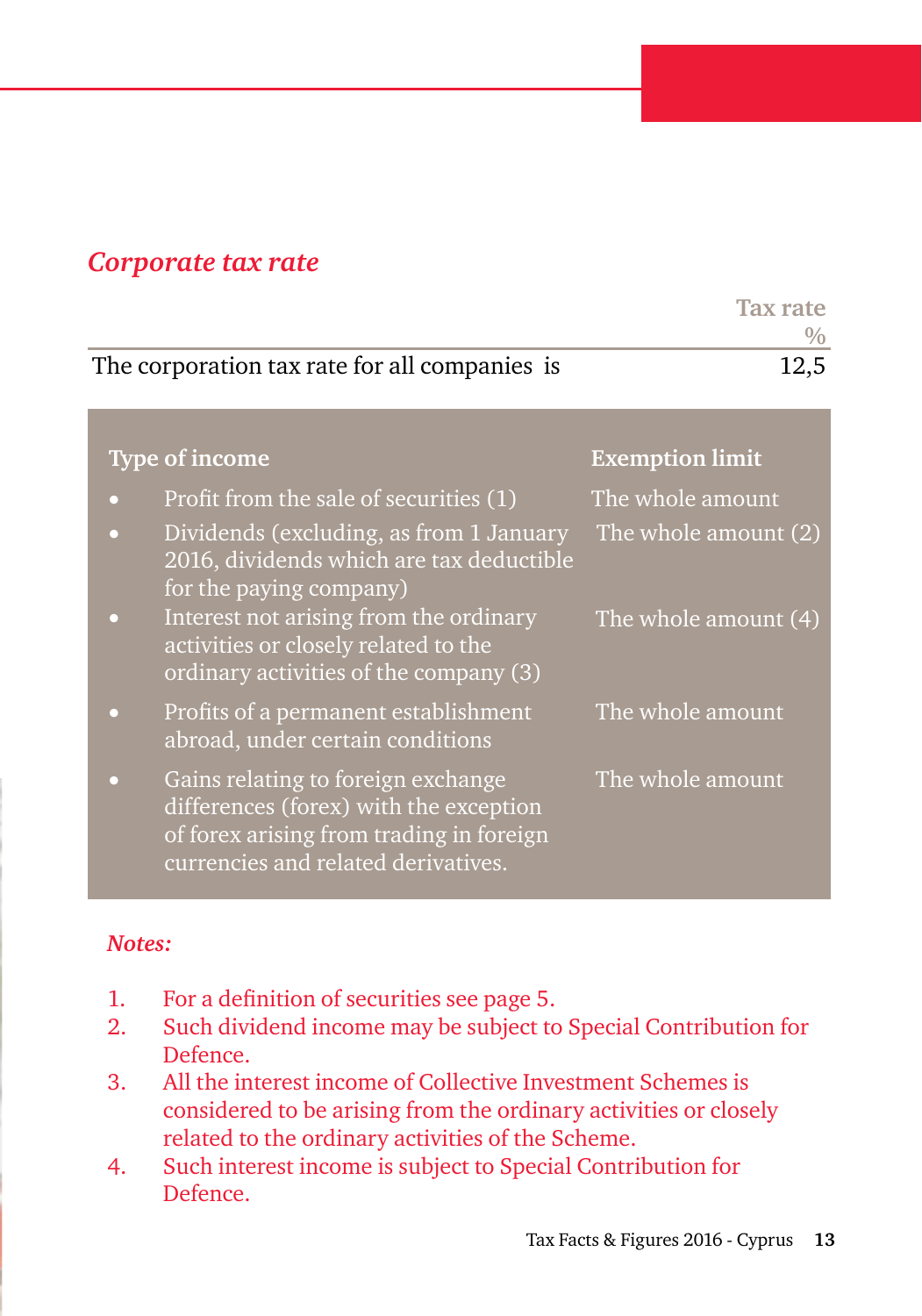## *Corporate tax rate*

| | Tax rate % |
|---|---|
| The corporation tax rate for all companies is | 12,5 |

| Type of income | Exemption limit |
|---|---|
| • Profit from the sale of securities (1) | The whole amount |
| • Dividends (excluding, as from 1 January 2016, dividends which are tax deductible for the paying company) | The whole amount (2) |
| • Interest not arising from the ordinary activities or closely related to the ordinary activities of the company (3) | The whole amount (4) |
| • Profits of a permanent establishment abroad, under certain conditions | The whole amount |
| • Gains relating to foreign exchange differences (forex) with the exception of forex arising from trading in foreign currencies and related derivatives. | The whole amount |

***Notes:***

1. For a definition of securities see page 5.
2. Such dividend income may be subject to Special Contribution for Defence.
3. All the interest income of Collective Investment Schemes is considered to be arising from the ordinary activities or closely related to the ordinary activities of the Scheme.
4. Such interest income is subject to Special Contribution for Defence.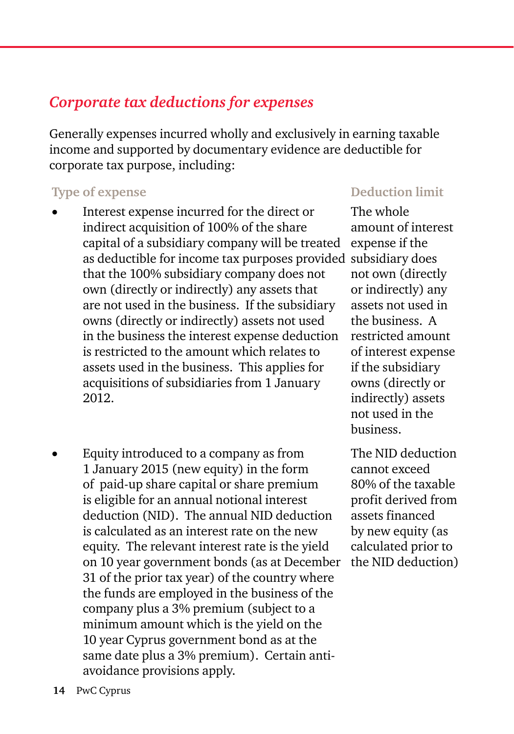## *Corporate tax deductions for expenses*

Generally expenses incurred wholly and exclusively in earning taxable income and supported by documentary evidence are deductible for corporate tax purpose, including:

| Type of expense | Deduction limit |
|---|---|
| • Interest expense incurred for the direct or indirect acquisition of 100% of the share capital of a subsidiary company will be treated as deductible for income tax purposes provided that the 100% subsidiary company does not own (directly or indirectly) any assets that are not used in the business. If the subsidiary owns (directly or indirectly) assets not used in the business the interest expense deduction is restricted to the amount which relates to assets used in the business. This applies for acquisitions of subsidiaries from 1 January 2012. | The whole amount of interest expense if the subsidiary does not own (directly or indirectly) any assets not used in the business. A restricted amount of interest expense if the subsidiary owns (directly or indirectly) assets not used in the business. |
| • Equity introduced to a company as from 1 January 2015 (new equity) in the form of paid-up share capital or share premium is eligible for an annual notional interest deduction (NID). The annual NID deduction is calculated as an interest rate on the new equity. The relevant interest rate is the yield on 10 year government bonds (as at December 31 of the prior tax year) of the country where the funds are employed in the business of the company plus a 3% premium (subject to a minimum amount which is the yield on the 10 year Cyprus government bond as at the same date plus a 3% premium). Certain anti-avoidance provisions apply. | The NID deduction cannot exceed 80% of the taxable profit derived from assets financed by new equity (as calculated prior to the NID deduction) |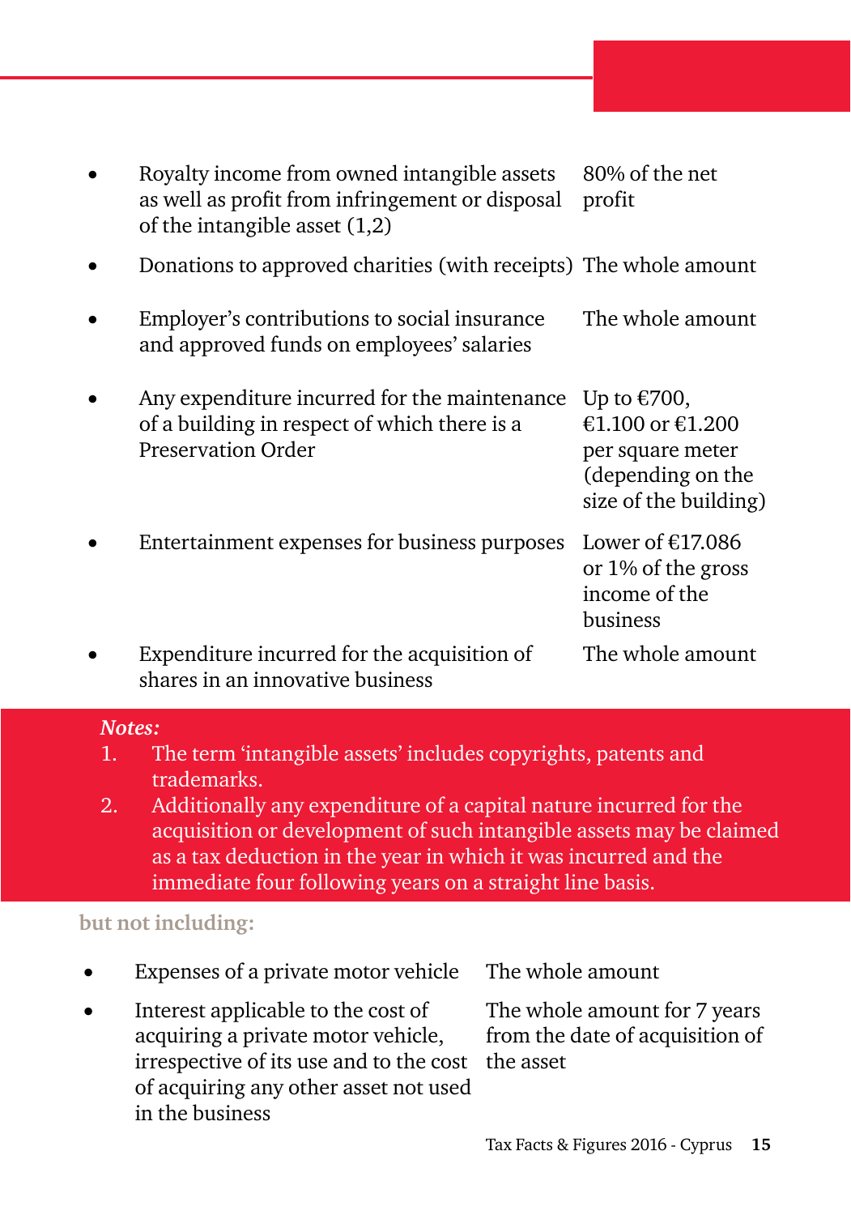| | |
|---|---|
| • Royalty income from owned intangible assets as well as profit from infringement or disposal of the intangible asset (1,2) | 80% of the net profit |
| • Donations to approved charities (with receipts) | The whole amount |
| • Employer's contributions to social insurance and approved funds on employees' salaries | The whole amount |
| • Any expenditure incurred for the maintenance of a building in respect of which there is a Preservation Order | Up to €700, €1.100 or €1.200 per square meter (depending on the size of the building) |
| • Entertainment expenses for business purposes | Lower of €17.086 or 1% of the gross income of the business |
| • Expenditure incurred for the acquisition of shares in an innovative business | The whole amount |

***Notes:***

1. The term 'intangible assets' includes copyrights, patents and trademarks.
2. Additionally any expenditure of a capital nature incurred for the acquisition or development of such intangible assets may be claimed as a tax deduction in the year in which it was incurred and the immediate four following years on a straight line basis.

**but not including:**

| | |
|---|---|
| • Expenses of a private motor vehicle | The whole amount |
| • Interest applicable to the cost of acquiring a private motor vehicle, irrespective of its use and to the cost of acquiring any other asset not used in the business | The whole amount for 7 years from the date of acquisition of the asset |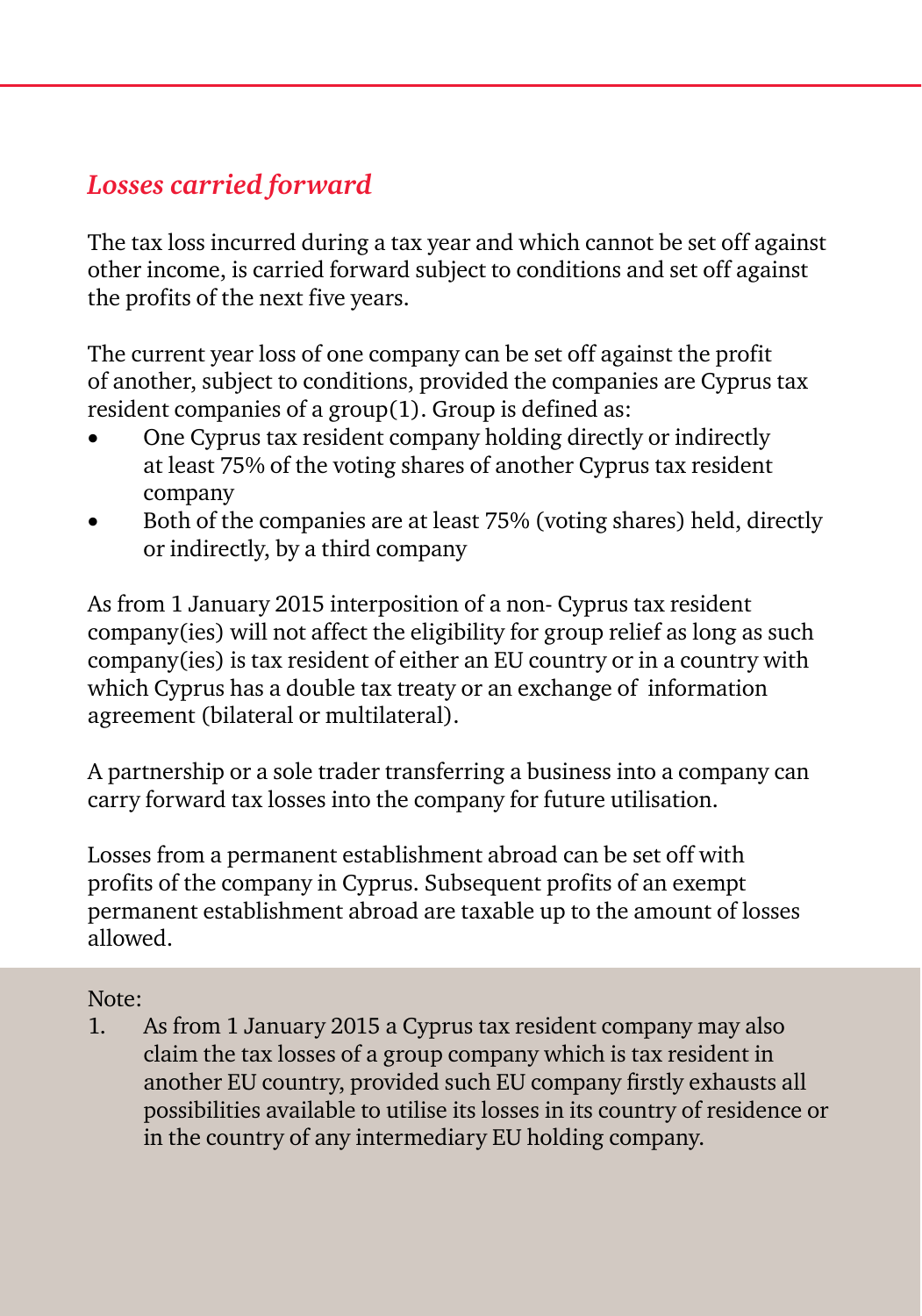## *Losses carried forward*

The tax loss incurred during a tax year and which cannot be set off against other income, is carried forward subject to conditions and set off against the profits of the next five years.

The current year loss of one company can be set off against the profit of another, subject to conditions, provided the companies are Cyprus tax resident companies of a group(1). Group is defined as:

- One Cyprus tax resident company holding directly or indirectly at least 75% of the voting shares of another Cyprus tax resident company
- Both of the companies are at least 75% (voting shares) held, directly or indirectly, by a third company

As from 1 January 2015 interposition of a non- Cyprus tax resident company(ies) will not affect the eligibility for group relief as long as such company(ies) is tax resident of either an EU country or in a country with which Cyprus has a double tax treaty or an exchange of information agreement (bilateral or multilateral).

A partnership or a sole trader transferring a business into a company can carry forward tax losses into the company for future utilisation.

Losses from a permanent establishment abroad can be set off with profits of the company in Cyprus. Subsequent profits of an exempt permanent establishment abroad are taxable up to the amount of losses allowed.

Note:

1. As from 1 January 2015 a Cyprus tax resident company may also claim the tax losses of a group company which is tax resident in another EU country, provided such EU company firstly exhausts all possibilities available to utilise its losses in its country of residence or in the country of any intermediary EU holding company.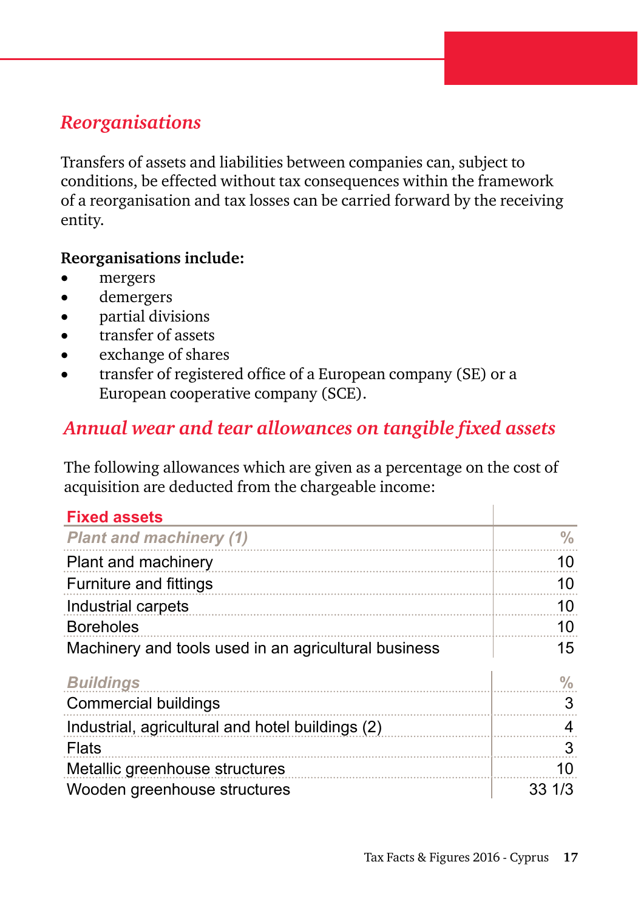## *Reorganisations*

Transfers of assets and liabilities between companies can, subject to conditions, be effected without tax consequences within the framework of a reorganisation and tax losses can be carried forward by the receiving entity.

**Reorganisations include:**

- mergers
- demergers
- partial divisions
- transfer of assets
- exchange of shares
- transfer of registered office of a European company (SE) or a European cooperative company (SCE).

## *Annual wear and tear allowances on tangible fixed assets*

The following allowances which are given as a percentage on the cost of acquisition are deducted from the chargeable income:

| Fixed assets | |
|---|---|
| *Plant and machinery (1)* | *%* |
| Plant and machinery | 10 |
| Furniture and fittings | 10 |
| Industrial carpets | 10 |
| Boreholes | 10 |
| Machinery and tools used in an agricultural business | 15 |
| *Buildings* | *%* |
| Commercial buildings | 3 |
| Industrial, agricultural and hotel buildings (2) | 4 |
| Flats | 3 |
| Metallic greenhouse structures | 10 |
| Wooden greenhouse structures | 33 1/3 |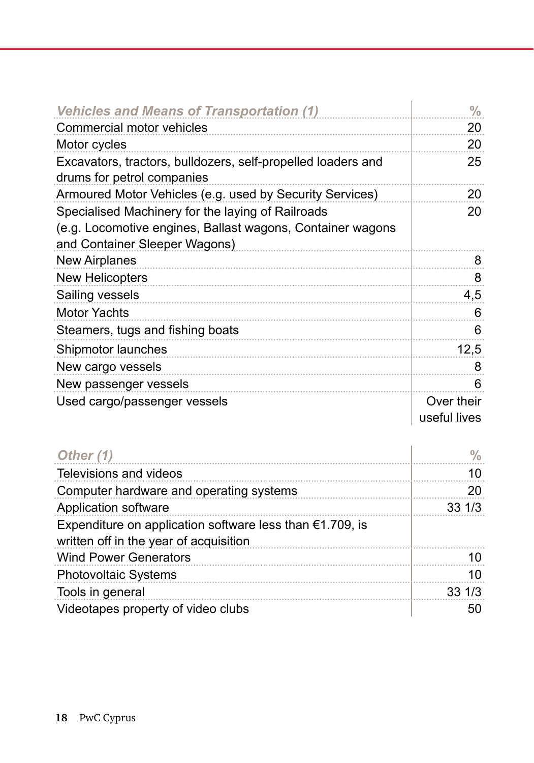| *Vehicles and Means of Transportation (1)* | % |
|---|---|
| Commercial motor vehicles | 20 |
| Motor cycles | 20 |
| Excavators, tractors, bulldozers, self-propelled loaders and drums for petrol companies | 25 |
| Armoured Motor Vehicles (e.g. used by Security Services) | 20 |
| Specialised Machinery for the laying of Railroads (e.g. Locomotive engines, Ballast wagons, Container wagons and Container Sleeper Wagons) | 20 |
| New Airplanes | 8 |
| New Helicopters | 8 |
| Sailing vessels | 4,5 |
| Motor Yachts | 6 |
| Steamers, tugs and fishing boats | 6 |
| Shipmotor launches | 12,5 |
| New cargo vessels | 8 |
| New passenger vessels | 6 |
| Used cargo/passenger vessels | Over their useful lives |

| *Other (1)* | % |
|---|---|
| Televisions and videos | 10 |
| Computer hardware and operating systems | 20 |
| Application software | 33 1/3 |
| Expenditure on application software less than €1.709, is written off in the year of acquisition | |
| Wind Power Generators | 10 |
| Photovoltaic Systems | 10 |
| Tools in general | 33 1/3 |
| Videotapes property of video clubs | 50 |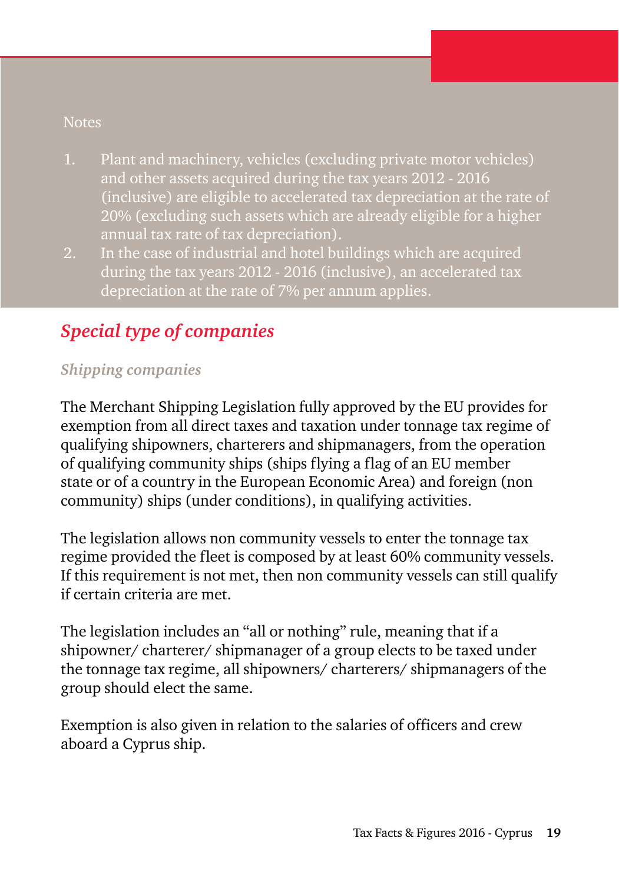Notes

1. Plant and machinery, vehicles (excluding private motor vehicles) and other assets acquired during the tax years 2012 - 2016 (inclusive) are eligible to accelerated tax depreciation at the rate of 20% (excluding such assets which are already eligible for a higher annual tax rate of tax depreciation).
2. In the case of industrial and hotel buildings which are acquired during the tax years 2012 - 2016 (inclusive), an accelerated tax depreciation at the rate of 7% per annum applies.

## *Special type of companies*

### *Shipping companies*

The Merchant Shipping Legislation fully approved by the EU provides for exemption from all direct taxes and taxation under tonnage tax regime of qualifying shipowners, charterers and shipmanagers, from the operation of qualifying community ships (ships flying a flag of an EU member state or of a country in the European Economic Area) and foreign (non community) ships (under conditions), in qualifying activities.

The legislation allows non community vessels to enter the tonnage tax regime provided the fleet is composed by at least 60% community vessels. If this requirement is not met, then non community vessels can still qualify if certain criteria are met.

The legislation includes an "all or nothing" rule, meaning that if a shipowner/ charterer/ shipmanager of a group elects to be taxed under the tonnage tax regime, all shipowners/ charterers/ shipmanagers of the group should elect the same.

Exemption is also given in relation to the salaries of officers and crew aboard a Cyprus ship.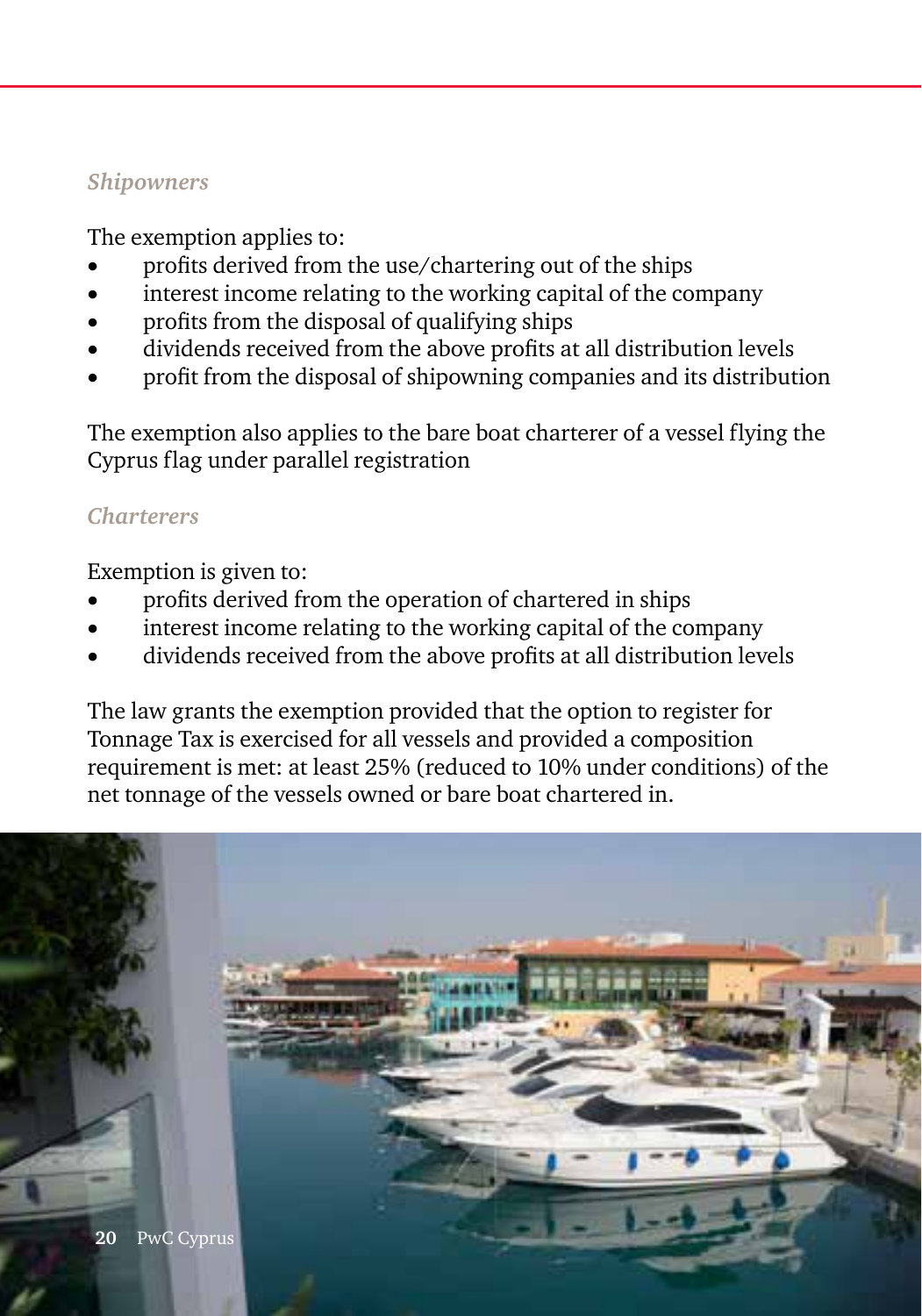*Shipowners*

The exemption applies to:

- profits derived from the use/chartering out of the ships
- interest income relating to the working capital of the company
- profits from the disposal of qualifying ships
- dividends received from the above profits at all distribution levels
- profit from the disposal of shipowning companies and its distribution

The exemption also applies to the bare boat charterer of a vessel flying the Cyprus flag under parallel registration

*Charterers*

Exemption is given to:

- profits derived from the operation of chartered in ships
- interest income relating to the working capital of the company
- dividends received from the above profits at all distribution levels

The law grants the exemption provided that the option to register for Tonnage Tax is exercised for all vessels and provided a composition requirement is met: at least 25% (reduced to 10% under conditions) of the net tonnage of the vessels owned or bare boat chartered in.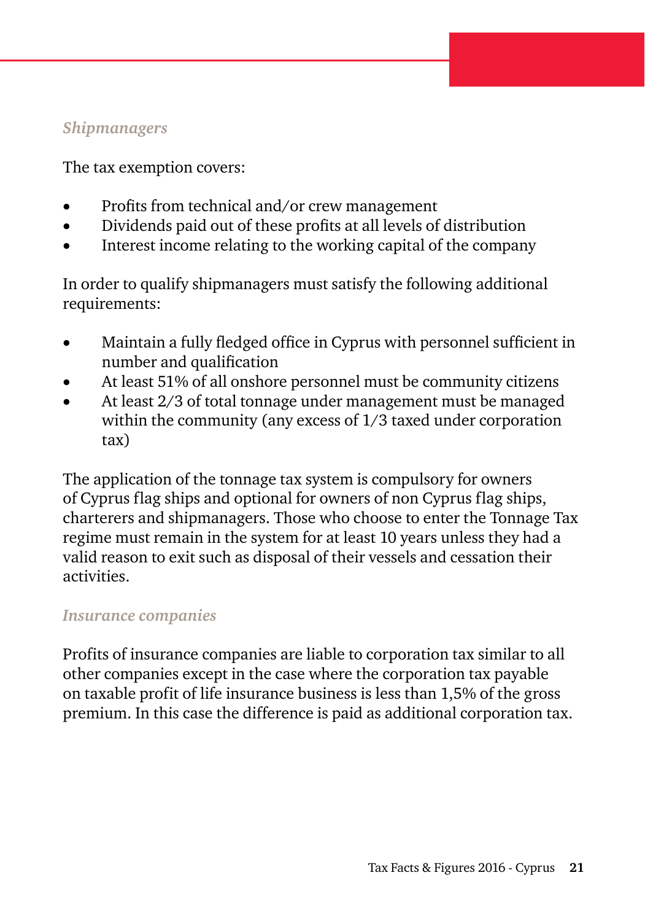*Shipmanagers*

The tax exemption covers:

- Profits from technical and/or crew management
- Dividends paid out of these profits at all levels of distribution
- Interest income relating to the working capital of the company

In order to qualify shipmanagers must satisfy the following additional requirements:

- Maintain a fully fledged office in Cyprus with personnel sufficient in number and qualification
- At least 51% of all onshore personnel must be community citizens
- At least 2/3 of total tonnage under management must be managed within the community (any excess of 1/3 taxed under corporation tax)

The application of the tonnage tax system is compulsory for owners of Cyprus flag ships and optional for owners of non Cyprus flag ships, charterers and shipmanagers. Those who choose to enter the Tonnage Tax regime must remain in the system for at least 10 years unless they had a valid reason to exit such as disposal of their vessels and cessation their activities.

*Insurance companies*

Profits of insurance companies are liable to corporation tax similar to all other companies except in the case where the corporation tax payable on taxable profit of life insurance business is less than 1,5% of the gross premium. In this case the difference is paid as additional corporation tax.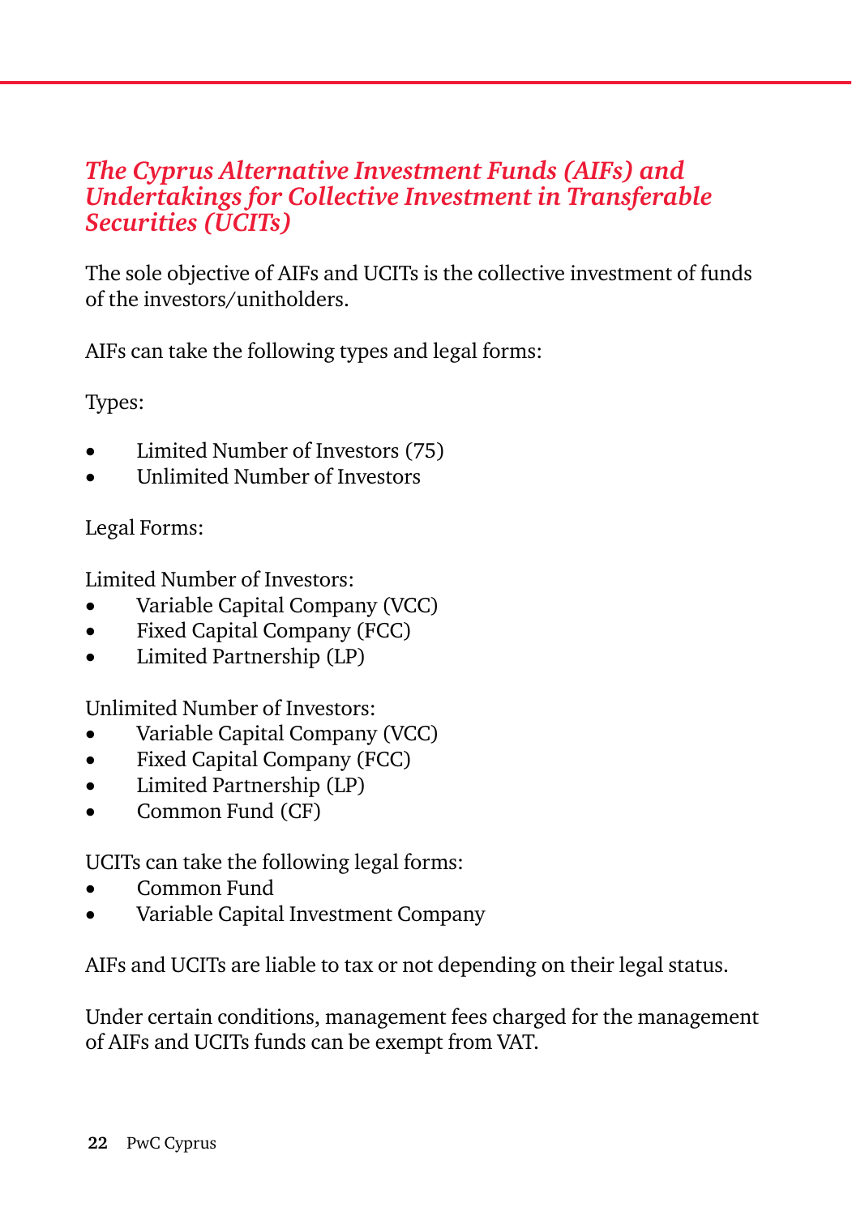## *The Cyprus Alternative Investment Funds (AIFs) and Undertakings for Collective Investment in Transferable Securities (UCITs)*

The sole objective of AIFs and UCITs is the collective investment of funds of the investors/unitholders.

AIFs can take the following types and legal forms:

Types:

- Limited Number of Investors (75)
- Unlimited Number of Investors

Legal Forms:

Limited Number of Investors:
- Variable Capital Company (VCC)
- Fixed Capital Company (FCC)
- Limited Partnership (LP)

Unlimited Number of Investors:
- Variable Capital Company (VCC)
- Fixed Capital Company (FCC)
- Limited Partnership (LP)
- Common Fund (CF)

UCITs can take the following legal forms:
- Common Fund
- Variable Capital Investment Company

AIFs and UCITs are liable to tax or not depending on their legal status.

Under certain conditions, management fees charged for the management of AIFs and UCITs funds can be exempt from VAT.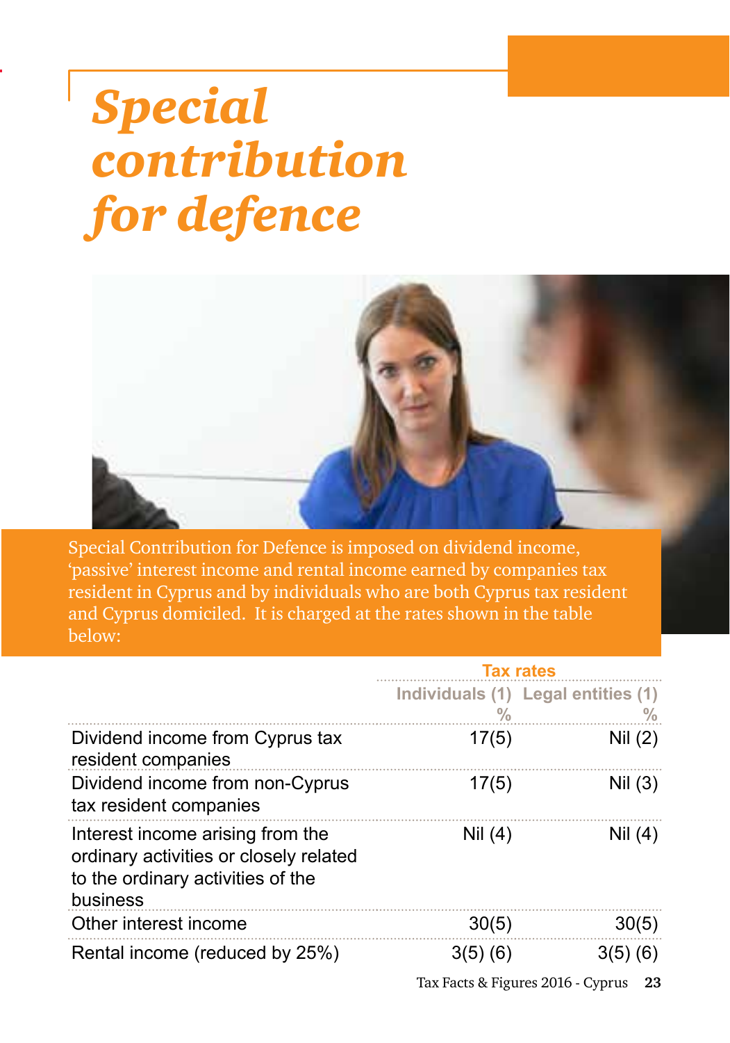# Special contribution for defence

Special Contribution for Defence is imposed on dividend income, 'passive' interest income and rental income earned by companies tax resident in Cyprus and by individuals who are both Cyprus tax resident and Cyprus domiciled. It is charged at the rates shown in the table below:

| | Tax rates | |
|---|---|---|
| | Individuals (1) % | Legal entities (1) % |
| Dividend income from Cyprus tax resident companies | 17(5) | Nil (2) |
| Dividend income from non-Cyprus tax resident companies | 17(5) | Nil (3) |
| Interest income arising from the ordinary activities or closely related to the ordinary activities of the business | Nil (4) | Nil (4) |
| Other interest income | 30(5) | 30(5) |
| Rental income (reduced by 25%) | 3(5) (6) | 3(5) (6) |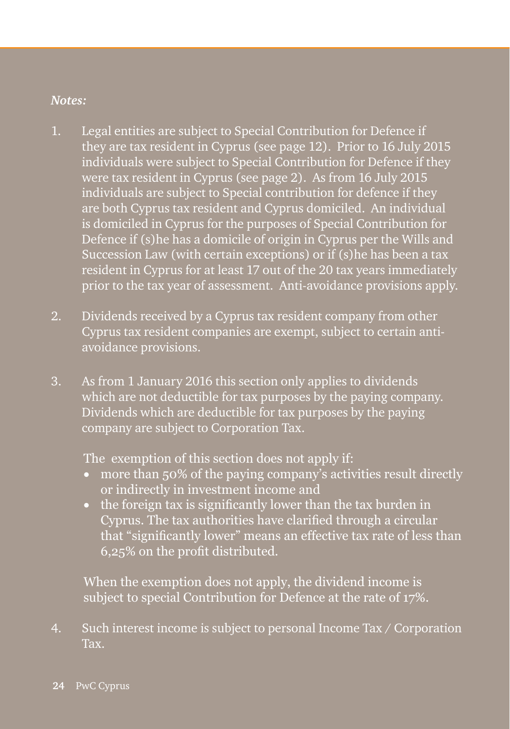*Notes:*

1. Legal entities are subject to Special Contribution for Defence if they are tax resident in Cyprus (see page 12). Prior to 16 July 2015 individuals were subject to Special Contribution for Defence if they were tax resident in Cyprus (see page 2). As from 16 July 2015 individuals are subject to Special contribution for defence if they are both Cyprus tax resident and Cyprus domiciled. An individual is domiciled in Cyprus for the purposes of Special Contribution for Defence if (s)he has a domicile of origin in Cyprus per the Wills and Succession Law (with certain exceptions) or if (s)he has been a tax resident in Cyprus for at least 17 out of the 20 tax years immediately prior to the tax year of assessment. Anti-avoidance provisions apply.

2. Dividends received by a Cyprus tax resident company from other Cyprus tax resident companies are exempt, subject to certain anti-avoidance provisions.

3. As from 1 January 2016 this section only applies to dividends which are not deductible for tax purposes by the paying company. Dividends which are deductible for tax purposes by the paying company are subject to Corporation Tax.

   The exemption of this section does not apply if:
   - more than 50% of the paying company's activities result directly or indirectly in investment income and
   - the foreign tax is significantly lower than the tax burden in Cyprus. The tax authorities have clarified through a circular that "significantly lower" means an effective tax rate of less than 6,25% on the profit distributed.

   When the exemption does not apply, the dividend income is subject to special Contribution for Defence at the rate of 17%.

4. Such interest income is subject to personal Income Tax / Corporation Tax.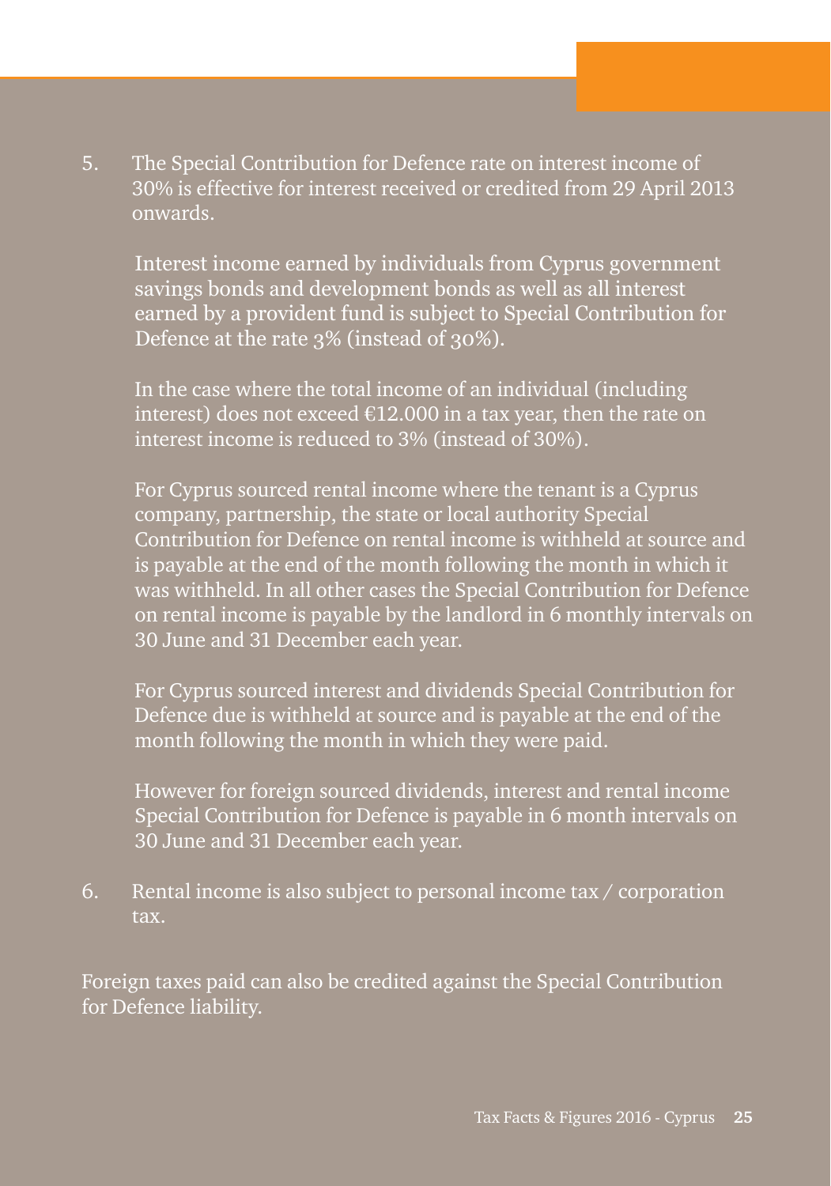5. The Special Contribution for Defence rate on interest income of 30% is effective for interest received or credited from 29 April 2013 onwards.

   Interest income earned by individuals from Cyprus government savings bonds and development bonds as well as all interest earned by a provident fund is subject to Special Contribution for Defence at the rate 3% (instead of 30%).

   In the case where the total income of an individual (including interest) does not exceed €12.000 in a tax year, then the rate on interest income is reduced to 3% (instead of 30%).

   For Cyprus sourced rental income where the tenant is a Cyprus company, partnership, the state or local authority Special Contribution for Defence on rental income is withheld at source and is payable at the end of the month following the month in which it was withheld. In all other cases the Special Contribution for Defence on rental income is payable by the landlord in 6 monthly intervals on 30 June and 31 December each year.

   For Cyprus sourced interest and dividends Special Contribution for Defence due is withheld at source and is payable at the end of the month following the month in which they were paid.

   However for foreign sourced dividends, interest and rental income Special Contribution for Defence is payable in 6 month intervals on 30 June and 31 December each year.

6. Rental income is also subject to personal income tax / corporation tax.

Foreign taxes paid can also be credited against the Special Contribution for Defence liability.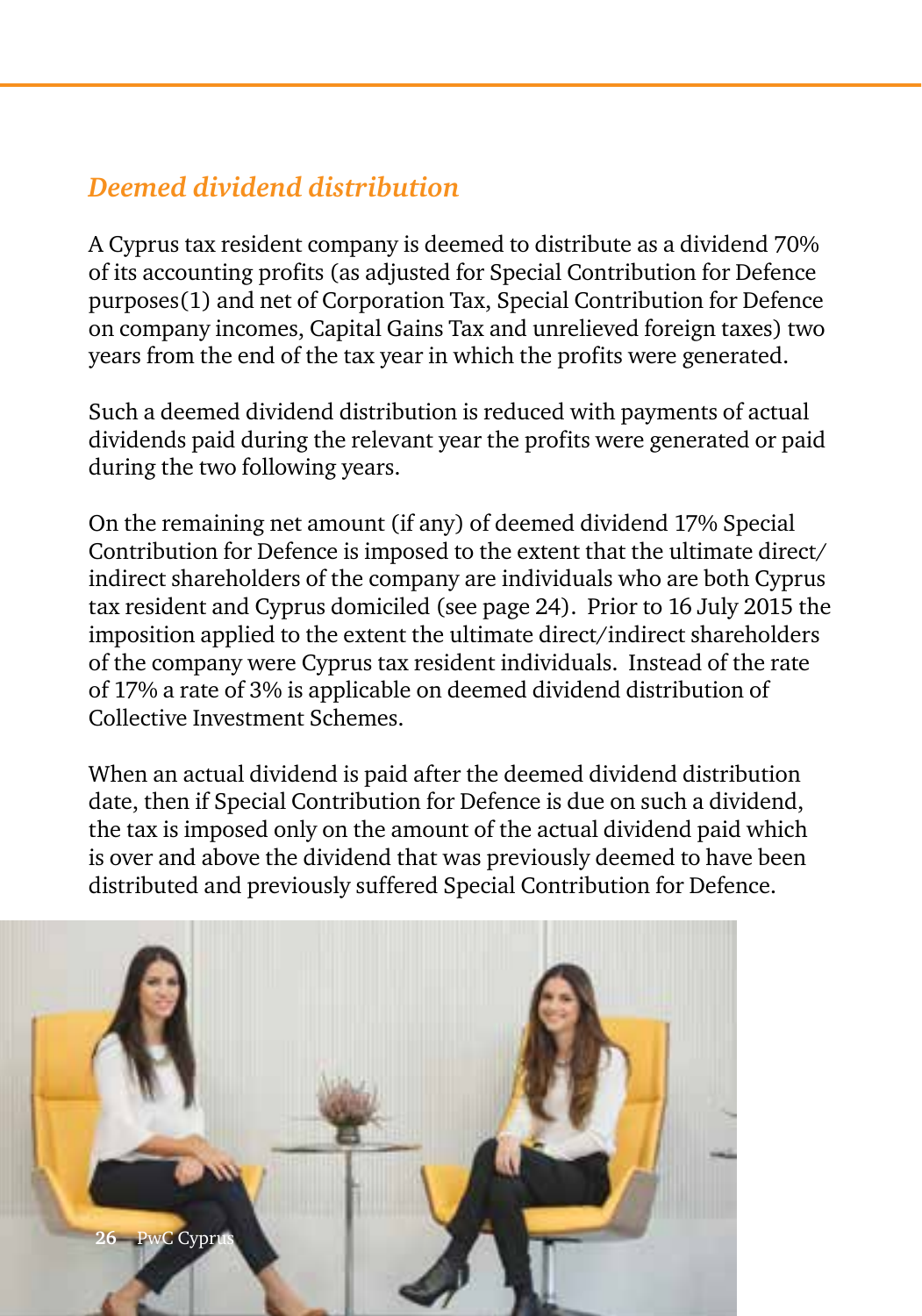## *Deemed dividend distribution*

A Cyprus tax resident company is deemed to distribute as a dividend 70% of its accounting profits (as adjusted for Special Contribution for Defence purposes(1) and net of Corporation Tax, Special Contribution for Defence on company incomes, Capital Gains Tax and unrelieved foreign taxes) two years from the end of the tax year in which the profits were generated.

Such a deemed dividend distribution is reduced with payments of actual dividends paid during the relevant year the profits were generated or paid during the two following years.

On the remaining net amount (if any) of deemed dividend 17% Special Contribution for Defence is imposed to the extent that the ultimate direct/indirect shareholders of the company are individuals who are both Cyprus tax resident and Cyprus domiciled (see page 24). Prior to 16 July 2015 the imposition applied to the extent the ultimate direct/indirect shareholders of the company were Cyprus tax resident individuals. Instead of the rate of 17% a rate of 3% is applicable on deemed dividend distribution of Collective Investment Schemes.

When an actual dividend is paid after the deemed dividend distribution date, then if Special Contribution for Defence is due on such a dividend, the tax is imposed only on the amount of the actual dividend paid which is over and above the dividend that was previously deemed to have been distributed and previously suffered Special Contribution for Defence.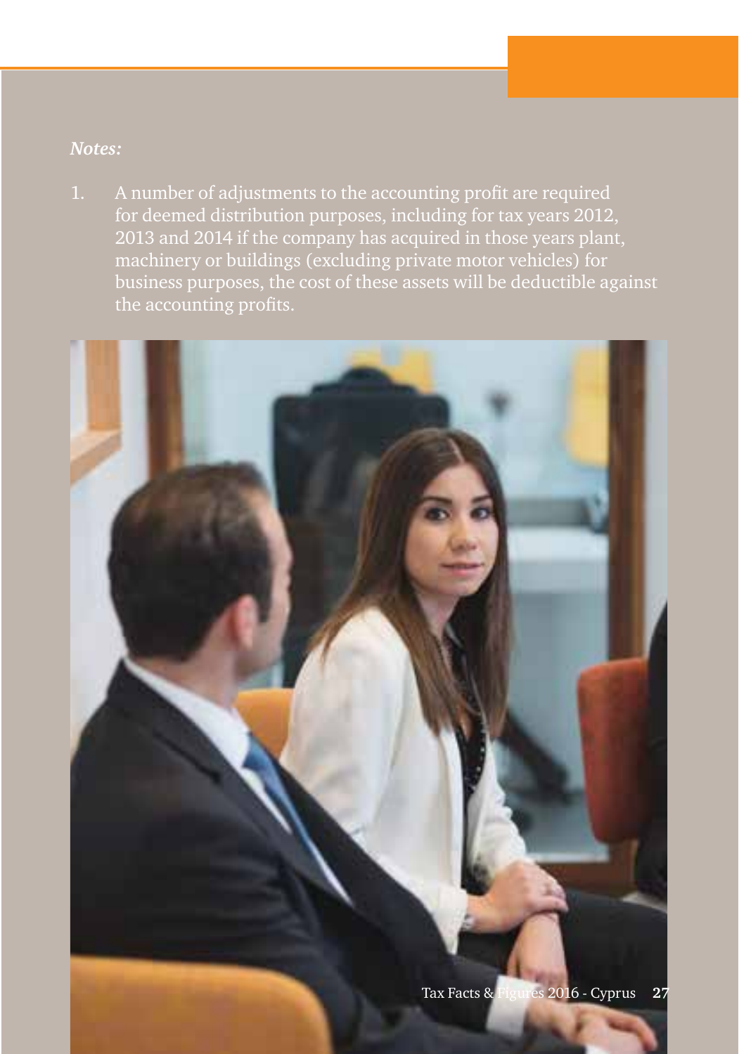*Notes:*

1. A number of adjustments to the accounting profit are required for deemed distribution purposes, including for tax years 2012, 2013 and 2014 if the company has acquired in those years plant, machinery or buildings (excluding private motor vehicles) for business purposes, the cost of these assets will be deductible against the accounting profits.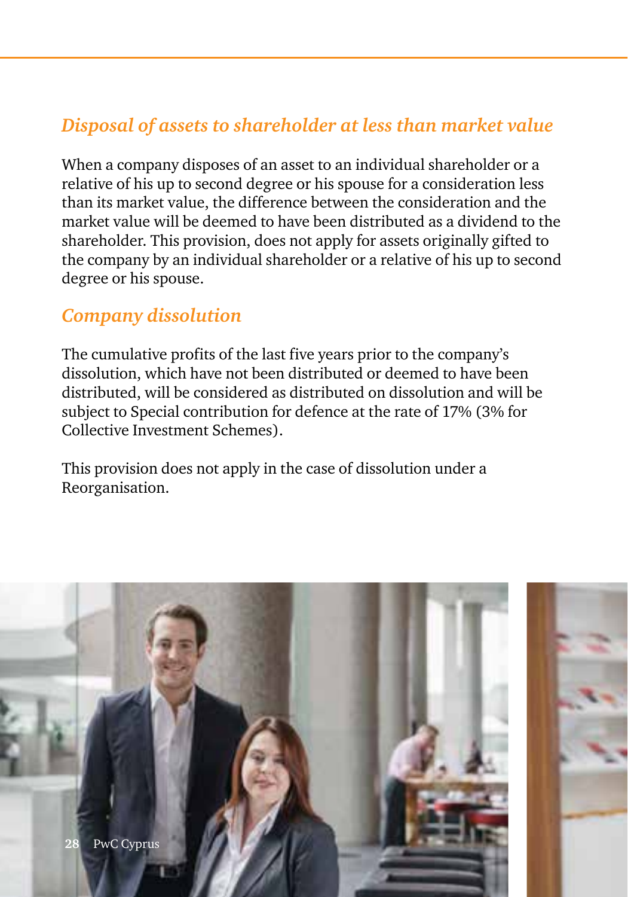## *Disposal of assets to shareholder at less than market value*

When a company disposes of an asset to an individual shareholder or a relative of his up to second degree or his spouse for a consideration less than its market value, the difference between the consideration and the market value will be deemed to have been distributed as a dividend to the shareholder. This provision, does not apply for assets originally gifted to the company by an individual shareholder or a relative of his up to second degree or his spouse.

## *Company dissolution*

The cumulative profits of the last five years prior to the company's dissolution, which have not been distributed or deemed to have been distributed, will be considered as distributed on dissolution and will be subject to Special contribution for defence at the rate of 17% (3% for Collective Investment Schemes).

This provision does not apply in the case of dissolution under a Reorganisation.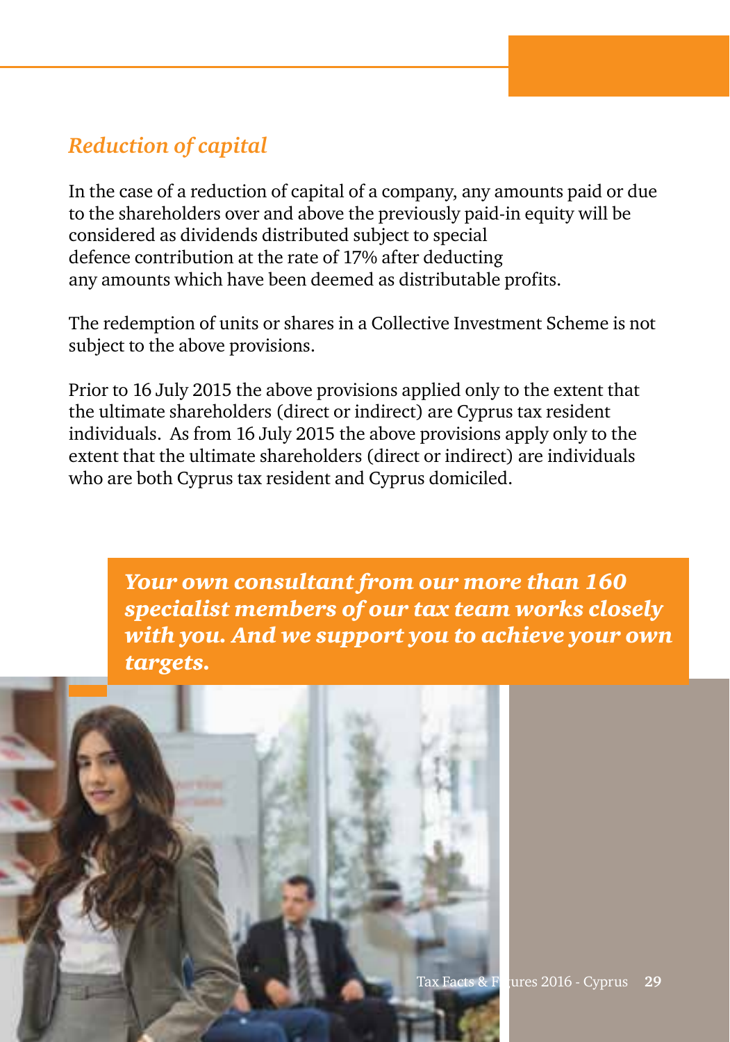### *Reduction of capital*

In the case of a reduction of capital of a company, any amounts paid or due to the shareholders over and above the previously paid-in equity will be considered as dividends distributed subject to special defence contribution at the rate of 17% after deducting any amounts which have been deemed as distributable profits.

The redemption of units or shares in a Collective Investment Scheme is not subject to the above provisions.

Prior to 16 July 2015 the above provisions applied only to the extent that the ultimate shareholders (direct or indirect) are Cyprus tax resident individuals. As from 16 July 2015 the above provisions apply only to the extent that the ultimate shareholders (direct or indirect) are individuals who are both Cyprus tax resident and Cyprus domiciled.

***Your own consultant from our more than 160 specialist members of our tax team works closely with you. And we support you to achieve your own targets.***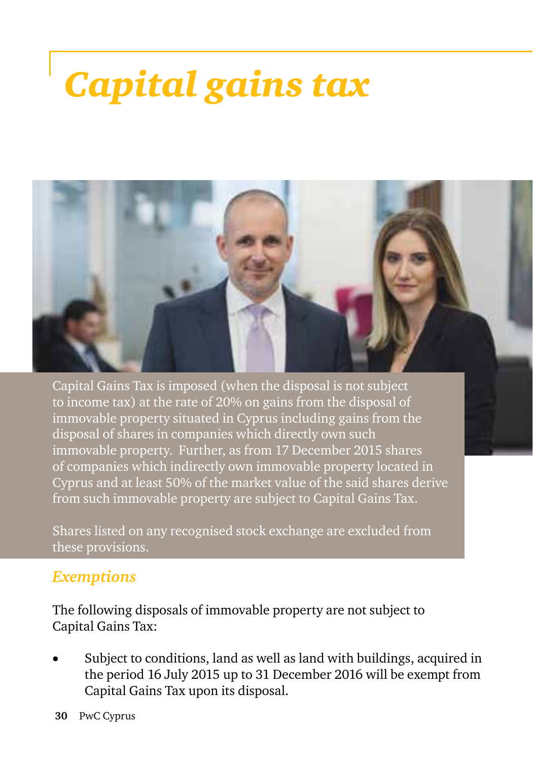# *Capital gains tax*

Capital Gains Tax is imposed (when the disposal is not subject to income tax) at the rate of 20% on gains from the disposal of immovable property situated in Cyprus including gains from the disposal of shares in companies which directly own such immovable property. Further, as from 17 December 2015 shares of companies which indirectly own immovable property located in Cyprus and at least 50% of the market value of the said shares derive from such immovable property are subject to Capital Gains Tax.

Shares listed on any recognised stock exchange are excluded from these provisions.

## *Exemptions*

The following disposals of immovable property are not subject to Capital Gains Tax:

- Subject to conditions, land as well as land with buildings, acquired in the period 16 July 2015 up to 31 December 2016 will be exempt from Capital Gains Tax upon its disposal.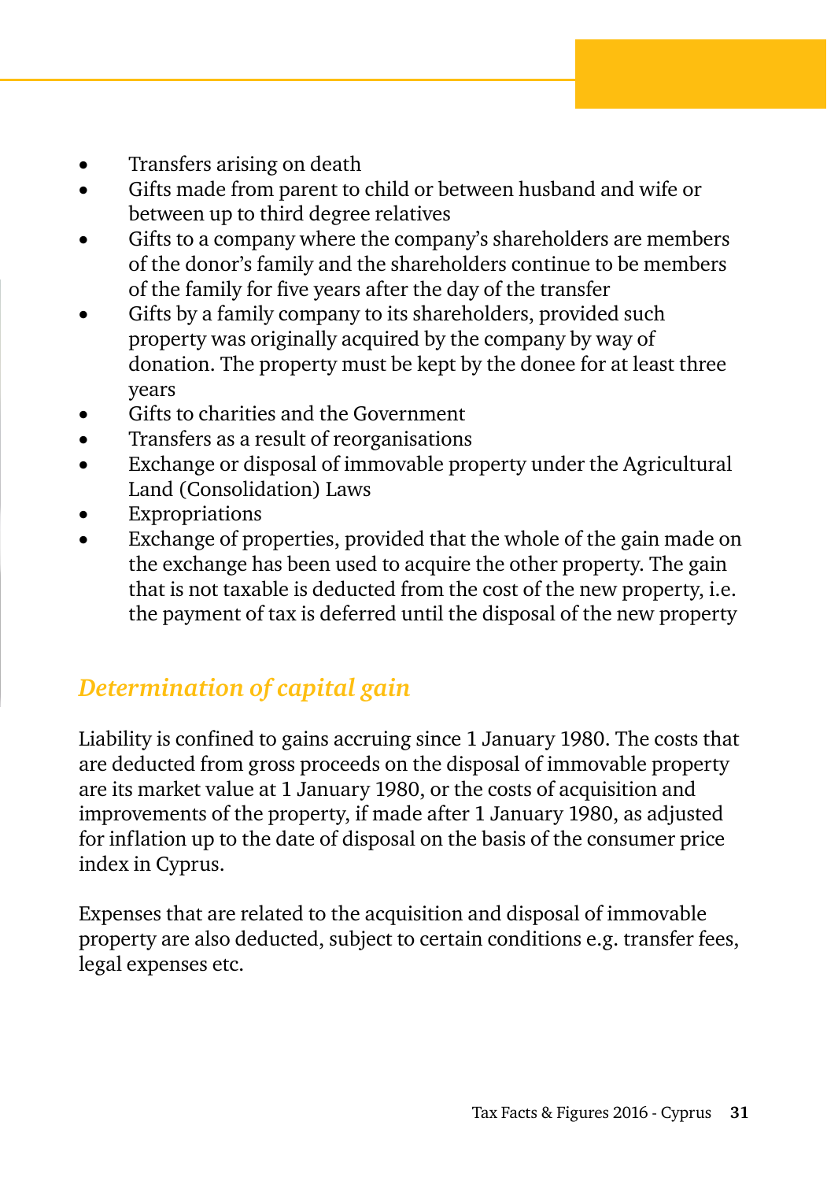- Transfers arising on death
- Gifts made from parent to child or between husband and wife or between up to third degree relatives
- Gifts to a company where the company's shareholders are members of the donor's family and the shareholders continue to be members of the family for five years after the day of the transfer
- Gifts by a family company to its shareholders, provided such property was originally acquired by the company by way of donation. The property must be kept by the donee for at least three years
- Gifts to charities and the Government
- Transfers as a result of reorganisations
- Exchange or disposal of immovable property under the Agricultural Land (Consolidation) Laws
- Expropriations
- Exchange of properties, provided that the whole of the gain made on the exchange has been used to acquire the other property. The gain that is not taxable is deducted from the cost of the new property, i.e. the payment of tax is deferred until the disposal of the new property

### *Determination of capital gain*

Liability is confined to gains accruing since 1 January 1980. The costs that are deducted from gross proceeds on the disposal of immovable property are its market value at 1 January 1980, or the costs of acquisition and improvements of the property, if made after 1 January 1980, as adjusted for inflation up to the date of disposal on the basis of the consumer price index in Cyprus.

Expenses that are related to the acquisition and disposal of immovable property are also deducted, subject to certain conditions e.g. transfer fees, legal expenses etc.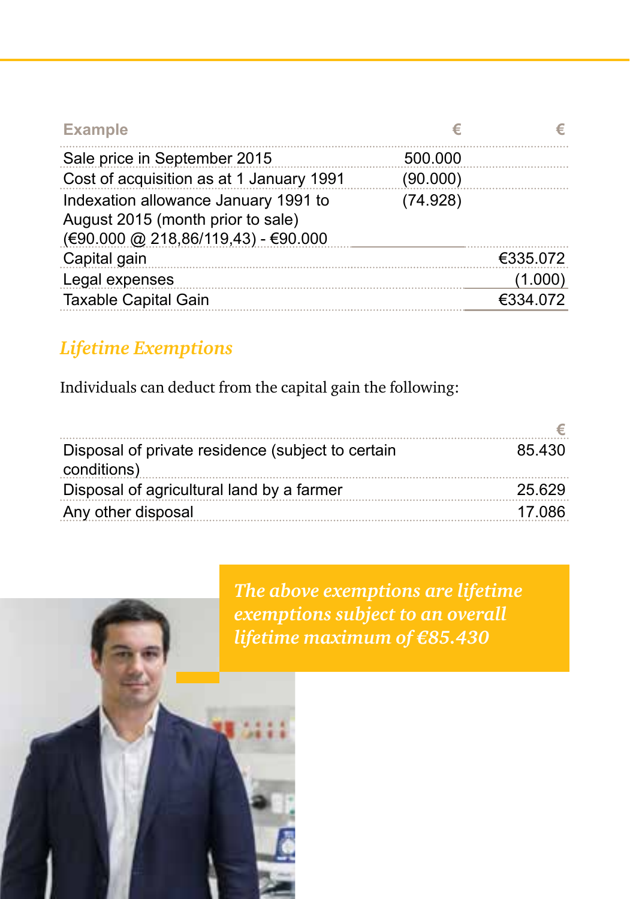| Example | € | € |
|---|---|---|
| Sale price in September 2015 | 500.000 | |
| Cost of acquisition as at 1 January 1991 | (90.000) | |
| Indexation allowance January 1991 to August 2015 (month prior to sale) (€90.000 @ 218,86/119,43) - €90.000 | (74.928) | |
| Capital gain | | €335.072 |
| Legal expenses | | (1.000) |
| Taxable Capital Gain | | €334.072 |

## *Lifetime Exemptions*

Individuals can deduct from the capital gain the following:

| | € |
|---|---|
| Disposal of private residence (subject to certain conditions) | 85.430 |
| Disposal of agricultural land by a farmer | 25.629 |
| Any other disposal | 17.086 |

*The above exemptions are lifetime exemptions subject to an overall lifetime maximum of €85.430*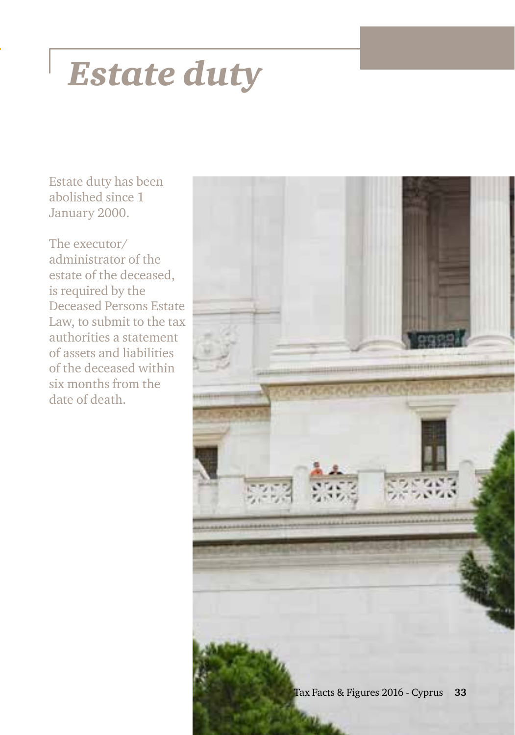# *Estate duty*

Estate duty has been abolished since 1 January 2000.

The executor/administrator of the estate of the deceased, is required by the Deceased Persons Estate Law, to submit to the tax authorities a statement of assets and liabilities of the deceased within six months from the date of death.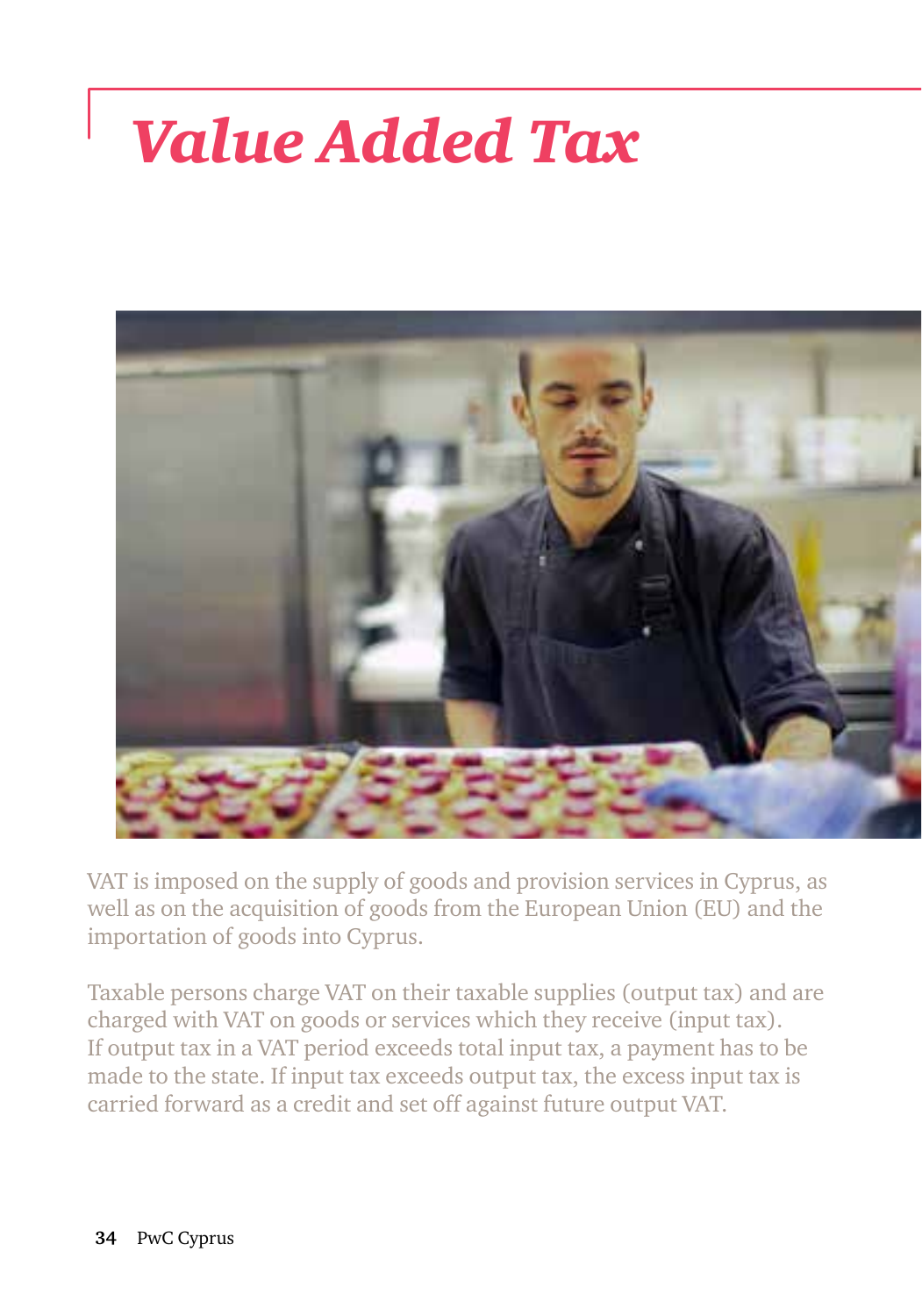# *Value Added Tax*

VAT is imposed on the supply of goods and provision services in Cyprus, as well as on the acquisition of goods from the European Union (EU) and the importation of goods into Cyprus.

Taxable persons charge VAT on their taxable supplies (output tax) and are charged with VAT on goods or services which they receive (input tax). If output tax in a VAT period exceeds total input tax, a payment has to be made to the state. If input tax exceeds output tax, the excess input tax is carried forward as a credit and set off against future output VAT.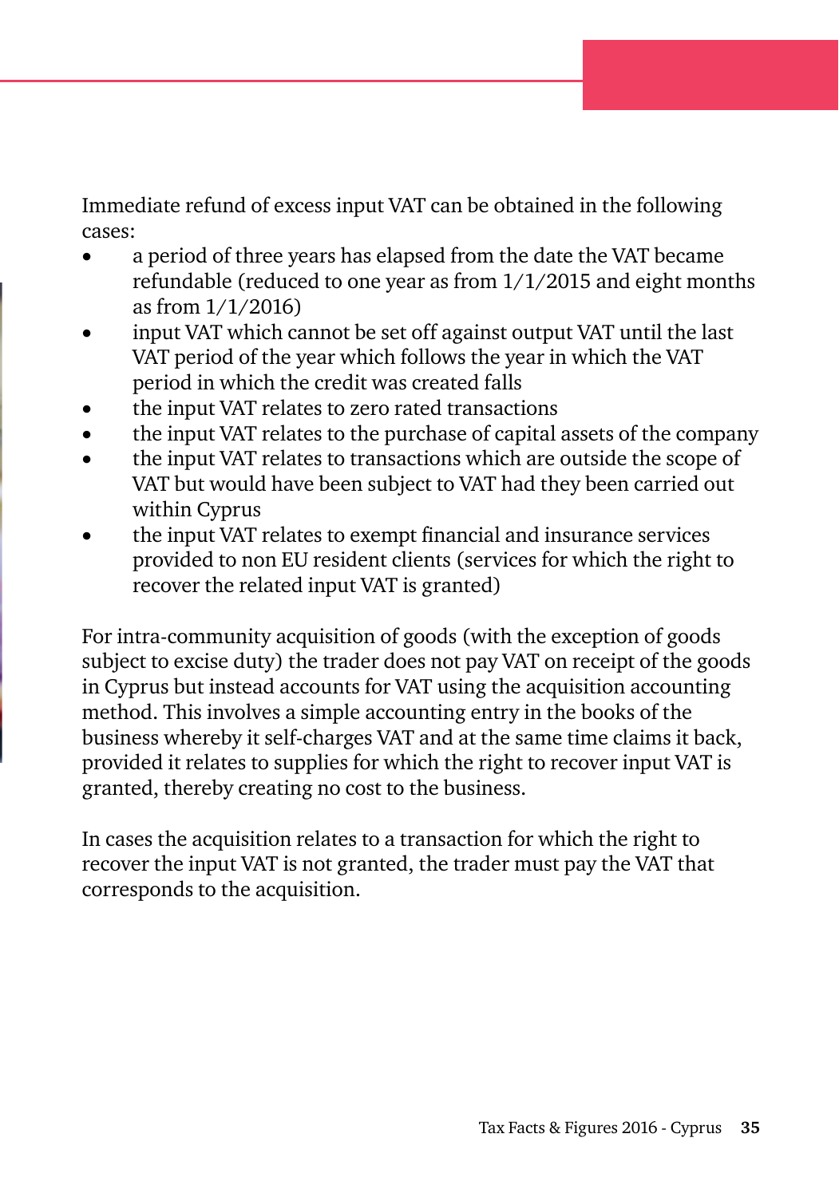Immediate refund of excess input VAT can be obtained in the following cases:

- a period of three years has elapsed from the date the VAT became refundable (reduced to one year as from 1/1/2015 and eight months as from 1/1/2016)
- input VAT which cannot be set off against output VAT until the last VAT period of the year which follows the year in which the VAT period in which the credit was created falls
- the input VAT relates to zero rated transactions
- the input VAT relates to the purchase of capital assets of the company
- the input VAT relates to transactions which are outside the scope of VAT but would have been subject to VAT had they been carried out within Cyprus
- the input VAT relates to exempt financial and insurance services provided to non EU resident clients (services for which the right to recover the related input VAT is granted)

For intra-community acquisition of goods (with the exception of goods subject to excise duty) the trader does not pay VAT on receipt of the goods in Cyprus but instead accounts for VAT using the acquisition accounting method. This involves a simple accounting entry in the books of the business whereby it self-charges VAT and at the same time claims it back, provided it relates to supplies for which the right to recover input VAT is granted, thereby creating no cost to the business.

In cases the acquisition relates to a transaction for which the right to recover the input VAT is not granted, the trader must pay the VAT that corresponds to the acquisition.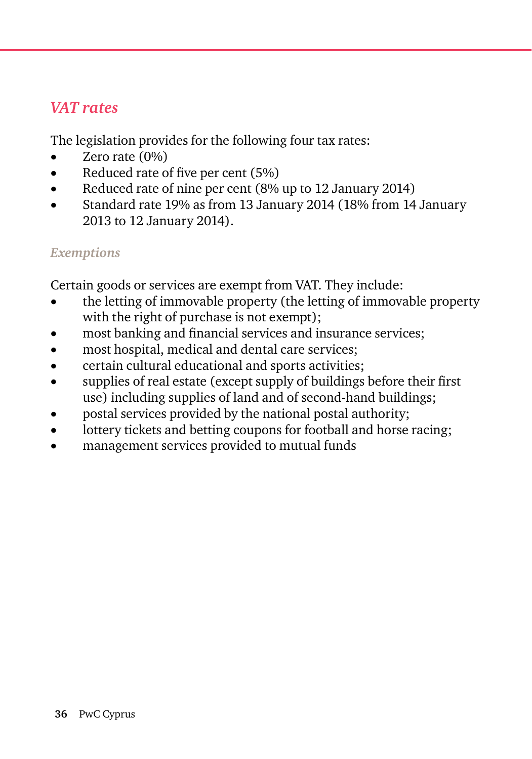## *VAT rates*

The legislation provides for the following four tax rates:

- Zero rate (0%)
- Reduced rate of five per cent (5%)
- Reduced rate of nine per cent (8% up to 12 January 2014)
- Standard rate 19% as from 13 January 2014 (18% from 14 January 2013 to 12 January 2014).

### *Exemptions*

Certain goods or services are exempt from VAT. They include:

- the letting of immovable property (the letting of immovable property with the right of purchase is not exempt);
- most banking and financial services and insurance services;
- most hospital, medical and dental care services;
- certain cultural educational and sports activities;
- supplies of real estate (except supply of buildings before their first use) including supplies of land and of second-hand buildings;
- postal services provided by the national postal authority;
- lottery tickets and betting coupons for football and horse racing;
- management services provided to mutual funds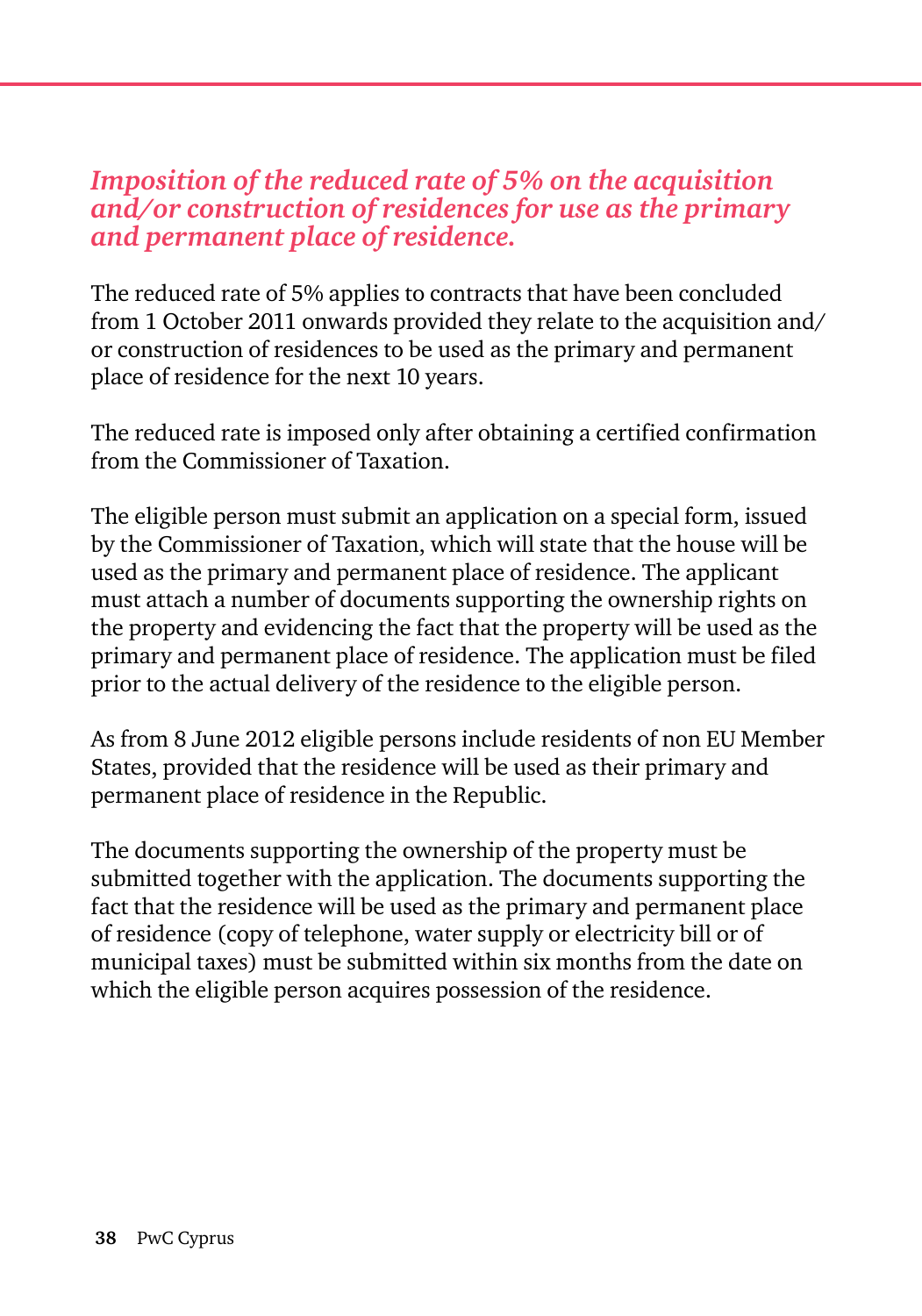### *Imposition of the reduced rate of 5% on the acquisition and/or construction of residences for use as the primary and permanent place of residence.*

The reduced rate of 5% applies to contracts that have been concluded from 1 October 2011 onwards provided they relate to the acquisition and/ or construction of residences to be used as the primary and permanent place of residence for the next 10 years.

The reduced rate is imposed only after obtaining a certified confirmation from the Commissioner of Taxation.

The eligible person must submit an application on a special form, issued by the Commissioner of Taxation, which will state that the house will be used as the primary and permanent place of residence. The applicant must attach a number of documents supporting the ownership rights on the property and evidencing the fact that the property will be used as the primary and permanent place of residence. The application must be filed prior to the actual delivery of the residence to the eligible person.

As from 8 June 2012 eligible persons include residents of non EU Member States, provided that the residence will be used as their primary and permanent place of residence in the Republic.

The documents supporting the ownership of the property must be submitted together with the application. The documents supporting the fact that the residence will be used as the primary and permanent place of residence (copy of telephone, water supply or electricity bill or of municipal taxes) must be submitted within six months from the date on which the eligible person acquires possession of the residence.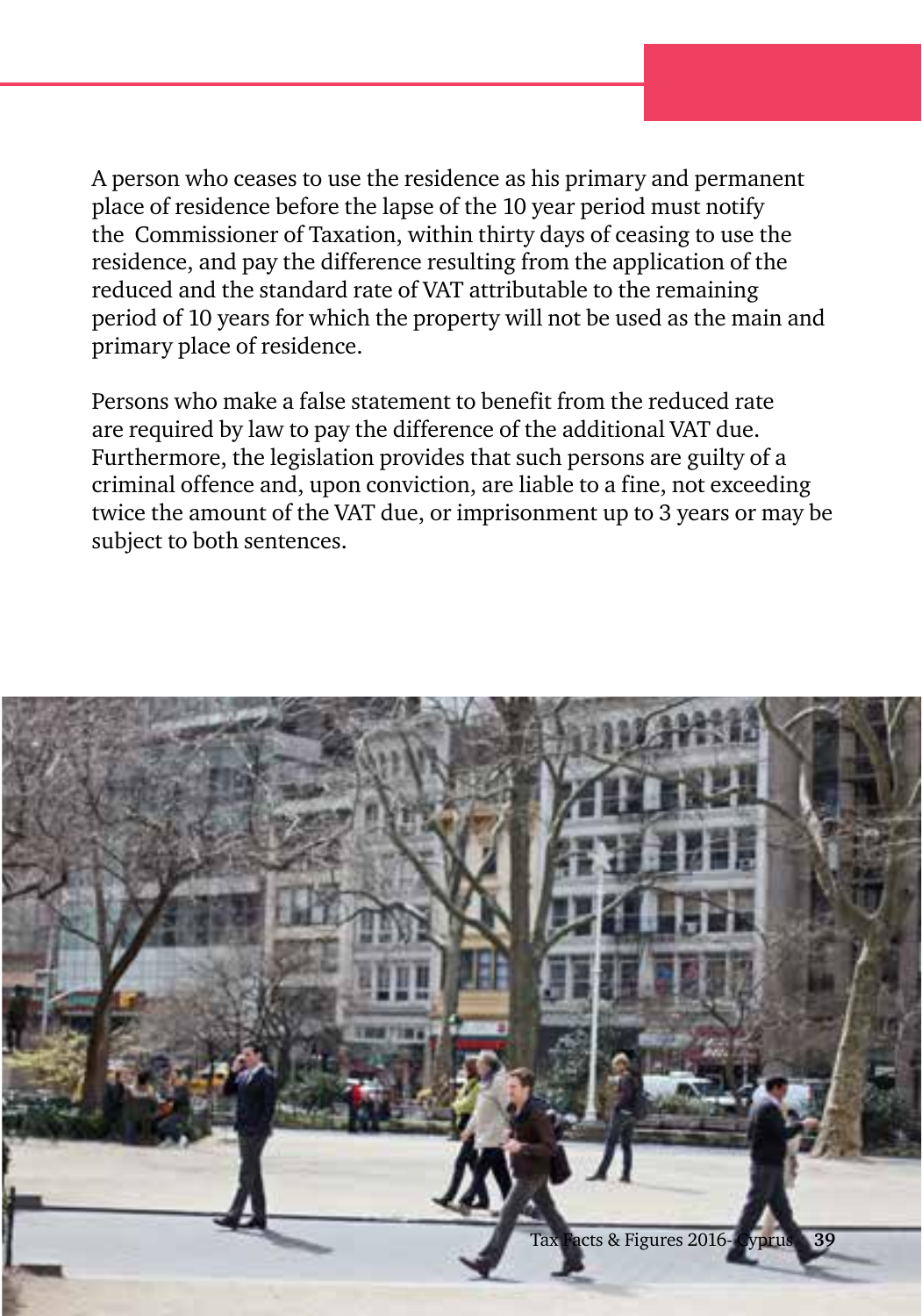A person who ceases to use the residence as his primary and permanent place of residence before the lapse of the 10 year period must notify the  Commissioner of Taxation, within thirty days of ceasing to use the residence, and pay the difference resulting from the application of the reduced and the standard rate of VAT attributable to the remaining period of 10 years for which the property will not be used as the main and primary place of residence.

Persons who make a false statement to benefit from the reduced rate are required by law to pay the difference of the additional VAT due. Furthermore, the legislation provides that such persons are guilty of a criminal offence and, upon conviction, are liable to a fine, not exceeding twice the amount of the VAT due, or imprisonment up to 3 years or may be subject to both sentences.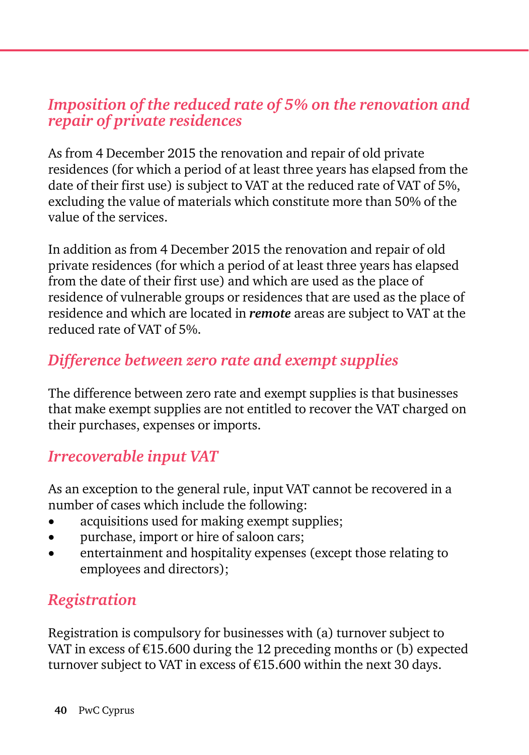## *Imposition of the reduced rate of 5% on the renovation and repair of private residences*

As from 4 December 2015 the renovation and repair of old private residences (for which a period of at least three years has elapsed from the date of their first use) is subject to VAT at the reduced rate of VAT of 5%, excluding the value of materials which constitute more than 50% of the value of the services.

In addition as from 4 December 2015 the renovation and repair of old private residences (for which a period of at least three years has elapsed from the date of their first use) and which are used as the place of residence of vulnerable groups or residences that are used as the place of residence and which are located in ***remote*** areas are subject to VAT at the reduced rate of VAT of 5%.

## *Difference between zero rate and exempt supplies*

The difference between zero rate and exempt supplies is that businesses that make exempt supplies are not entitled to recover the VAT charged on their purchases, expenses or imports.

## *Irrecoverable input VAT*

As an exception to the general rule, input VAT cannot be recovered in a number of cases which include the following:

- acquisitions used for making exempt supplies;
- purchase, import or hire of saloon cars;
- entertainment and hospitality expenses (except those relating to employees and directors);

## *Registration*

Registration is compulsory for businesses with (a) turnover subject to VAT in excess of €15.600 during the 12 preceding months or (b) expected turnover subject to VAT in excess of €15.600 within the next 30 days.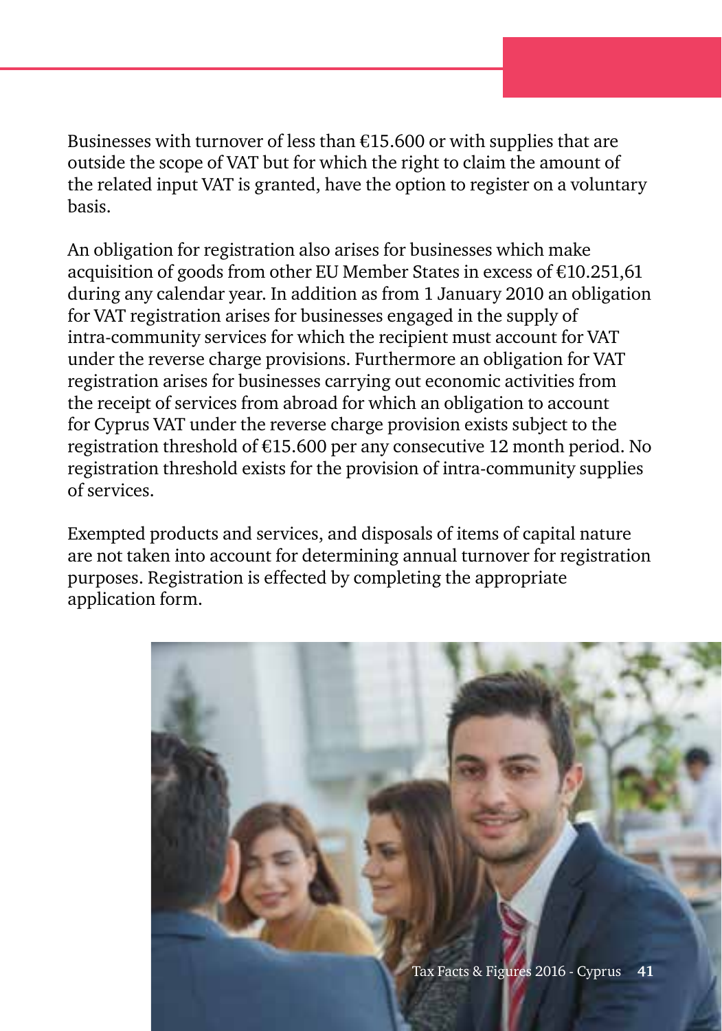Businesses with turnover of less than €15.600 or with supplies that are outside the scope of VAT but for which the right to claim the amount of the related input VAT is granted, have the option to register on a voluntary basis.

An obligation for registration also arises for businesses which make acquisition of goods from other EU Member States in excess of €10.251,61 during any calendar year. In addition as from 1 January 2010 an obligation for VAT registration arises for businesses engaged in the supply of intra-community services for which the recipient must account for VAT under the reverse charge provisions. Furthermore an obligation for VAT registration arises for businesses carrying out economic activities from the receipt of services from abroad for which an obligation to account for Cyprus VAT under the reverse charge provision exists subject to the registration threshold of €15.600 per any consecutive 12 month period. No registration threshold exists for the provision of intra-community supplies of services.

Exempted products and services, and disposals of items of capital nature are not taken into account for determining annual turnover for registration purposes. Registration is effected by completing the appropriate application form.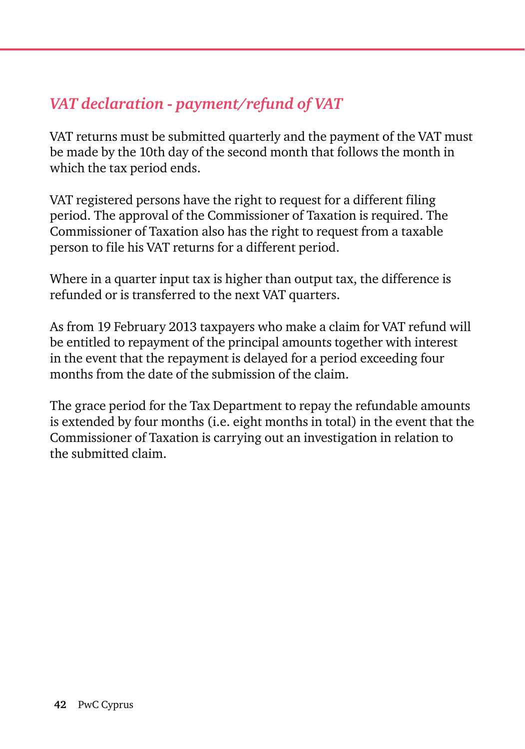## *VAT declaration - payment/refund of VAT*

VAT returns must be submitted quarterly and the payment of the VAT must be made by the 10th day of the second month that follows the month in which the tax period ends.

VAT registered persons have the right to request for a different filing period. The approval of the Commissioner of Taxation is required. The Commissioner of Taxation also has the right to request from a taxable person to file his VAT returns for a different period.

Where in a quarter input tax is higher than output tax, the difference is refunded or is transferred to the next VAT quarters.

As from 19 February 2013 taxpayers who make a claim for VAT refund will be entitled to repayment of the principal amounts together with interest in the event that the repayment is delayed for a period exceeding four months from the date of the submission of the claim.

The grace period for the Tax Department to repay the refundable amounts is extended by four months (i.e. eight months in total) in the event that the Commissioner of Taxation is carrying out an investigation in relation to the submitted claim.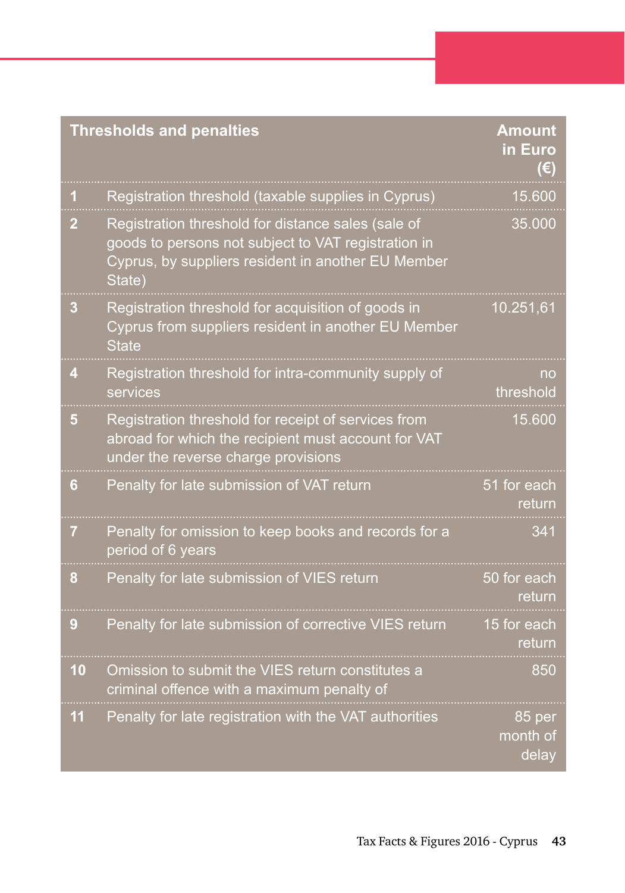| | Thresholds and penalties | Amount in Euro (€) |
|---|---|---|
| 1 | Registration threshold (taxable supplies in Cyprus) | 15.600 |
| 2 | Registration threshold for distance sales (sale of goods to persons not subject to VAT registration in Cyprus, by suppliers resident in another EU Member State) | 35.000 |
| 3 | Registration threshold for acquisition of goods in Cyprus from suppliers resident in another EU Member State | 10.251,61 |
| 4 | Registration threshold for intra-community supply of services | no threshold |
| 5 | Registration threshold for receipt of services from abroad for which the recipient must account for VAT under the reverse charge provisions | 15.600 |
| 6 | Penalty for late submission of VAT return | 51 for each return |
| 7 | Penalty for omission to keep books and records for a period of 6 years | 341 |
| 8 | Penalty for late submission of VIES return | 50 for each return |
| 9 | Penalty for late submission of corrective VIES return | 15 for each return |
| 10 | Omission to submit the VIES return constitutes a criminal offence with a maximum penalty of | 850 |
| 11 | Penalty for late registration with the VAT authorities | 85 per month of delay |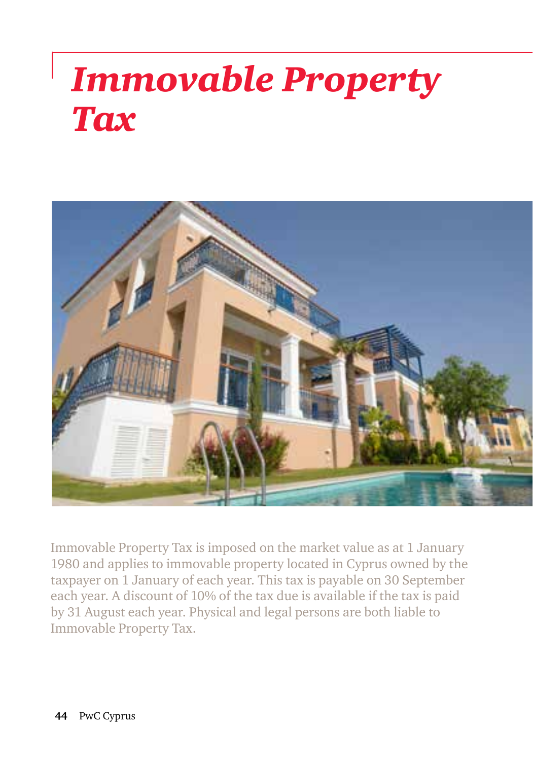# *Immovable Property Tax*

Immovable Property Tax is imposed on the market value as at 1 January 1980 and applies to immovable property located in Cyprus owned by the taxpayer on 1 January of each year. This tax is payable on 30 September each year. A discount of 10% of the tax due is available if the tax is paid by 31 August each year. Physical and legal persons are both liable to Immovable Property Tax.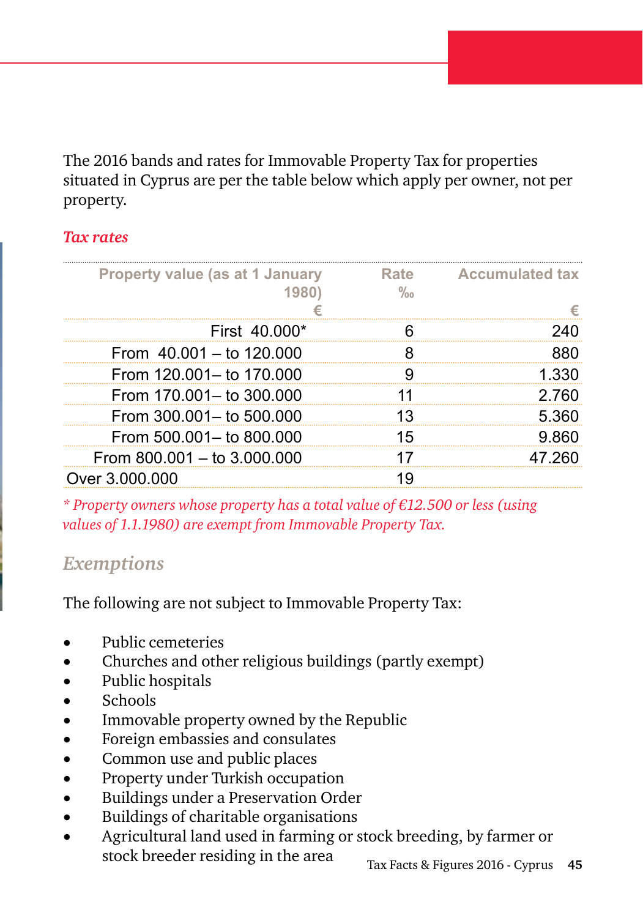The 2016 bands and rates for Immovable Property Tax for properties situated in Cyprus are per the table below which apply per owner, not per property.

### *Tax rates*

| Property value (as at 1 January 1980) € | Rate ‰ | Accumulated tax € |
|---|---|---|
| First 40.000* | 6 | 240 |
| From 40.001 – to 120.000 | 8 | 880 |
| From 120.001– to 170.000 | 9 | 1.330 |
| From 170.001– to 300.000 | 11 | 2.760 |
| From 300.001– to 500.000 | 13 | 5.360 |
| From 500.001– to 800.000 | 15 | 9.860 |
| From 800.001 – to 3.000.000 | 17 | 47.260 |
| Over 3.000.000 | 19 | |

*\* Property owners whose property has a total value of €12.500 or less (using values of 1.1.1980) are exempt from Immovable Property Tax.*

## *Exemptions*

The following are not subject to Immovable Property Tax:

- Public cemeteries
- Churches and other religious buildings (partly exempt)
- Public hospitals
- Schools
- Immovable property owned by the Republic
- Foreign embassies and consulates
- Common use and public places
- Property under Turkish occupation
- Buildings under a Preservation Order
- Buildings of charitable organisations
- Agricultural land used in farming or stock breeding, by farmer or stock breeder residing in the area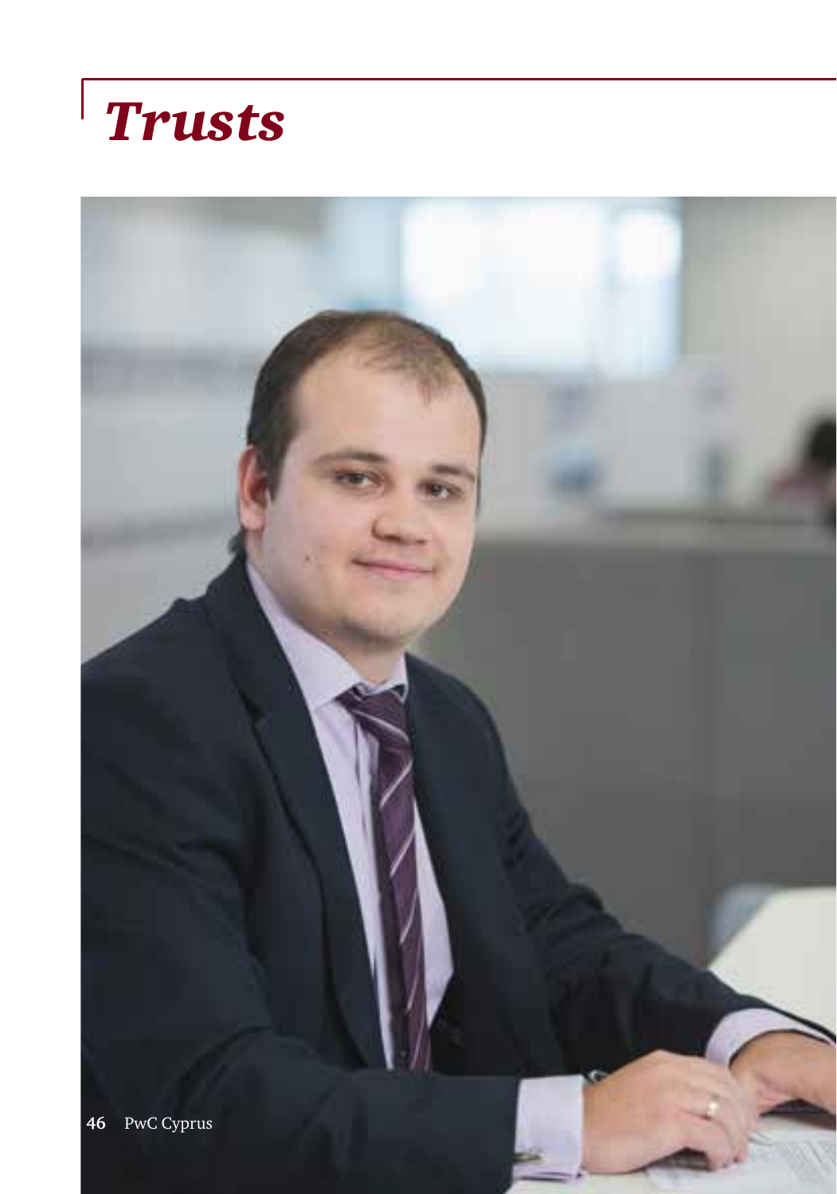# *Trusts*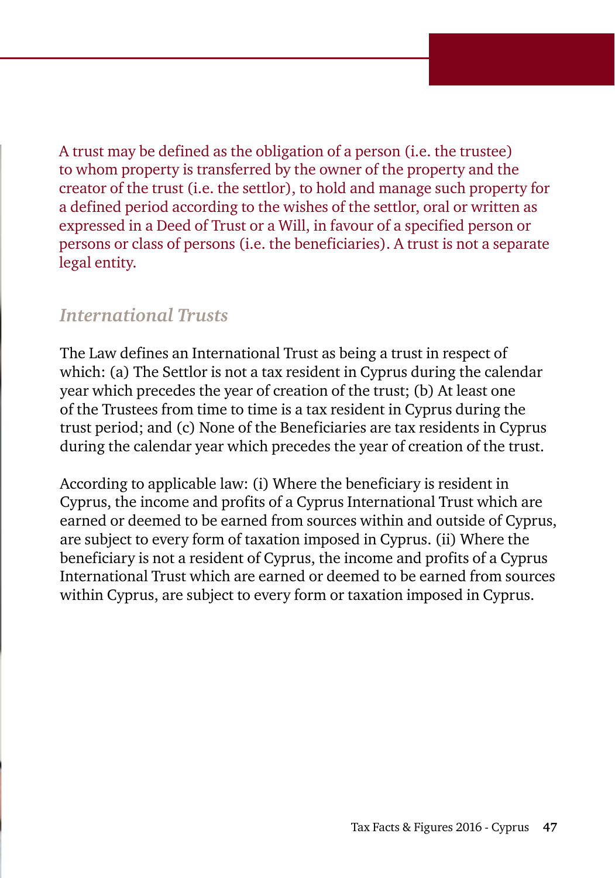A trust may be defined as the obligation of a person (i.e. the trustee) to whom property is transferred by the owner of the property and the creator of the trust (i.e. the settlor), to hold and manage such property for a defined period according to the wishes of the settlor, oral or written as expressed in a Deed of Trust or a Will, in favour of a specified person or persons or class of persons (i.e. the beneficiaries). A trust is not a separate legal entity.

## *International Trusts*

The Law defines an International Trust as being a trust in respect of which: (a) The Settlor is not a tax resident in Cyprus during the calendar year which precedes the year of creation of the trust; (b) At least one of the Trustees from time to time is a tax resident in Cyprus during the trust period; and (c) None of the Beneficiaries are tax residents in Cyprus during the calendar year which precedes the year of creation of the trust.

According to applicable law: (i) Where the beneficiary is resident in Cyprus, the income and profits of a Cyprus International Trust which are earned or deemed to be earned from sources within and outside of Cyprus, are subject to every form of taxation imposed in Cyprus. (ii) Where the beneficiary is not a resident of Cyprus, the income and profits of a Cyprus International Trust which are earned or deemed to be earned from sources within Cyprus, are subject to every form or taxation imposed in Cyprus.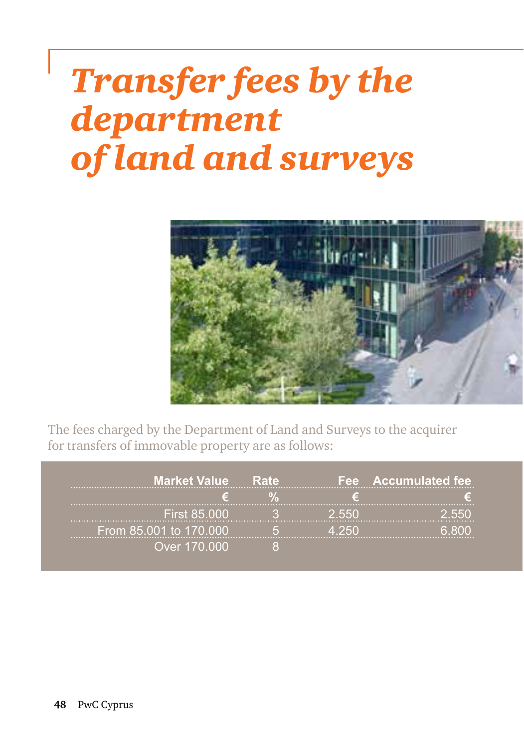# *Transfer fees by the department of land and surveys*

The fees charged by the Department of Land and Surveys to the acquirer for transfers of immovable property are as follows:

| Market Value | Rate | Fee | Accumulated fee |
|---|---|---|---|
| € | % | € | € |
| First 85.000 | 3 | 2.550 | 2.550 |
| From 85.001 to 170.000 | 5 | 4.250 | 6.800 |
| Over 170.000 | 8 | | |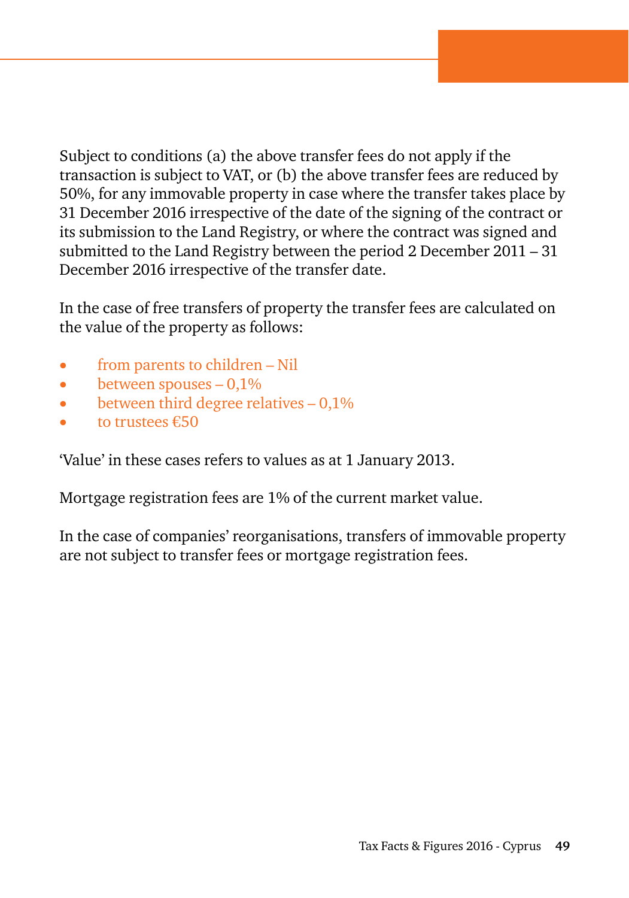Subject to conditions (a) the above transfer fees do not apply if the transaction is subject to VAT, or (b) the above transfer fees are reduced by 50%, for any immovable property in case where the transfer takes place by 31 December 2016 irrespective of the date of the signing of the contract or its submission to the Land Registry, or where the contract was signed and submitted to the Land Registry between the period 2 December 2011 – 31 December 2016 irrespective of the transfer date.

In the case of free transfers of property the transfer fees are calculated on the value of the property as follows:

- from parents to children – Nil
- between spouses – 0,1%
- between third degree relatives – 0,1%
- to trustees €50

'Value' in these cases refers to values as at 1 January 2013.

Mortgage registration fees are 1% of the current market value.

In the case of companies' reorganisations, transfers of immovable property are not subject to transfer fees or mortgage registration fees.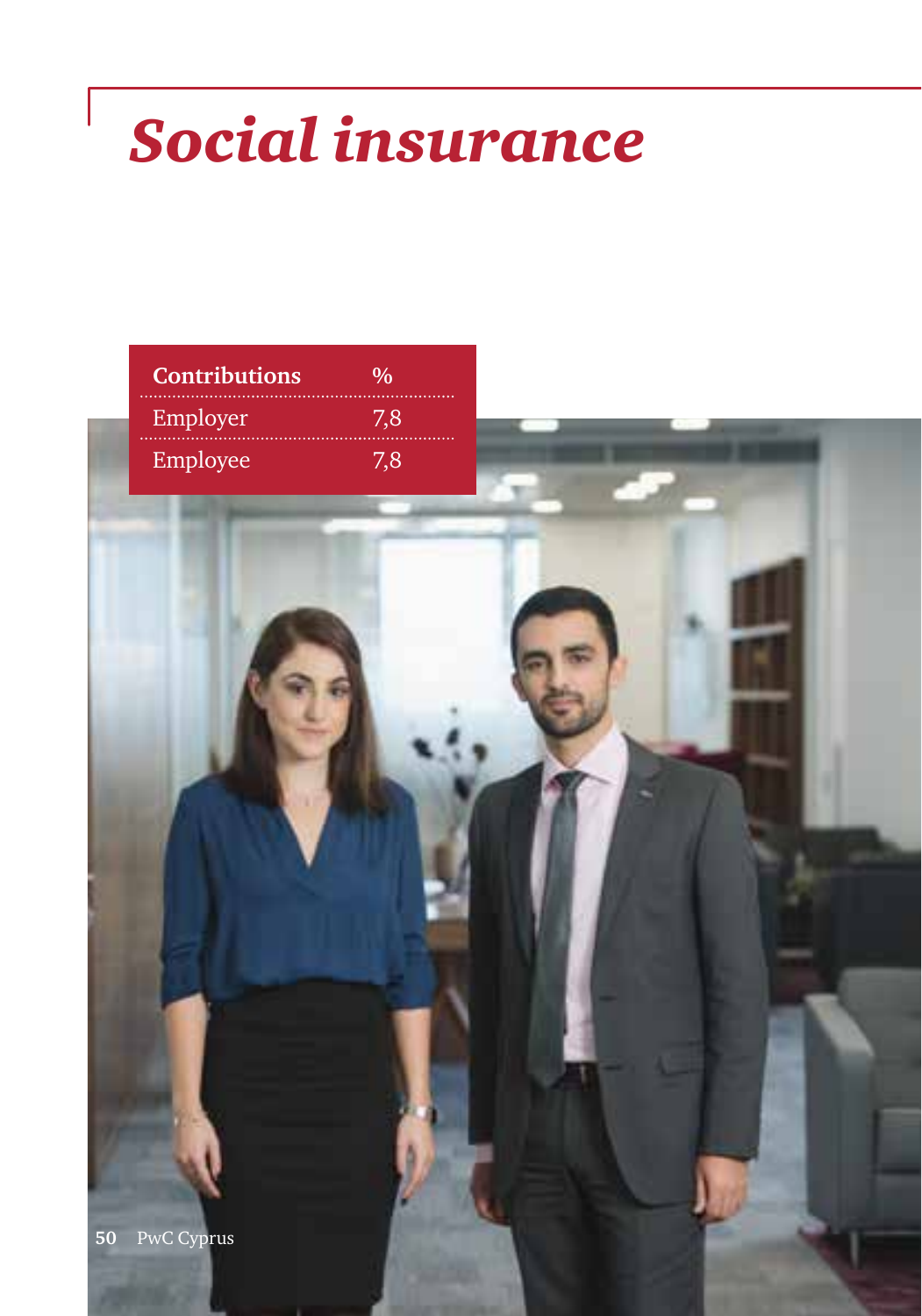# *Social insurance*

| Contributions | % |
|---|---|
| Employer | 7,8 |
| Employee | 7,8 |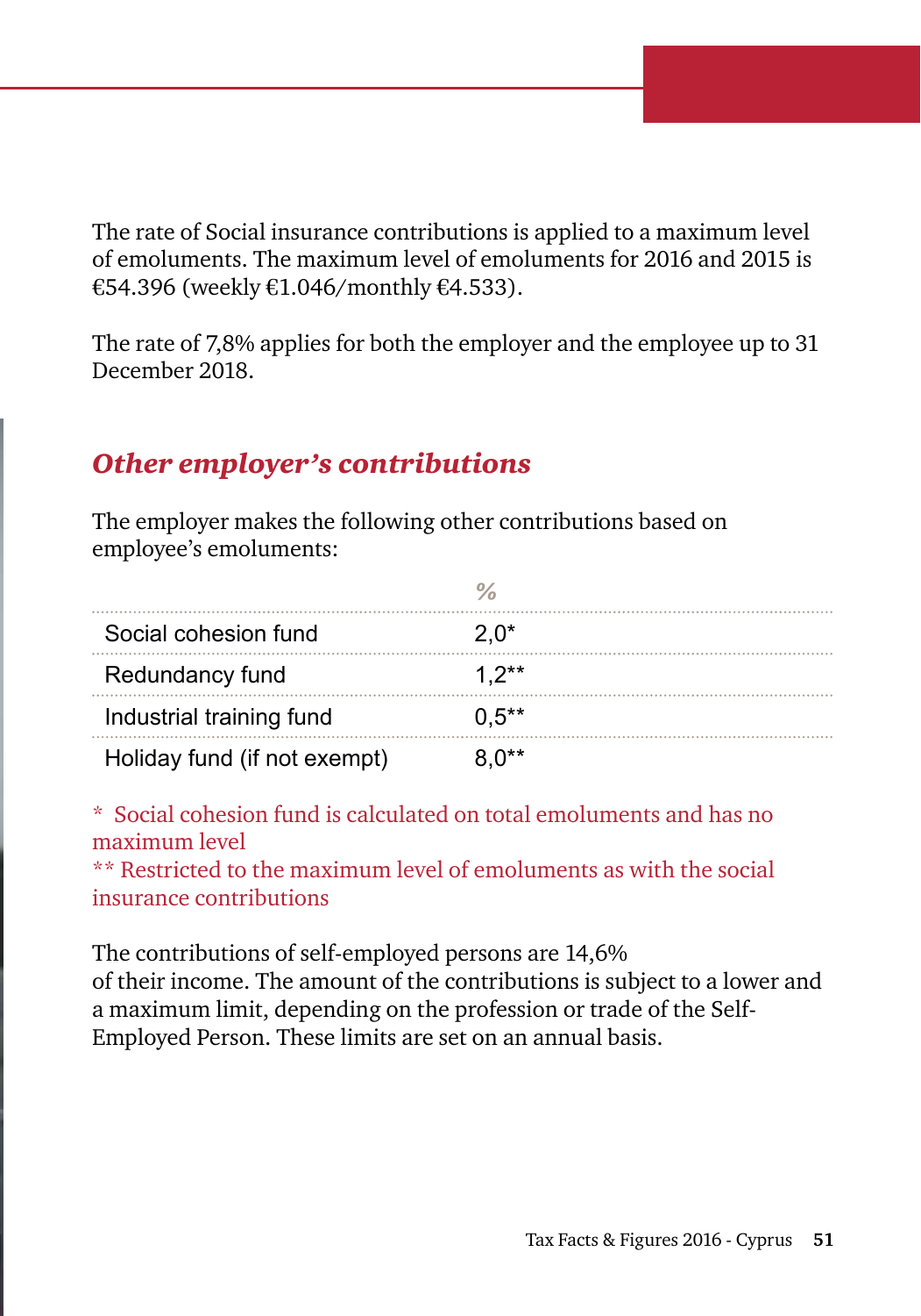The rate of Social insurance contributions is applied to a maximum level of emoluments. The maximum level of emoluments for 2016 and 2015 is €54.396 (weekly €1.046/monthly €4.533).

The rate of 7,8% applies for both the employer and the employee up to 31 December 2018.

## *Other employer's contributions*

The employer makes the following other contributions based on employee's emoluments:

| | % |
|---|---|
| Social cohesion fund | 2,0* |
| Redundancy fund | 1,2** |
| Industrial training fund | 0,5** |
| Holiday fund (if not exempt) | 8,0** |

\* Social cohesion fund is calculated on total emoluments and has no maximum level
\*\* Restricted to the maximum level of emoluments as with the social insurance contributions

The contributions of self-employed persons are 14,6% of their income. The amount of the contributions is subject to a lower and a maximum limit, depending on the profession or trade of the Self-Employed Person. These limits are set on an annual basis.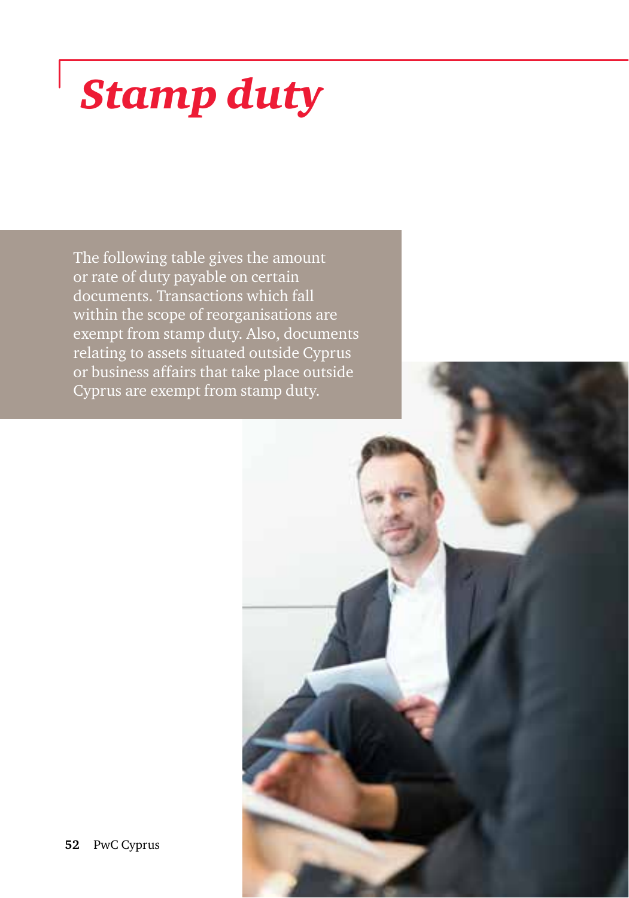# *Stamp duty*

The following table gives the amount or rate of duty payable on certain documents. Transactions which fall within the scope of reorganisations are exempt from stamp duty. Also, documents relating to assets situated outside Cyprus or business affairs that take place outside Cyprus are exempt from stamp duty.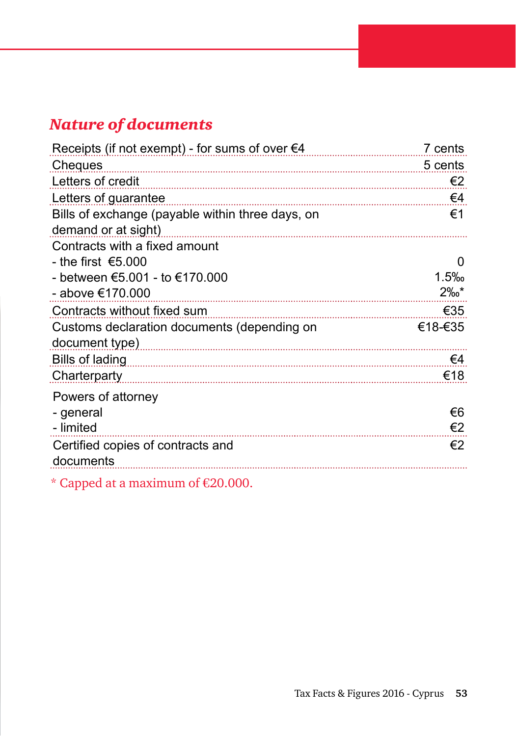## *Nature of documents*

| Nature of documents | |
|---|---|
| Receipts (if not exempt) - for sums of over €4 | 7 cents |
| Cheques | 5 cents |
| Letters of credit | €2 |
| Letters of guarantee | €4 |
| Bills of exchange (payable within three days, on demand or at sight) | €1 |
| Contracts with a fixed amount | |
| - the first €5.000 | 0 |
| - between €5.001 - to €170.000 | 1.5‰ |
| - above €170.000 | 2‰* |
| Contracts without fixed sum | €35 |
| Customs declaration documents (depending on document type) | €18-€35 |
| Bills of lading | €4 |
| Charterparty | €18 |
| Powers of attorney | |
| - general | €6 |
| - limited | €2 |
| Certified copies of contracts and documents | €2 |

* Capped at a maximum of €20.000.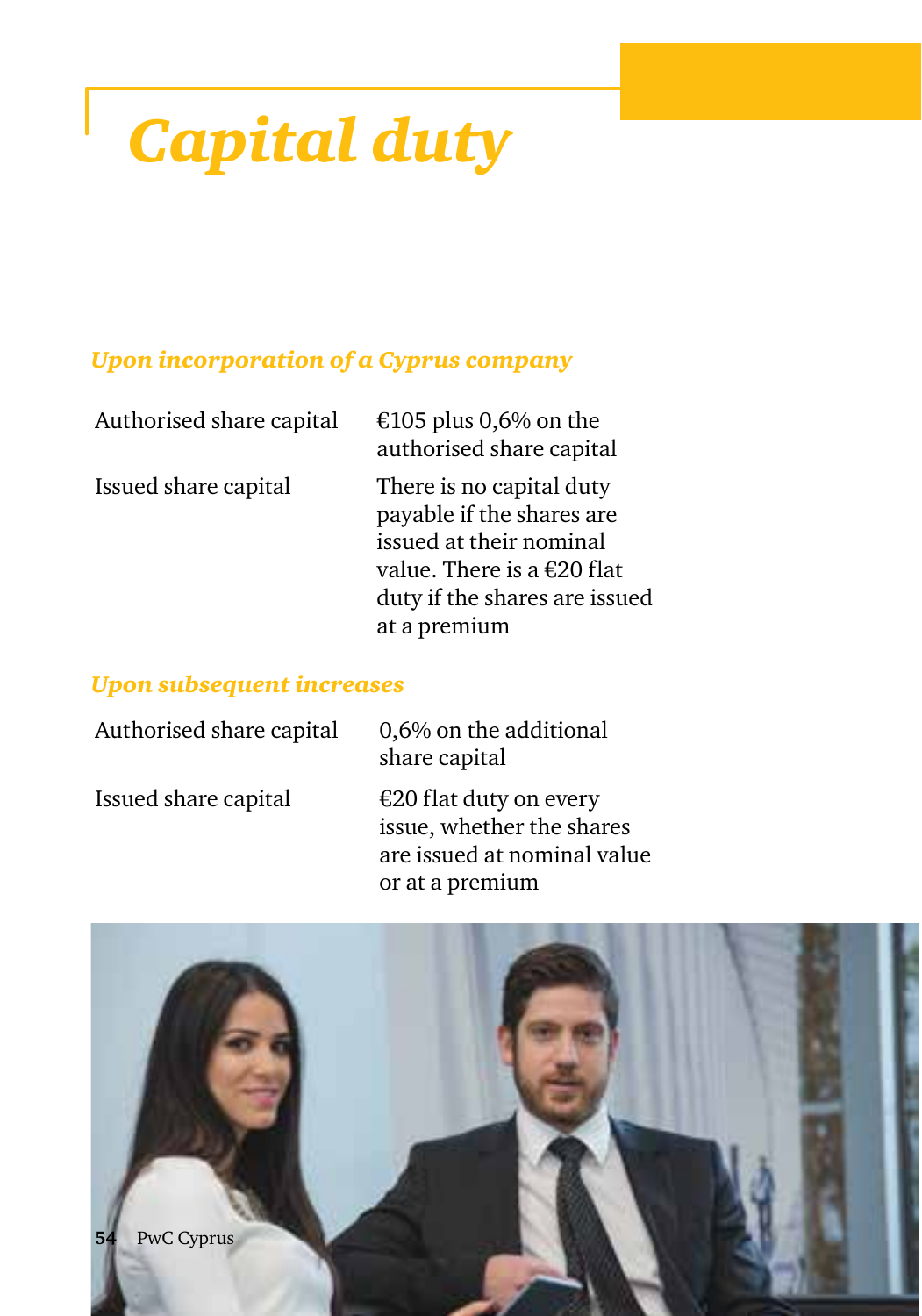# *Capital duty*

### *Upon incorporation of a Cyprus company*

| | |
|---|---|
| Authorised share capital | €105 plus 0,6% on the authorised share capital |
| Issued share capital | There is no capital duty payable if the shares are issued at their nominal value. There is a €20 flat duty if the shares are issued at a premium |

### *Upon subsequent increases*

| | |
|---|---|
| Authorised share capital | 0,6% on the additional share capital |
| Issued share capital | €20 flat duty on every issue, whether the shares are issued at nominal value or at a premium |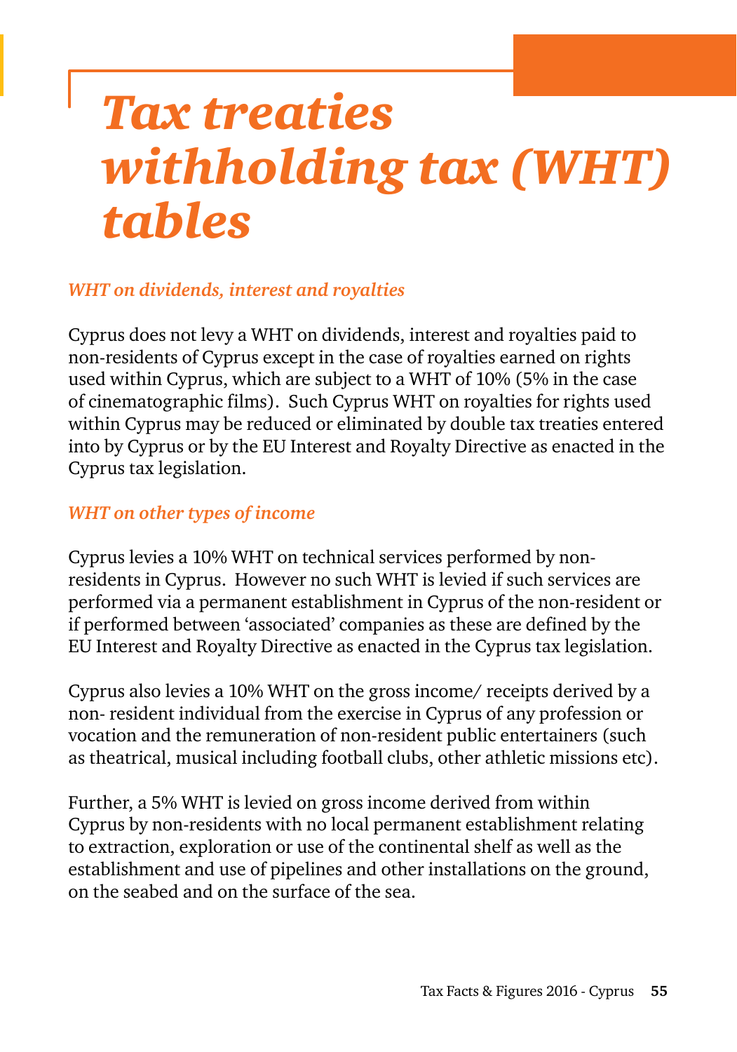# *Tax treaties withholding tax (WHT) tables*

### *WHT on dividends, interest and royalties*

Cyprus does not levy a WHT on dividends, interest and royalties paid to non-residents of Cyprus except in the case of royalties earned on rights used within Cyprus, which are subject to a WHT of 10% (5% in the case of cinematographic films). Such Cyprus WHT on royalties for rights used within Cyprus may be reduced or eliminated by double tax treaties entered into by Cyprus or by the EU Interest and Royalty Directive as enacted in the Cyprus tax legislation.

### *WHT on other types of income*

Cyprus levies a 10% WHT on technical services performed by non-residents in Cyprus. However no such WHT is levied if such services are performed via a permanent establishment in Cyprus of the non-resident or if performed between 'associated' companies as these are defined by the EU Interest and Royalty Directive as enacted in the Cyprus tax legislation.

Cyprus also levies a 10% WHT on the gross income/ receipts derived by a non- resident individual from the exercise in Cyprus of any profession or vocation and the remuneration of non-resident public entertainers (such as theatrical, musical including football clubs, other athletic missions etc).

Further, a 5% WHT is levied on gross income derived from within Cyprus by non-residents with no local permanent establishment relating to extraction, exploration or use of the continental shelf as well as the establishment and use of pipelines and other installations on the ground, on the seabed and on the surface of the sea.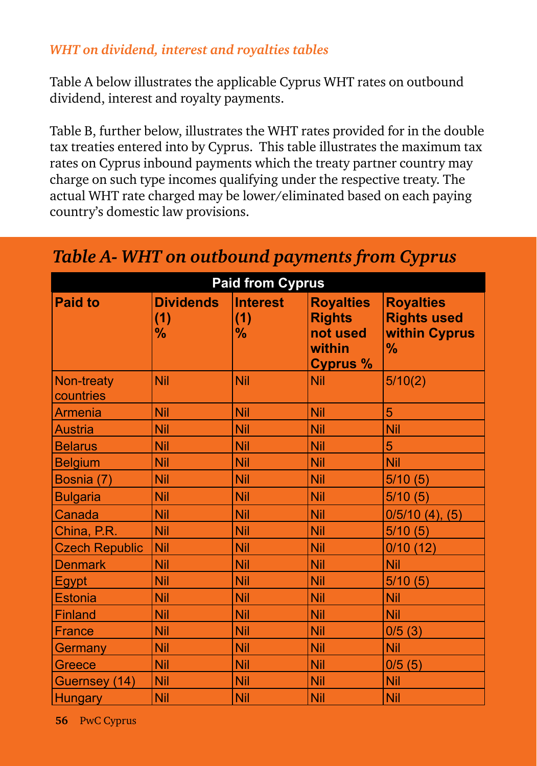*WHT on dividend, interest and royalties tables*

Table A below illustrates the applicable Cyprus WHT rates on outbound dividend, interest and royalty payments.

Table B, further below, illustrates the WHT rates provided for in the double tax treaties entered into by Cyprus. This table illustrates the maximum tax rates on Cyprus inbound payments which the treaty partner country may charge on such type incomes qualifying under the respective treaty. The actual WHT rate charged may be lower/eliminated based on each paying country's domestic law provisions.

## *Table A- WHT on outbound payments from Cyprus*

| Paid from Cyprus | | | | |
|---|---|---|---|---|
| **Paid to** | **Dividends (1) %** | **Interest (1) %** | **Royalties Rights not used within Cyprus %** | **Royalties Rights used within Cyprus %** |
| Non-treaty countries | Nil | Nil | Nil | 5/10(2) |
| Armenia | Nil | Nil | Nil | 5 |
| Austria | Nil | Nil | Nil | Nil |
| Belarus | Nil | Nil | Nil | 5 |
| Belgium | Nil | Nil | Nil | Nil |
| Bosnia (7) | Nil | Nil | Nil | 5/10 (5) |
| Bulgaria | Nil | Nil | Nil | 5/10 (5) |
| Canada | Nil | Nil | Nil | 0/5/10 (4), (5) |
| China, P.R. | Nil | Nil | Nil | 5/10 (5) |
| Czech Republic | Nil | Nil | Nil | 0/10 (12) |
| Denmark | Nil | Nil | Nil | Nil |
| Egypt | Nil | Nil | Nil | 5/10 (5) |
| Estonia | Nil | Nil | Nil | Nil |
| Finland | Nil | Nil | Nil | Nil |
| France | Nil | Nil | Nil | 0/5 (3) |
| Germany | Nil | Nil | Nil | Nil |
| Greece | Nil | Nil | Nil | 0/5 (5) |
| Guernsey (14) | Nil | Nil | Nil | Nil |
| Hungary | Nil | Nil | Nil | Nil |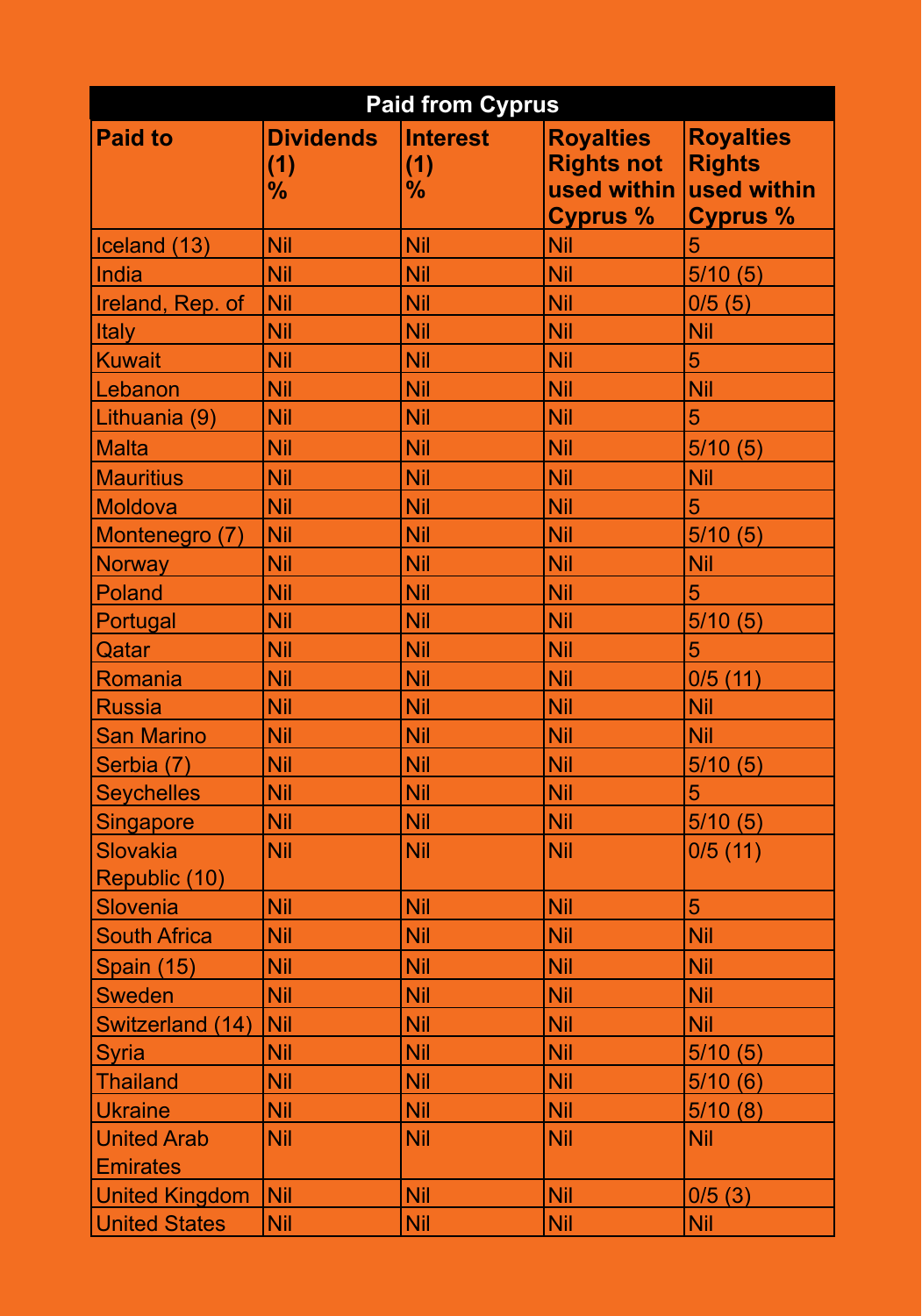| Paid from Cyprus | | | | |
|---|---|---|---|---|
| **Paid to** | **Dividends (1) %** | **Interest (1) %** | **Royalties Rights not used within Cyprus %** | **Royalties Rights used within Cyprus %** |
| Iceland (13) | Nil | Nil | Nil | 5 |
| India | Nil | Nil | Nil | 5/10 (5) |
| Ireland, Rep. of | Nil | Nil | Nil | 0/5 (5) |
| Italy | Nil | Nil | Nil | Nil |
| Kuwait | Nil | Nil | Nil | 5 |
| Lebanon | Nil | Nil | Nil | Nil |
| Lithuania (9) | Nil | Nil | Nil | 5 |
| Malta | Nil | Nil | Nil | 5/10 (5) |
| Mauritius | Nil | Nil | Nil | Nil |
| Moldova | Nil | Nil | Nil | 5 |
| Montenegro (7) | Nil | Nil | Nil | 5/10 (5) |
| Norway | Nil | Nil | Nil | Nil |
| Poland | Nil | Nil | Nil | 5 |
| Portugal | Nil | Nil | Nil | 5/10 (5) |
| Qatar | Nil | Nil | Nil | 5 |
| Romania | Nil | Nil | Nil | 0/5 (11) |
| Russia | Nil | Nil | Nil | Nil |
| San Marino | Nil | Nil | Nil | Nil |
| Serbia (7) | Nil | Nil | Nil | 5/10 (5) |
| Seychelles | Nil | Nil | Nil | 5 |
| Singapore | Nil | Nil | Nil | 5/10 (5) |
| Slovakia Republic (10) | Nil | Nil | Nil | 0/5 (11) |
| Slovenia | Nil | Nil | Nil | 5 |
| South Africa | Nil | Nil | Nil | Nil |
| Spain (15) | Nil | Nil | Nil | Nil |
| Sweden | Nil | Nil | Nil | Nil |
| Switzerland (14) | Nil | Nil | Nil | Nil |
| Syria | Nil | Nil | Nil | 5/10 (5) |
| Thailand | Nil | Nil | Nil | 5/10 (6) |
| Ukraine | Nil | Nil | Nil | 5/10 (8) |
| United Arab Emirates | Nil | Nil | Nil | Nil |
| United Kingdom | Nil | Nil | Nil | 0/5 (3) |
| United States | Nil | Nil | Nil | Nil |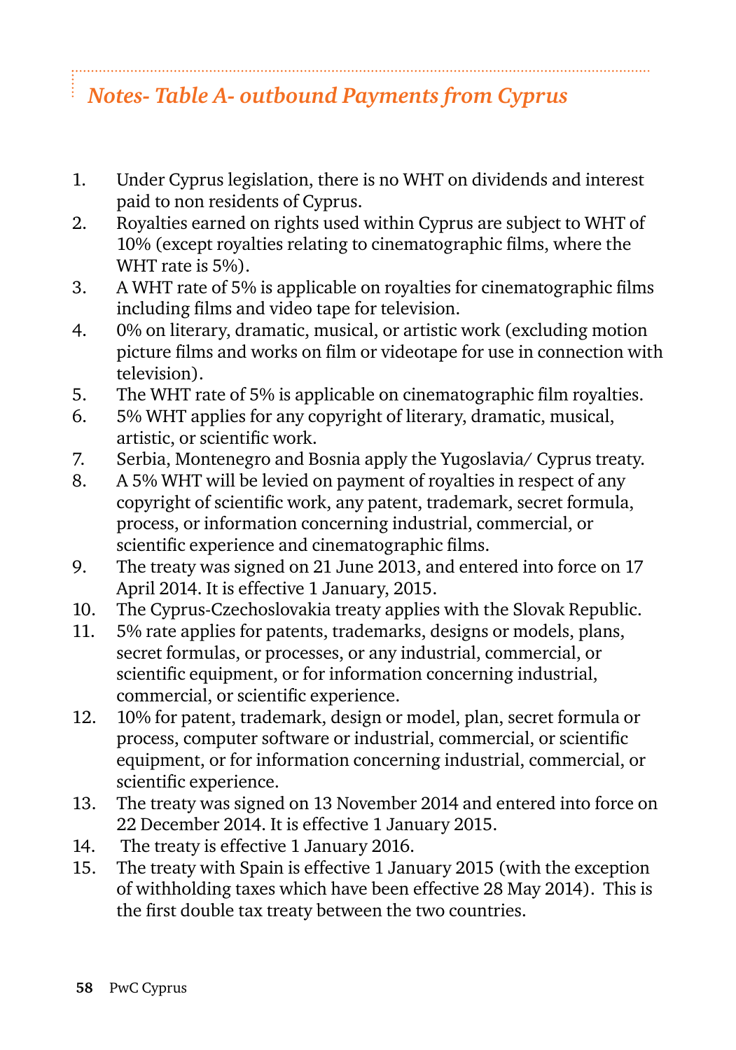## *Notes- Table A- outbound Payments from Cyprus*

1. Under Cyprus legislation, there is no WHT on dividends and interest paid to non residents of Cyprus.
2. Royalties earned on rights used within Cyprus are subject to WHT of 10% (except royalties relating to cinematographic films, where the WHT rate is 5%).
3. A WHT rate of 5% is applicable on royalties for cinematographic films including films and video tape for television.
4. 0% on literary, dramatic, musical, or artistic work (excluding motion picture films and works on film or videotape for use in connection with television).
5. The WHT rate of 5% is applicable on cinematographic film royalties.
6. 5% WHT applies for any copyright of literary, dramatic, musical, artistic, or scientific work.
7. Serbia, Montenegro and Bosnia apply the Yugoslavia/ Cyprus treaty.
8. A 5% WHT will be levied on payment of royalties in respect of any copyright of scientific work, any patent, trademark, secret formula, process, or information concerning industrial, commercial, or scientific experience and cinematographic films.
9. The treaty was signed on 21 June 2013, and entered into force on 17 April 2014. It is effective 1 January, 2015.
10. The Cyprus-Czechoslovakia treaty applies with the Slovak Republic.
11. 5% rate applies for patents, trademarks, designs or models, plans, secret formulas, or processes, or any industrial, commercial, or scientific equipment, or for information concerning industrial, commercial, or scientific experience.
12. 10% for patent, trademark, design or model, plan, secret formula or process, computer software or industrial, commercial, or scientific equipment, or for information concerning industrial, commercial, or scientific experience.
13. The treaty was signed on 13 November 2014 and entered into force on 22 December 2014. It is effective 1 January 2015.
14. The treaty is effective 1 January 2016.
15. The treaty with Spain is effective 1 January 2015 (with the exception of withholding taxes which have been effective 28 May 2014). This is the first double tax treaty between the two countries.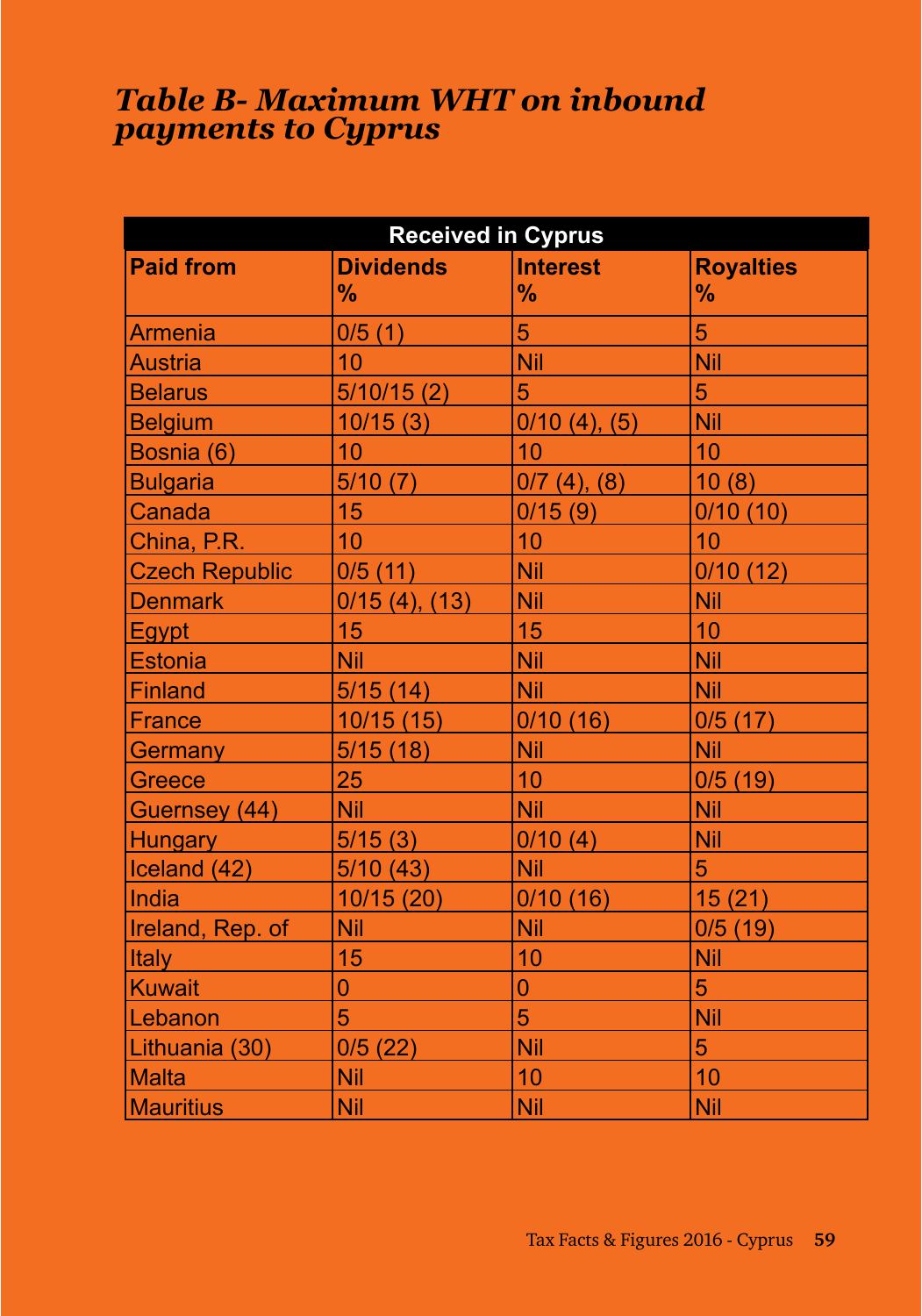## *Table B- Maximum WHT on inbound payments to Cyprus*

| Received in Cyprus | | | |
|---|---|---|---|
| **Paid from** | **Dividends %** | **Interest %** | **Royalties %** |
| Armenia | 0/5 (1) | 5 | 5 |
| Austria | 10 | Nil | Nil |
| Belarus | 5/10/15 (2) | 5 | 5 |
| Belgium | 10/15 (3) | 0/10 (4), (5) | Nil |
| Bosnia (6) | 10 | 10 | 10 |
| Bulgaria | 5/10 (7) | 0/7 (4), (8) | 10 (8) |
| Canada | 15 | 0/15 (9) | 0/10 (10) |
| China, P.R. | 10 | 10 | 10 |
| Czech Republic | 0/5 (11) | Nil | 0/10 (12) |
| Denmark | 0/15 (4), (13) | Nil | Nil |
| Egypt | 15 | 15 | 10 |
| Estonia | Nil | Nil | Nil |
| Finland | 5/15 (14) | Nil | Nil |
| France | 10/15 (15) | 0/10 (16) | 0/5 (17) |
| Germany | 5/15 (18) | Nil | Nil |
| Greece | 25 | 10 | 0/5 (19) |
| Guernsey (44) | Nil | Nil | Nil |
| Hungary | 5/15 (3) | 0/10 (4) | Nil |
| Iceland (42) | 5/10 (43) | Nil | 5 |
| India | 10/15 (20) | 0/10 (16) | 15 (21) |
| Ireland, Rep. of | Nil | Nil | 0/5 (19) |
| Italy | 15 | 10 | Nil |
| Kuwait | 0 | 0 | 5 |
| Lebanon | 5 | 5 | Nil |
| Lithuania (30) | 0/5 (22) | Nil | 5 |
| Malta | Nil | 10 | 10 |
| Mauritius | Nil | Nil | Nil |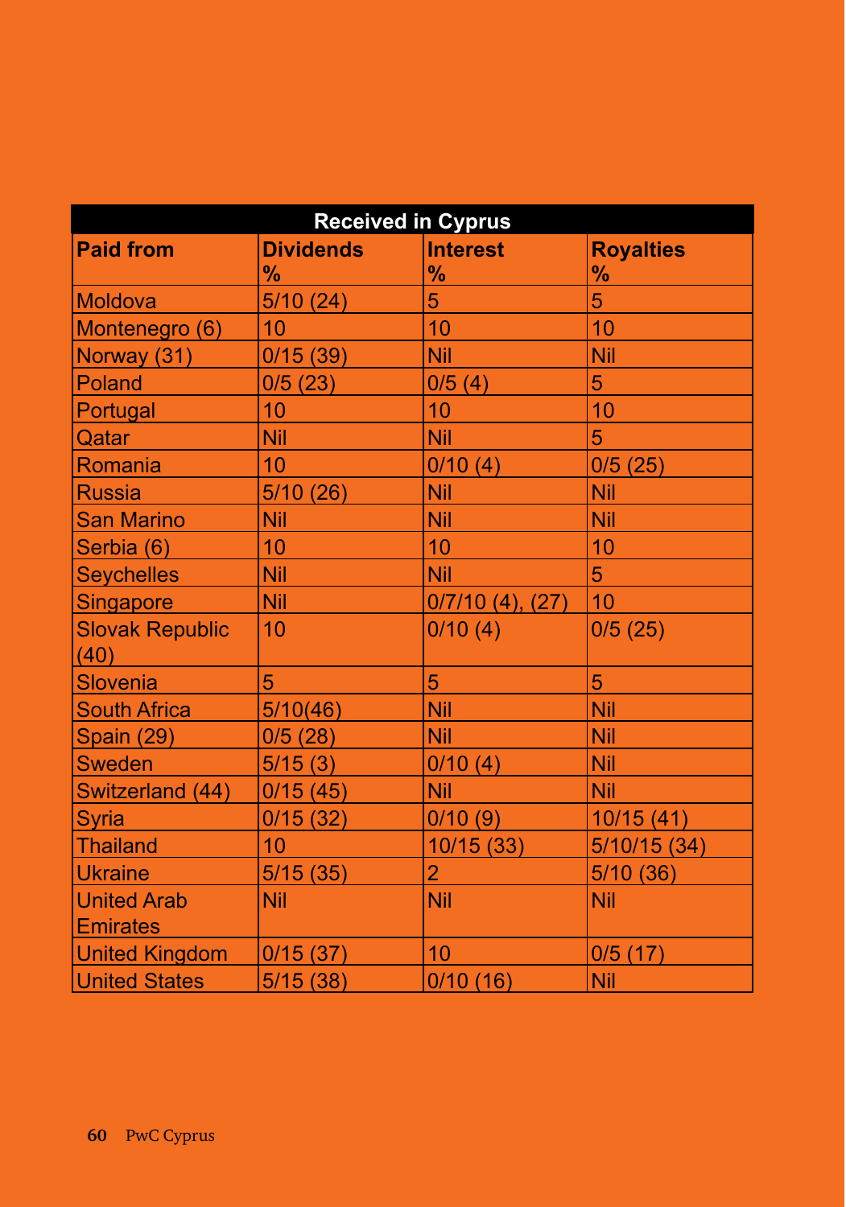| Received in Cyprus | | | |
|---|---|---|---|
| **Paid from** | **Dividends %** | **Interest %** | **Royalties %** |
| Moldova | 5/10 (24) | 5 | 5 |
| Montenegro (6) | 10 | 10 | 10 |
| Norway (31) | 0/15 (39) | Nil | Nil |
| Poland | 0/5 (23) | 0/5 (4) | 5 |
| Portugal | 10 | 10 | 10 |
| Qatar | Nil | Nil | 5 |
| Romania | 10 | 0/10 (4) | 0/5 (25) |
| Russia | 5/10 (26) | Nil | Nil |
| San Marino | Nil | Nil | Nil |
| Serbia (6) | 10 | 10 | 10 |
| Seychelles | Nil | Nil | 5 |
| Singapore | Nil | 0/7/10 (4), (27) | 10 |
| Slovak Republic (40) | 10 | 0/10 (4) | 0/5 (25) |
| Slovenia | 5 | 5 | 5 |
| South Africa | 5/10(46) | Nil | Nil |
| Spain (29) | 0/5 (28) | Nil | Nil |
| Sweden | 5/15 (3) | 0/10 (4) | Nil |
| Switzerland (44) | 0/15 (45) | Nil | Nil |
| Syria | 0/15 (32) | 0/10 (9) | 10/15 (41) |
| Thailand | 10 | 10/15 (33) | 5/10/15 (34) |
| Ukraine | 5/15 (35) | 2 | 5/10 (36) |
| United Arab Emirates | Nil | Nil | Nil |
| United Kingdom | 0/15 (37) | 10 | 0/5 (17) |
| United States | 5/15 (38) | 0/10 (16) | Nil |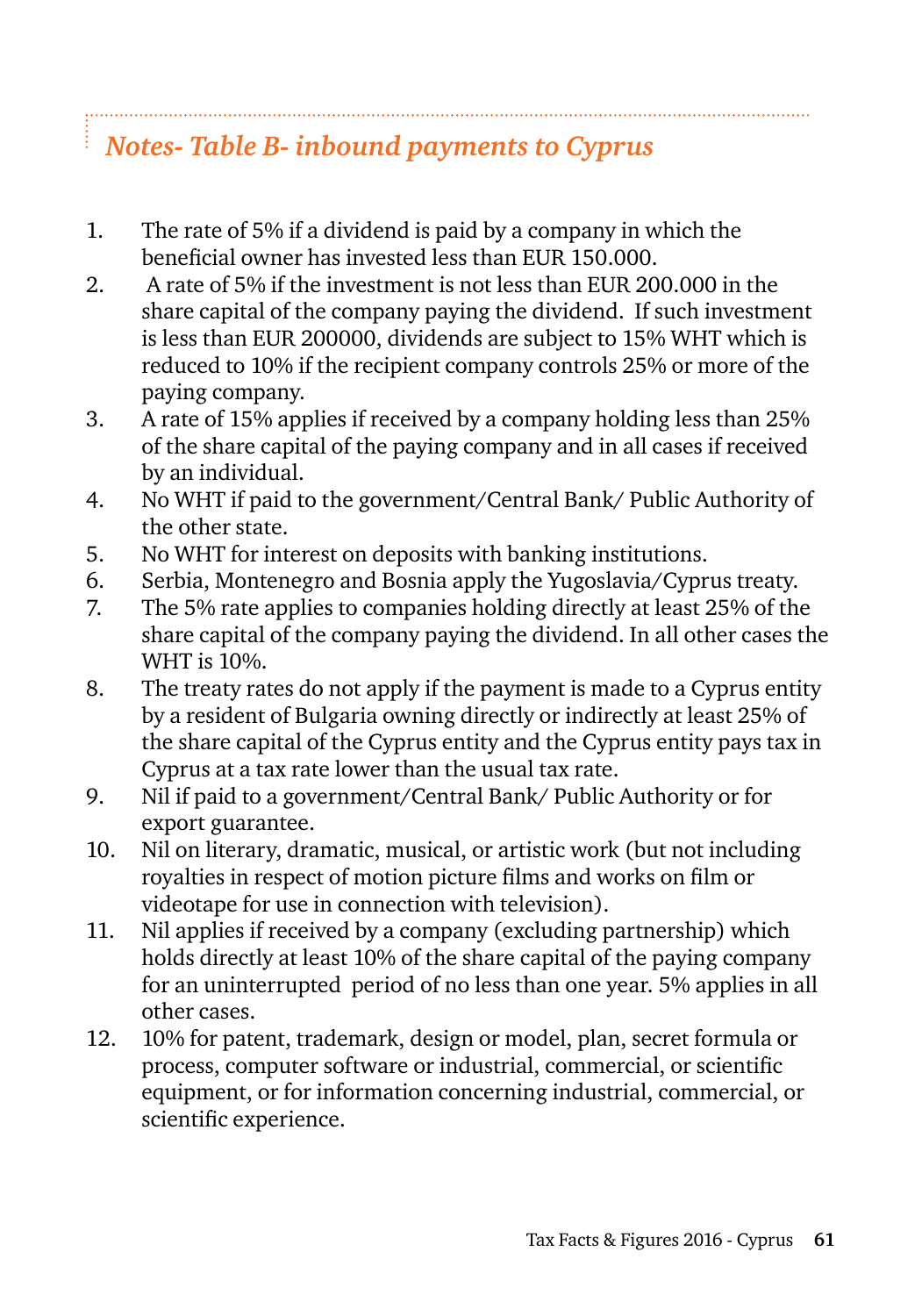## *Notes- Table B- inbound payments to Cyprus*

1. The rate of 5% if a dividend is paid by a company in which the beneficial owner has invested less than EUR 150.000.
2. A rate of 5% if the investment is not less than EUR 200.000 in the share capital of the company paying the dividend. If such investment is less than EUR 200000, dividends are subject to 15% WHT which is reduced to 10% if the recipient company controls 25% or more of the paying company.
3. A rate of 15% applies if received by a company holding less than 25% of the share capital of the paying company and in all cases if received by an individual.
4. No WHT if paid to the government/Central Bank/ Public Authority of the other state.
5. No WHT for interest on deposits with banking institutions.
6. Serbia, Montenegro and Bosnia apply the Yugoslavia/Cyprus treaty.
7. The 5% rate applies to companies holding directly at least 25% of the share capital of the company paying the dividend. In all other cases the WHT is 10%.
8. The treaty rates do not apply if the payment is made to a Cyprus entity by a resident of Bulgaria owning directly or indirectly at least 25% of the share capital of the Cyprus entity and the Cyprus entity pays tax in Cyprus at a tax rate lower than the usual tax rate.
9. Nil if paid to a government/Central Bank/ Public Authority or for export guarantee.
10. Nil on literary, dramatic, musical, or artistic work (but not including royalties in respect of motion picture films and works on film or videotape for use in connection with television).
11. Nil applies if received by a company (excluding partnership) which holds directly at least 10% of the share capital of the paying company for an uninterrupted period of no less than one year. 5% applies in all other cases.
12. 10% for patent, trademark, design or model, plan, secret formula or process, computer software or industrial, commercial, or scientific equipment, or for information concerning industrial, commercial, or scientific experience.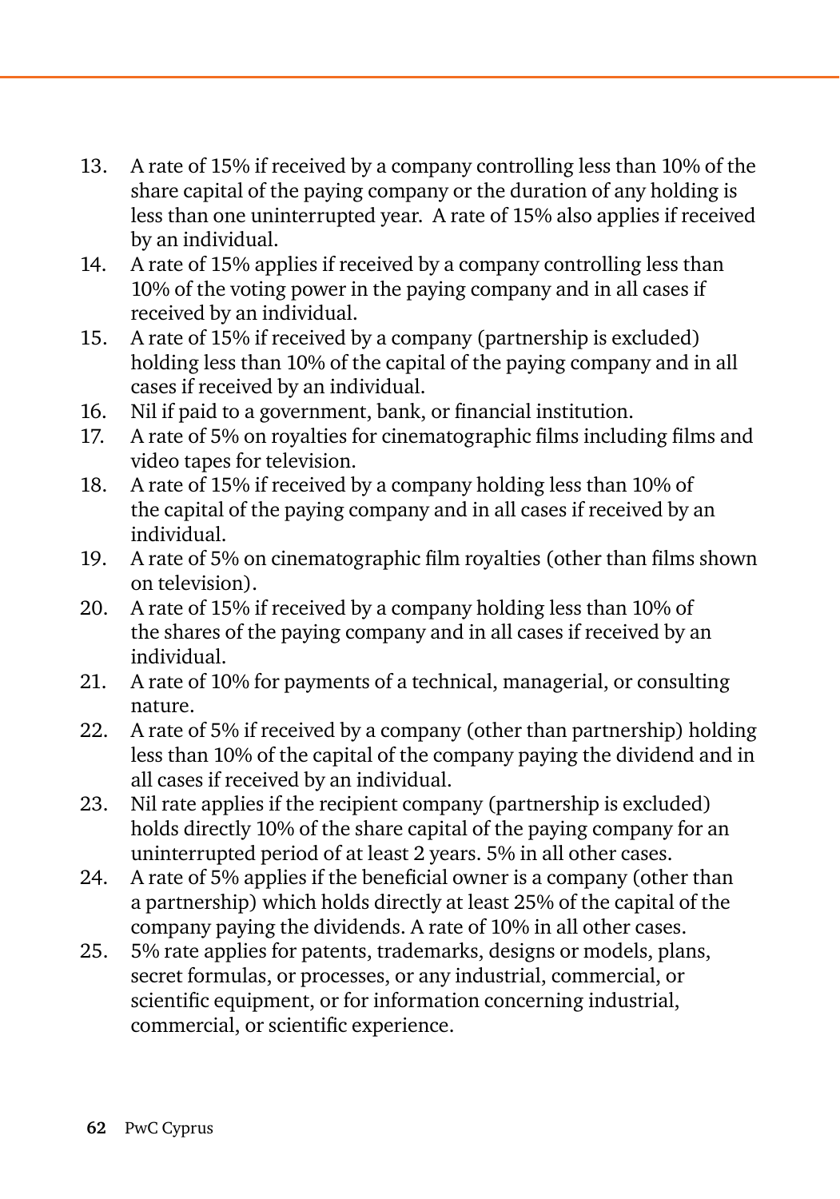13. A rate of 15% if received by a company controlling less than 10% of the share capital of the paying company or the duration of any holding is less than one uninterrupted year. A rate of 15% also applies if received by an individual.
14. A rate of 15% applies if received by a company controlling less than 10% of the voting power in the paying company and in all cases if received by an individual.
15. A rate of 15% if received by a company (partnership is excluded) holding less than 10% of the capital of the paying company and in all cases if received by an individual.
16. Nil if paid to a government, bank, or financial institution.
17. A rate of 5% on royalties for cinematographic films including films and video tapes for television.
18. A rate of 15% if received by a company holding less than 10% of the capital of the paying company and in all cases if received by an individual.
19. A rate of 5% on cinematographic film royalties (other than films shown on television).
20. A rate of 15% if received by a company holding less than 10% of the shares of the paying company and in all cases if received by an individual.
21. A rate of 10% for payments of a technical, managerial, or consulting nature.
22. A rate of 5% if received by a company (other than partnership) holding less than 10% of the capital of the company paying the dividend and in all cases if received by an individual.
23. Nil rate applies if the recipient company (partnership is excluded) holds directly 10% of the share capital of the paying company for an uninterrupted period of at least 2 years. 5% in all other cases.
24. A rate of 5% applies if the beneficial owner is a company (other than a partnership) which holds directly at least 25% of the capital of the company paying the dividends. A rate of 10% in all other cases.
25. 5% rate applies for patents, trademarks, designs or models, plans, secret formulas, or processes, or any industrial, commercial, or scientific equipment, or for information concerning industrial, commercial, or scientific experience.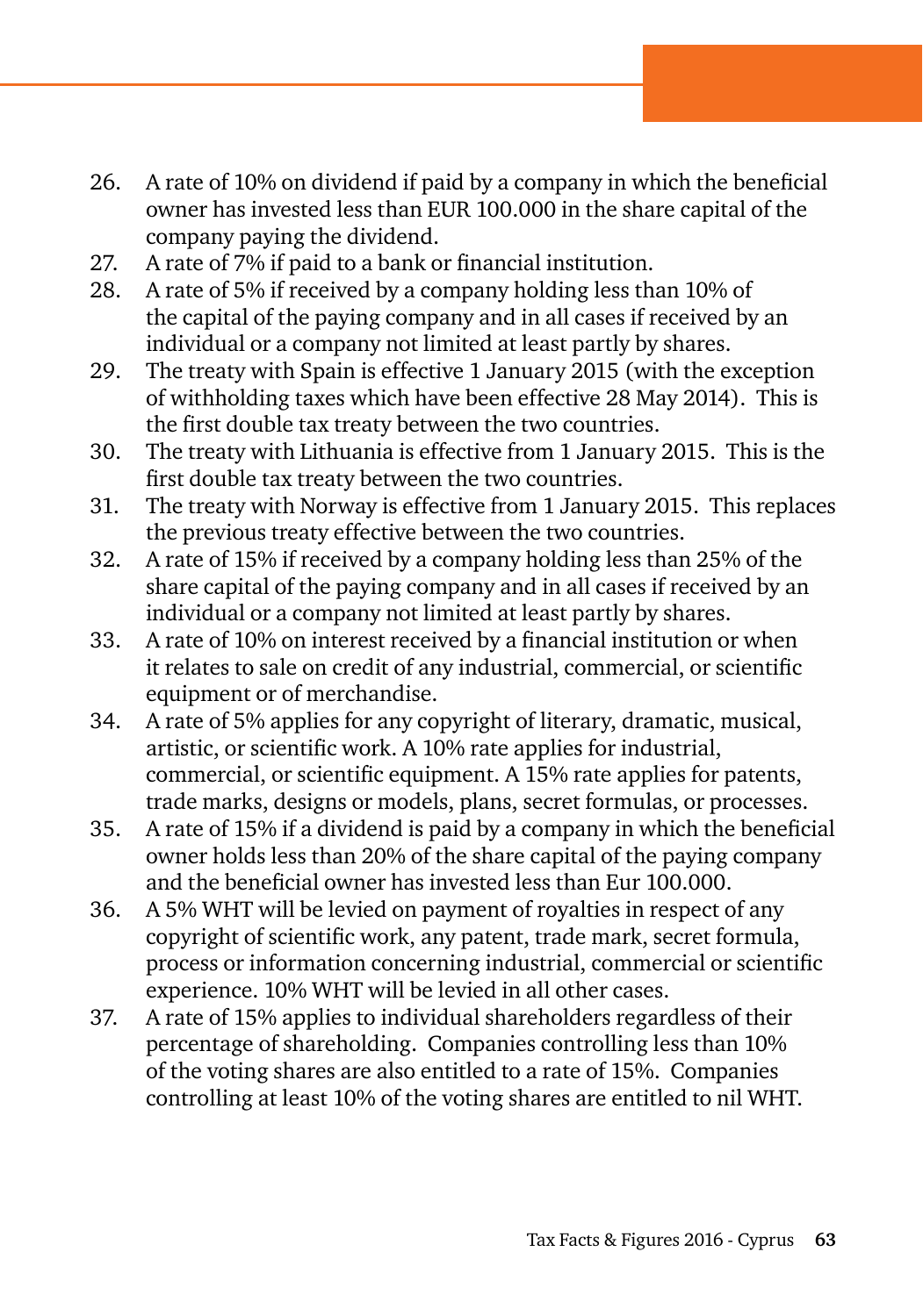26. A rate of 10% on dividend if paid by a company in which the beneficial owner has invested less than EUR 100.000 in the share capital of the company paying the dividend.
27. A rate of 7% if paid to a bank or financial institution.
28. A rate of 5% if received by a company holding less than 10% of the capital of the paying company and in all cases if received by an individual or a company not limited at least partly by shares.
29. The treaty with Spain is effective 1 January 2015 (with the exception of withholding taxes which have been effective 28 May 2014). This is the first double tax treaty between the two countries.
30. The treaty with Lithuania is effective from 1 January 2015. This is the first double tax treaty between the two countries.
31. The treaty with Norway is effective from 1 January 2015. This replaces the previous treaty effective between the two countries.
32. A rate of 15% if received by a company holding less than 25% of the share capital of the paying company and in all cases if received by an individual or a company not limited at least partly by shares.
33. A rate of 10% on interest received by a financial institution or when it relates to sale on credit of any industrial, commercial, or scientific equipment or of merchandise.
34. A rate of 5% applies for any copyright of literary, dramatic, musical, artistic, or scientific work. A 10% rate applies for industrial, commercial, or scientific equipment. A 15% rate applies for patents, trade marks, designs or models, plans, secret formulas, or processes.
35. A rate of 15% if a dividend is paid by a company in which the beneficial owner holds less than 20% of the share capital of the paying company and the beneficial owner has invested less than Eur 100.000.
36. A 5% WHT will be levied on payment of royalties in respect of any copyright of scientific work, any patent, trade mark, secret formula, process or information concerning industrial, commercial or scientific experience. 10% WHT will be levied in all other cases.
37. A rate of 15% applies to individual shareholders regardless of their percentage of shareholding. Companies controlling less than 10% of the voting shares are also entitled to a rate of 15%. Companies controlling at least 10% of the voting shares are entitled to nil WHT.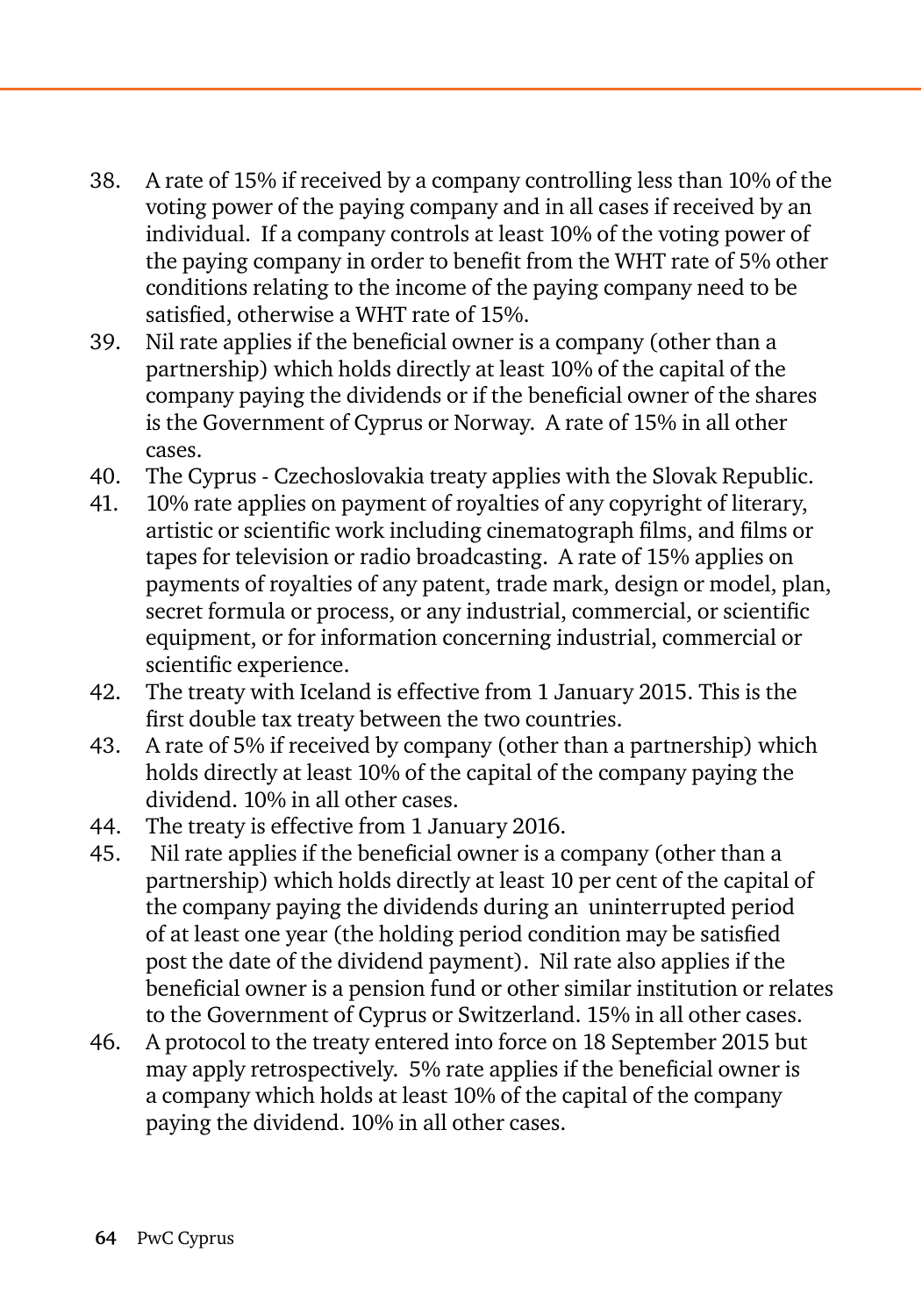38. A rate of 15% if received by a company controlling less than 10% of the voting power of the paying company and in all cases if received by an individual. If a company controls at least 10% of the voting power of the paying company in order to benefit from the WHT rate of 5% other conditions relating to the income of the paying company need to be satisfied, otherwise a WHT rate of 15%.
39. Nil rate applies if the beneficial owner is a company (other than a partnership) which holds directly at least 10% of the capital of the company paying the dividends or if the beneficial owner of the shares is the Government of Cyprus or Norway. A rate of 15% in all other cases.
40. The Cyprus - Czechoslovakia treaty applies with the Slovak Republic.
41. 10% rate applies on payment of royalties of any copyright of literary, artistic or scientific work including cinematograph films, and films or tapes for television or radio broadcasting. A rate of 15% applies on payments of royalties of any patent, trade mark, design or model, plan, secret formula or process, or any industrial, commercial, or scientific equipment, or for information concerning industrial, commercial or scientific experience.
42. The treaty with Iceland is effective from 1 January 2015. This is the first double tax treaty between the two countries.
43. A rate of 5% if received by company (other than a partnership) which holds directly at least 10% of the capital of the company paying the dividend. 10% in all other cases.
44. The treaty is effective from 1 January 2016.
45. Nil rate applies if the beneficial owner is a company (other than a partnership) which holds directly at least 10 per cent of the capital of the company paying the dividends during an uninterrupted period of at least one year (the holding period condition may be satisfied post the date of the dividend payment). Nil rate also applies if the beneficial owner is a pension fund or other similar institution or relates to the Government of Cyprus or Switzerland. 15% in all other cases.
46. A protocol to the treaty entered into force on 18 September 2015 but may apply retrospectively. 5% rate applies if the beneficial owner is a company which holds at least 10% of the capital of the company paying the dividend. 10% in all other cases.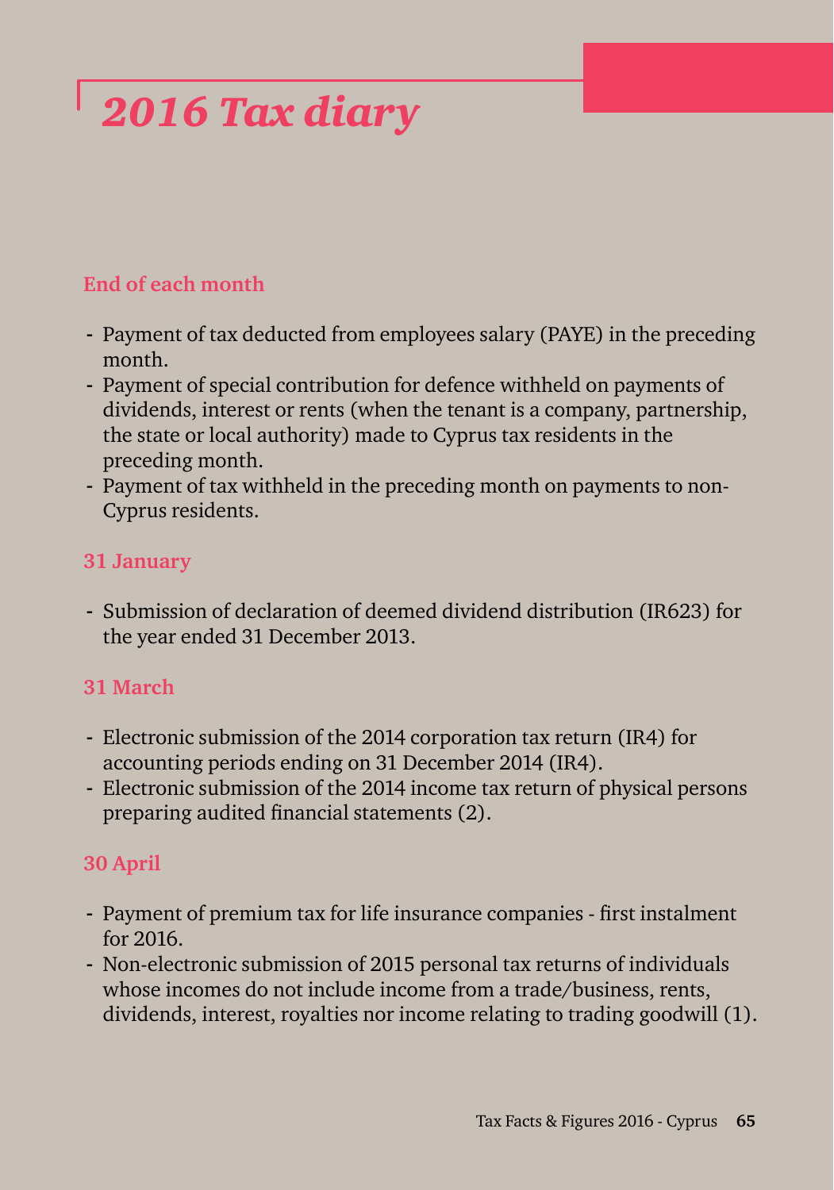# *2016 Tax diary*

### End of each month

- Payment of tax deducted from employees salary (PAYE) in the preceding month.
- Payment of special contribution for defence withheld on payments of dividends, interest or rents (when the tenant is a company, partnership, the state or local authority) made to Cyprus tax residents in the preceding month.
- Payment of tax withheld in the preceding month on payments to non-Cyprus residents.

### 31 January

- Submission of declaration of deemed dividend distribution (IR623) for the year ended 31 December 2013.

### 31 March

- Electronic submission of the 2014 corporation tax return (IR4) for accounting periods ending on 31 December 2014 (IR4).
- Electronic submission of the 2014 income tax return of physical persons preparing audited financial statements (2).

### 30 April

- Payment of premium tax for life insurance companies - first instalment for 2016.
- Non-electronic submission of 2015 personal tax returns of individuals whose incomes do not include income from a trade/business, rents, dividends, interest, royalties nor income relating to trading goodwill (1).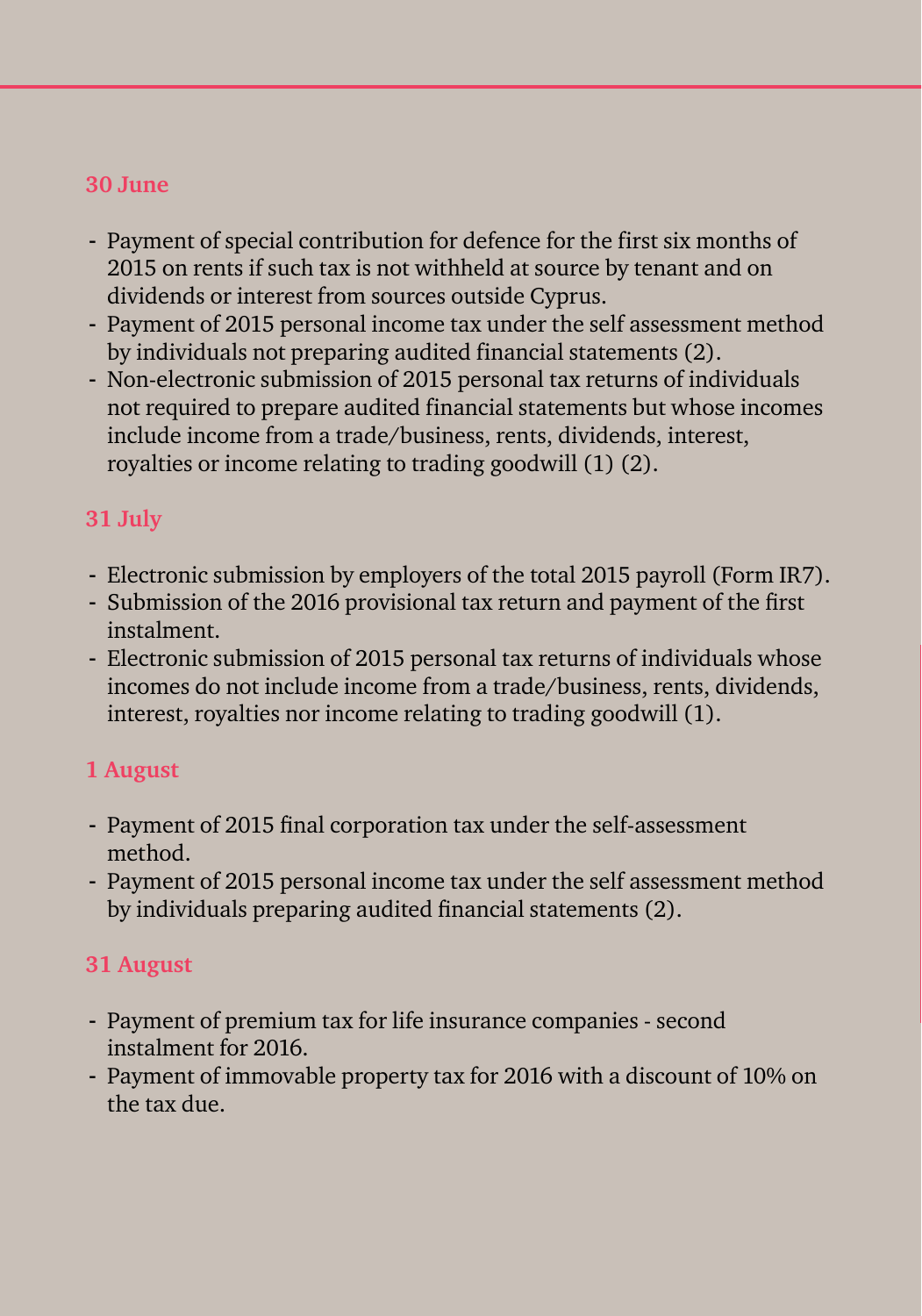### 30 June

- Payment of special contribution for defence for the first six months of 2015 on rents if such tax is not withheld at source by tenant and on dividends or interest from sources outside Cyprus.
- Payment of 2015 personal income tax under the self assessment method by individuals not preparing audited financial statements (2).
- Non-electronic submission of 2015 personal tax returns of individuals not required to prepare audited financial statements but whose incomes include income from a trade/business, rents, dividends, interest, royalties or income relating to trading goodwill (1) (2).

### 31 July

- Electronic submission by employers of the total 2015 payroll (Form IR7).
- Submission of the 2016 provisional tax return and payment of the first instalment.
- Electronic submission of 2015 personal tax returns of individuals whose incomes do not include income from a trade/business, rents, dividends, interest, royalties nor income relating to trading goodwill (1).

### 1 August

- Payment of 2015 final corporation tax under the self-assessment method.
- Payment of 2015 personal income tax under the self assessment method by individuals preparing audited financial statements (2).

### 31 August

- Payment of premium tax for life insurance companies - second instalment for 2016.
- Payment of immovable property tax for 2016 with a discount of 10% on the tax due.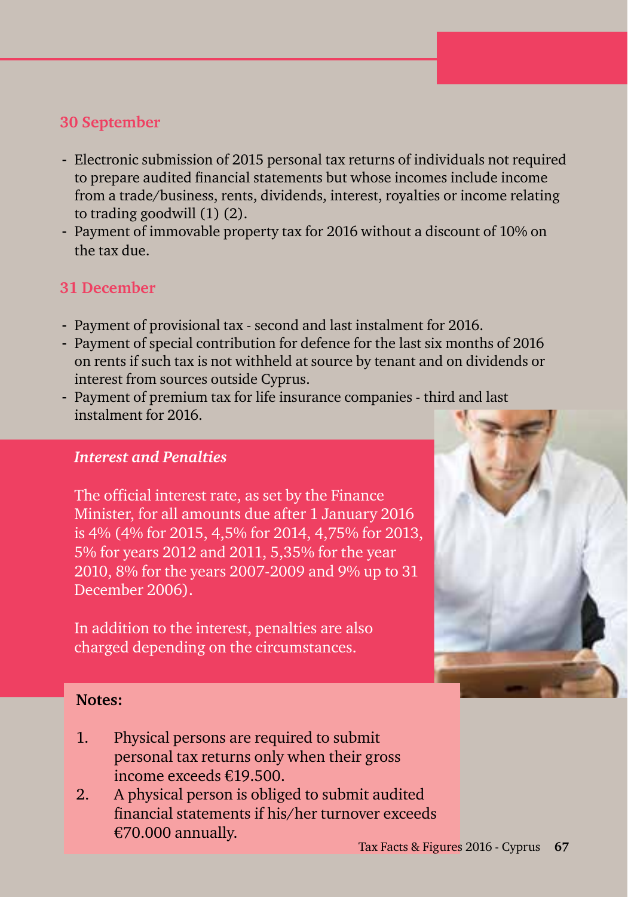### 30 September

- Electronic submission of 2015 personal tax returns of individuals not required to prepare audited financial statements but whose incomes include income from a trade/business, rents, dividends, interest, royalties or income relating to trading goodwill (1) (2).
- Payment of immovable property tax for 2016 without a discount of 10% on the tax due.

### 31 December

- Payment of provisional tax - second and last instalment for 2016.
- Payment of special contribution for defence for the last six months of 2016 on rents if such tax is not withheld at source by tenant and on dividends or interest from sources outside Cyprus.
- Payment of premium tax for life insurance companies - third and last instalment for 2016.

### *Interest and Penalties*

The official interest rate, as set by the Finance Minister, for all amounts due after 1 January 2016 is 4% (4% for 2015, 4,5% for 2014, 4,75% for 2013, 5% for years 2012 and 2011, 5,35% for the year 2010, 8% for the years 2007-2009 and 9% up to 31 December 2006).

In addition to the interest, penalties are also charged depending on the circumstances.

**Notes:**

1. Physical persons are required to submit personal tax returns only when their gross income exceeds €19.500.
2. A physical person is obliged to submit audited financial statements if his/her turnover exceeds €70.000 annually.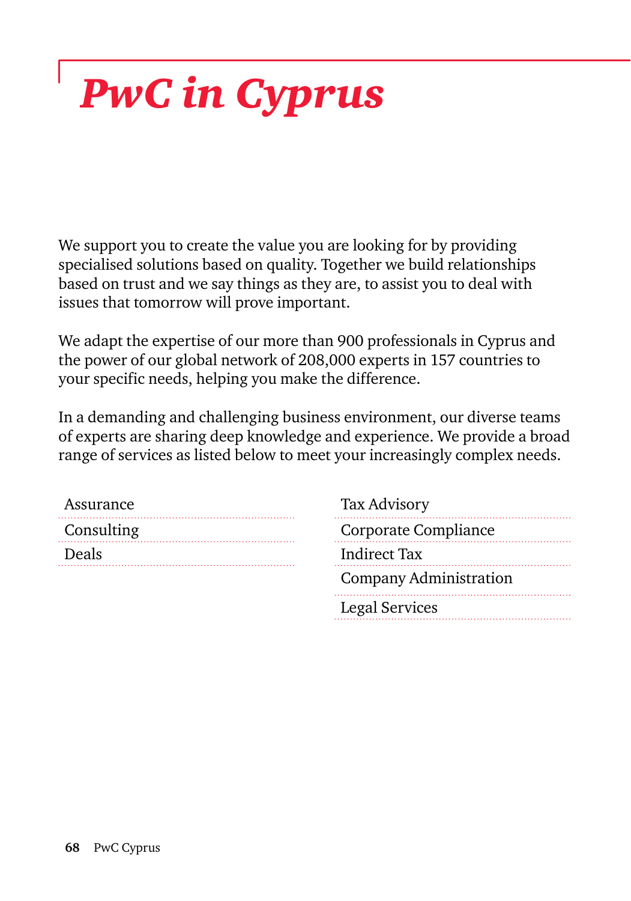# *PwC in Cyprus*

We support you to create the value you are looking for by providing specialised solutions based on quality. Together we build relationships based on trust and we say things as they are, to assist you to deal with issues that tomorrow will prove important.

We adapt the expertise of our more than 900 professionals in Cyprus and the power of our global network of 208,000 experts in 157 countries to your specific needs, helping you make the difference.

In a demanding and challenging business environment, our diverse teams of experts are sharing deep knowledge and experience. We provide a broad range of services as listed below to meet your increasingly complex needs.

- Assurance
- Consulting
- Deals
- Tax Advisory
- Corporate Compliance
- Indirect Tax
- Company Administration
- Legal Services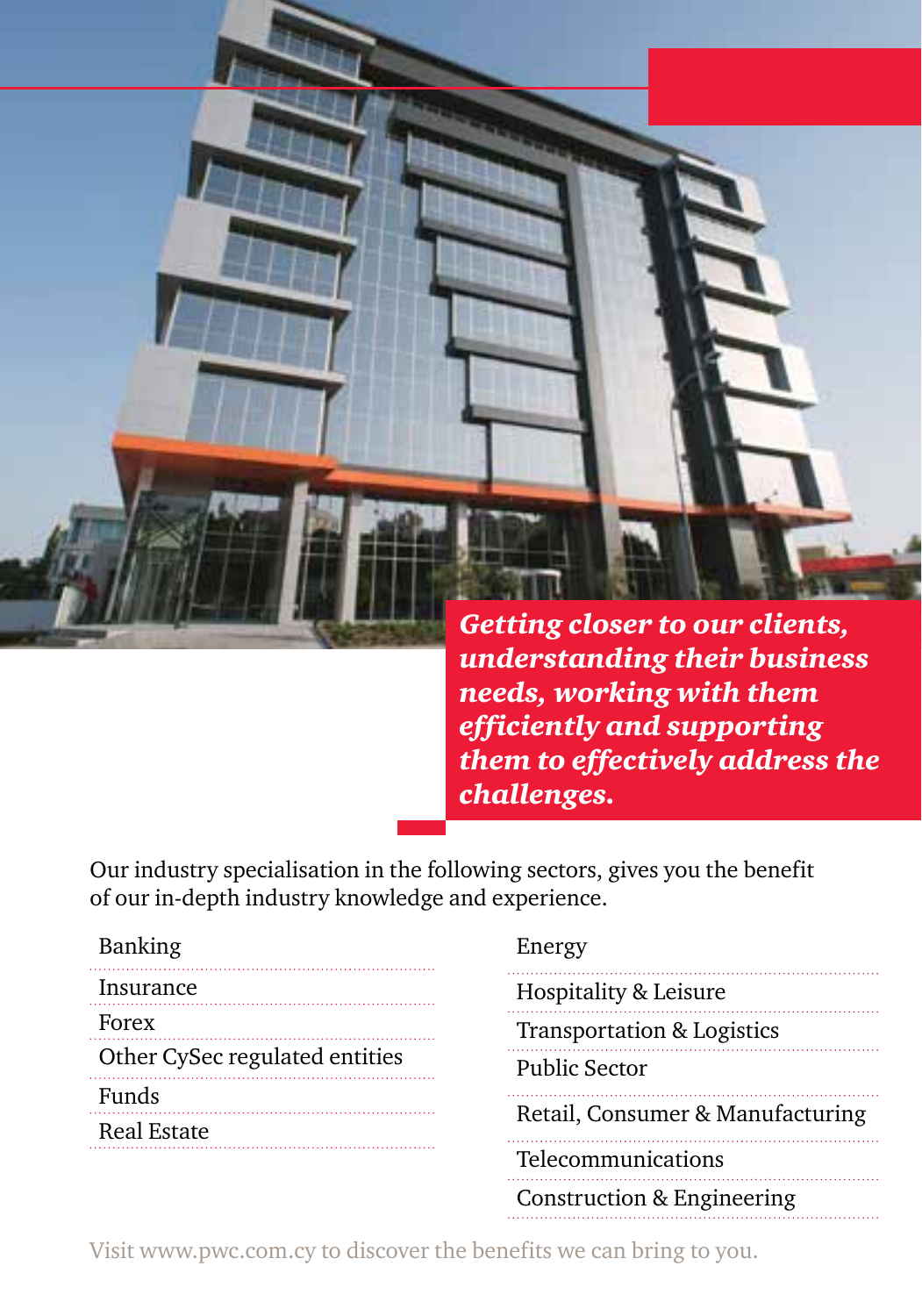***Getting closer to our clients, understanding their business needs, working with them efficiently and supporting them to effectively address the challenges.***

Our industry specialisation in the following sectors, gives you the benefit of our in-depth industry knowledge and experience.

- Banking
- Insurance
- Forex
- Other CySec regulated entities
- Funds
- Real Estate
- Energy
- Hospitality & Leisure
- Transportation & Logistics
- Public Sector
- Retail, Consumer & Manufacturing
- Telecommunications
- Construction & Engineering

Visit www.pwc.com.cy to discover the benefits we can bring to you.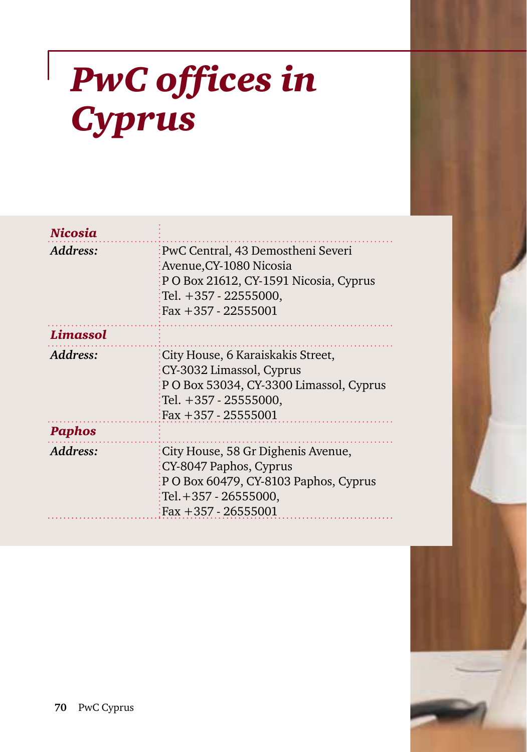# *PwC offices in Cyprus*

| ***Nicosia*** | |
|---|---|
| ***Address:*** | PwC Central, 43 Demostheni Severi Avenue,CY-1080 Nicosia<br>P O Box 21612, CY-1591 Nicosia, Cyprus<br>Tel. +357 - 22555000,<br>Fax +357 - 22555001 |
| ***Limassol*** | |
| ***Address:*** | City House, 6 Karaiskakis Street, CY-3032 Limassol, Cyprus<br>P O Box 53034, CY-3300 Limassol, Cyprus<br>Tel. +357 - 25555000,<br>Fax +357 - 25555001 |
| ***Paphos*** | |
| ***Address:*** | City House, 58 Gr Dighenis Avenue, CY-8047 Paphos, Cyprus<br>P O Box 60479, CY-8103 Paphos, Cyprus<br>Tel.+357 - 26555000,<br>Fax +357 - 26555001 |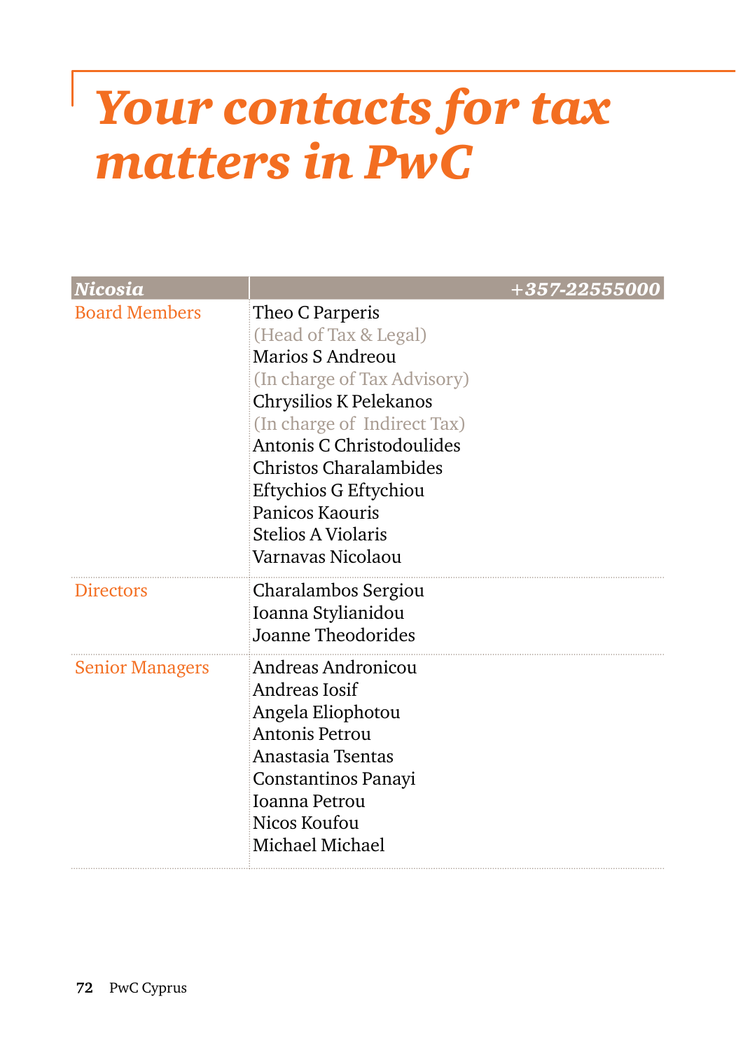# *Your contacts for tax matters in PwC*

| *Nicosia* | *+357-22555000* |
|---|---|
| Board Members | Theo C Parperis<br>(Head of Tax & Legal)<br>Marios S Andreou<br>(In charge of Tax Advisory)<br>Chrysilios K Pelekanos<br>(In charge of Indirect Tax)<br>Antonis C Christodoulides<br>Christos Charalambides<br>Eftychios G Eftychiou<br>Panicos Kaouris<br>Stelios A Violaris<br>Varnavas Nicolaou |
| Directors | Charalambos Sergiou<br>Ioanna Stylianidou<br>Joanne Theodorides |
| Senior Managers | Andreas Andronicou<br>Andreas Iosif<br>Angela Eliophotou<br>Antonis Petrou<br>Anastasia Tsentas<br>Constantinos Panayi<br>Ioanna Petrou<br>Nicos Koufou<br>Michael Michael |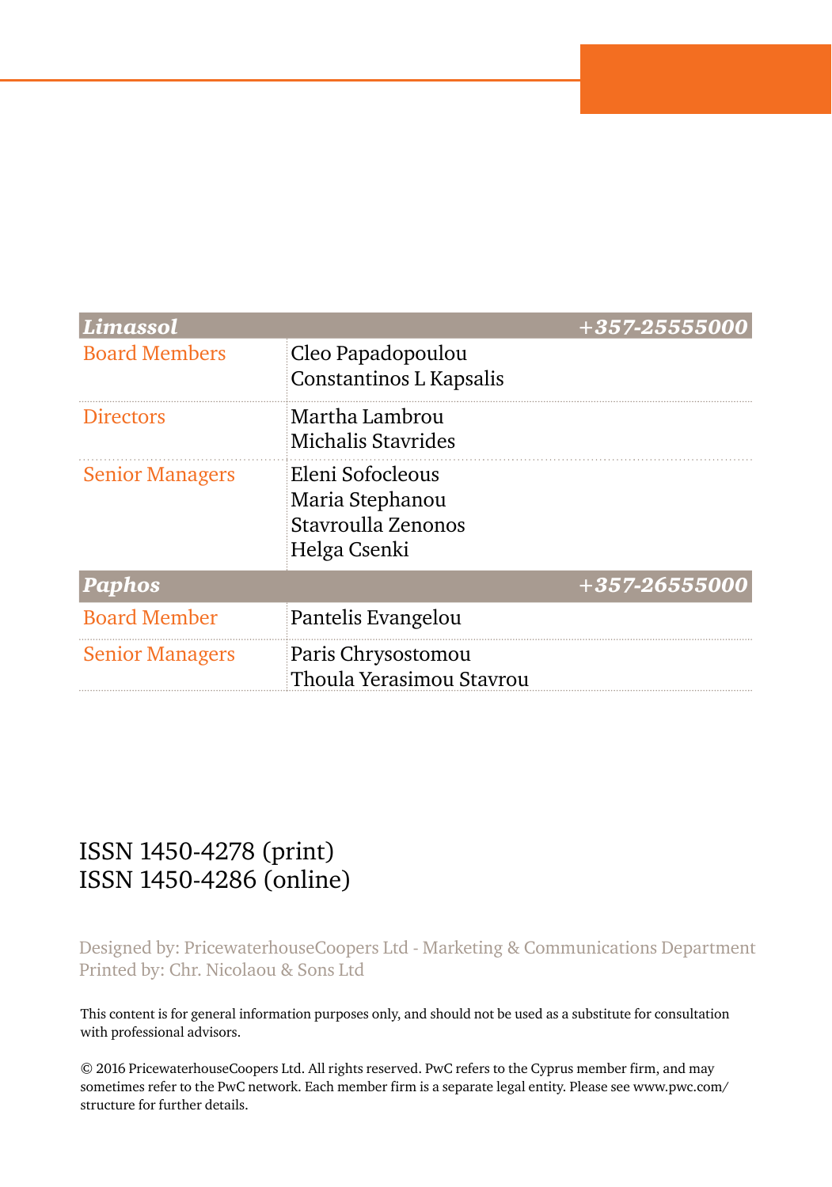| *Limassol* | *+357-25555000* |
|---|---|
| Board Members | Cleo Papadopoulou<br>Constantinos L Kapsalis |
| Directors | Martha Lambrou<br>Michalis Stavrides |
| Senior Managers | Eleni Sofocleous<br>Maria Stephanou<br>Stavroulla Zenonos<br>Helga Csenki |
| ***Paphos*** | ***+357-26555000*** |
| Board Member | Pantelis Evangelou |
| Senior Managers | Paris Chrysostomou<br>Thoula Yerasimou Stavrou |

ISSN 1450-4278 (print)
ISSN 1450-4286 (online)

Designed by: PricewaterhouseCoopers Ltd - Marketing & Communications Department
Printed by: Chr. Nicolaou & Sons Ltd

This content is for general information purposes only, and should not be used as a substitute for consultation with professional advisors.

© 2016 PricewaterhouseCoopers Ltd. All rights reserved. PwC refers to the Cyprus member firm, and may sometimes refer to the PwC network. Each member firm is a separate legal entity. Please see www.pwc.com/structure for further details.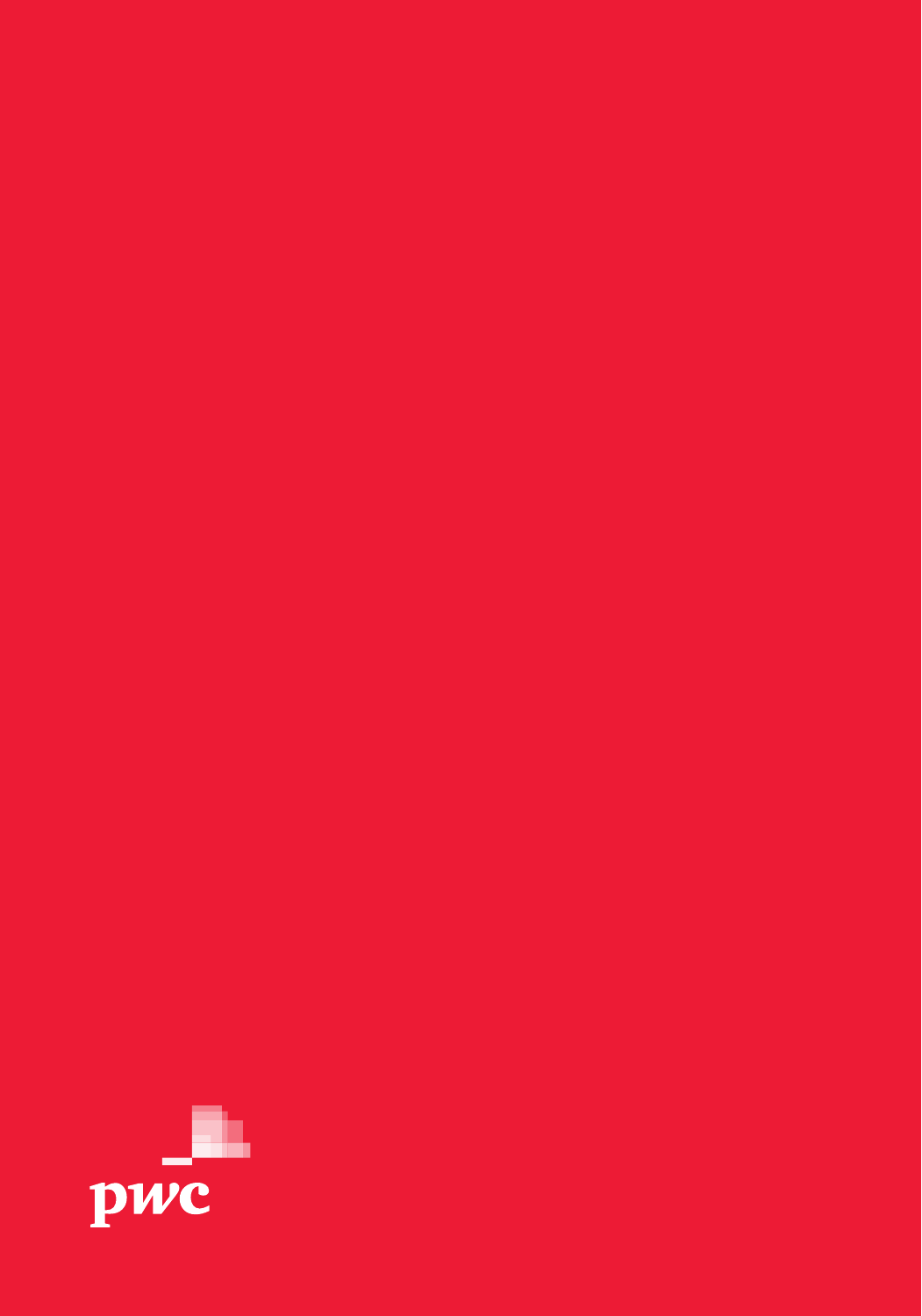pwc